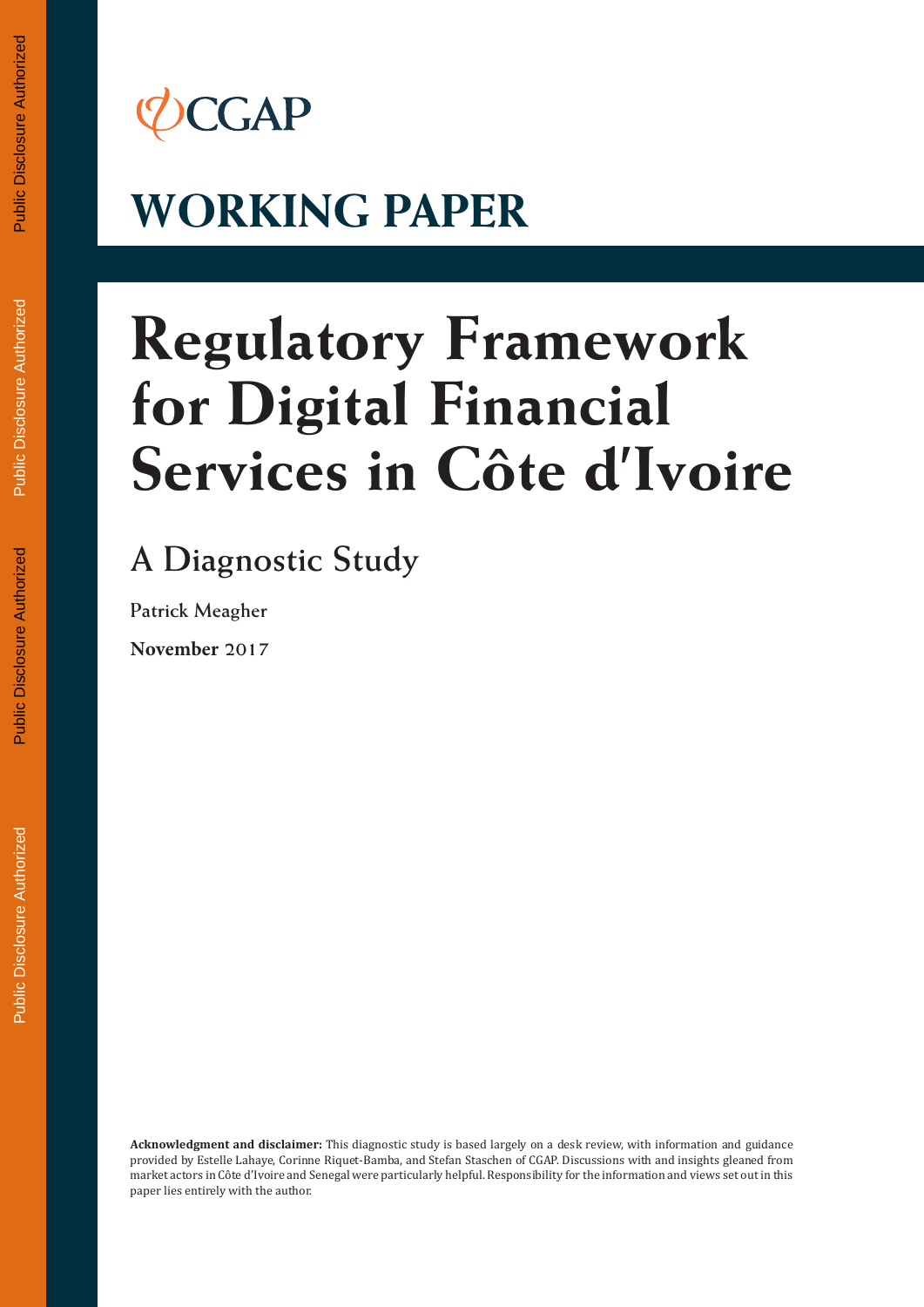CGAP

# WORKING PAPER

# Regulatory Framework for Digital Financial Services in Côte d'Ivoire

## A Diagnostic Study

**Patrick Meagher**

**November 2017**

**Acknowledgment and disclaimer:** This diagnostic study is based largely on a desk review, with information and guidance provided by Estelle Lahaye, Corinne Riquet-Bamba, and Stefan Staschen of CGAP. Discussions with and insights gleaned from market actors in Côte d'Ivoire and Senegal were particularly helpful. Responsibility for the information and views set out in this paper lies entirely with the author.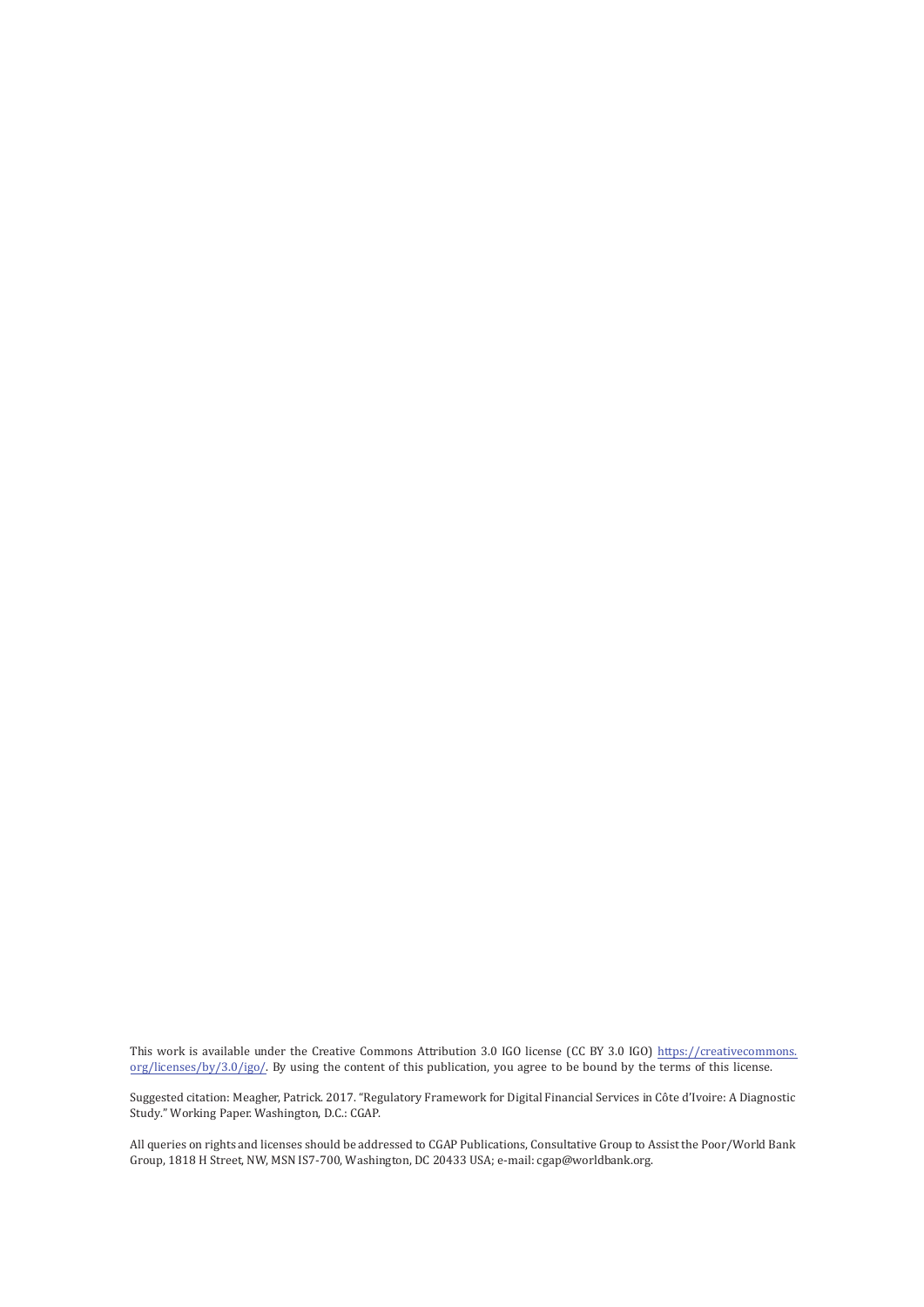This work is available under the Creative Commons Attribution 3.0 IGO license (CC BY 3.0 IGO) [https://creativecommons.org/licenses/by/3.0/igo/](https://creativecommons.org/licenses/by/3.0/igo/). By using the content of this publication, you agree to be bound by the terms of this license.

Suggested citation: Meagher, Patrick. 2017. "Regulatory Framework for Digital Financial Services in Côte d'Ivoire: A Diagnostic Study." Working Paper. Washington, D.C.: CGAP.

All queries on rights and licenses should be addressed to CGAP Publications, Consultative Group to Assist the Poor/World Bank Group, 1818 H Street, NW, MSN IS7-700, Washington, DC 20433 USA; e-mail: cgap@worldbank.org.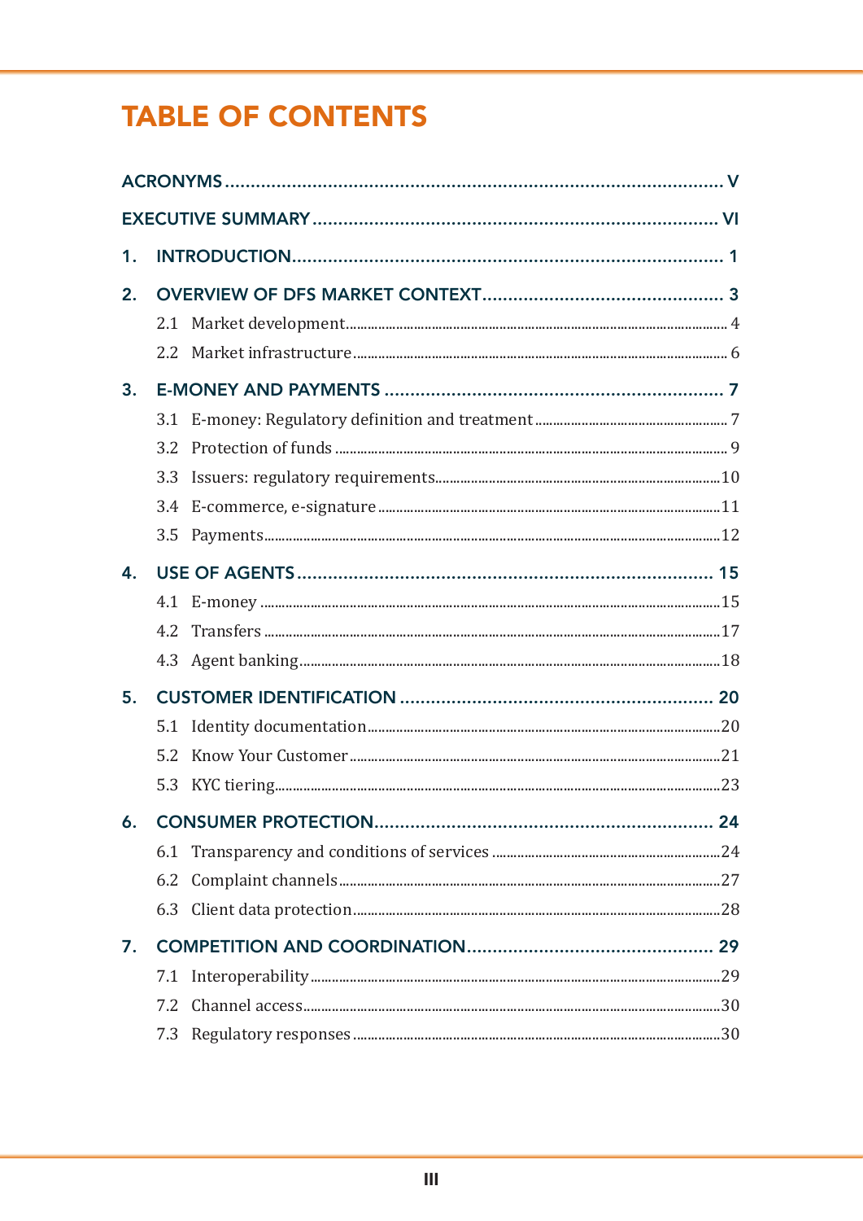# TABLE OF CONTENTS

- ACRONYMS ..... V
- EXECUTIVE SUMMARY ..... VI
- 1. INTRODUCTION ..... 1
- 2. OVERVIEW OF DFS MARKET CONTEXT ..... 3
  - 2.1 Market development ..... 4
  - 2.2 Market infrastructure ..... 6
- 3. E-MONEY AND PAYMENTS ..... 7
  - 3.1 E-money: Regulatory definition and treatment ..... 7
  - 3.2 Protection of funds ..... 9
  - 3.3 Issuers: regulatory requirements ..... 10
  - 3.4 E-commerce, e-signature ..... 11
  - 3.5 Payments ..... 12
- 4. USE OF AGENTS ..... 15
  - 4.1 E-money ..... 15
  - 4.2 Transfers ..... 17
  - 4.3 Agent banking ..... 18
- 5. CUSTOMER IDENTIFICATION ..... 20
  - 5.1 Identity documentation ..... 20
  - 5.2 Know Your Customer ..... 21
  - 5.3 KYC tiering ..... 23
- 6. CONSUMER PROTECTION ..... 24
  - 6.1 Transparency and conditions of services ..... 24
  - 6.2 Complaint channels ..... 27
  - 6.3 Client data protection ..... 28
- 7. COMPETITION AND COORDINATION ..... 29
  - 7.1 Interoperability ..... 29
  - 7.2 Channel access ..... 30
  - 7.3 Regulatory responses ..... 30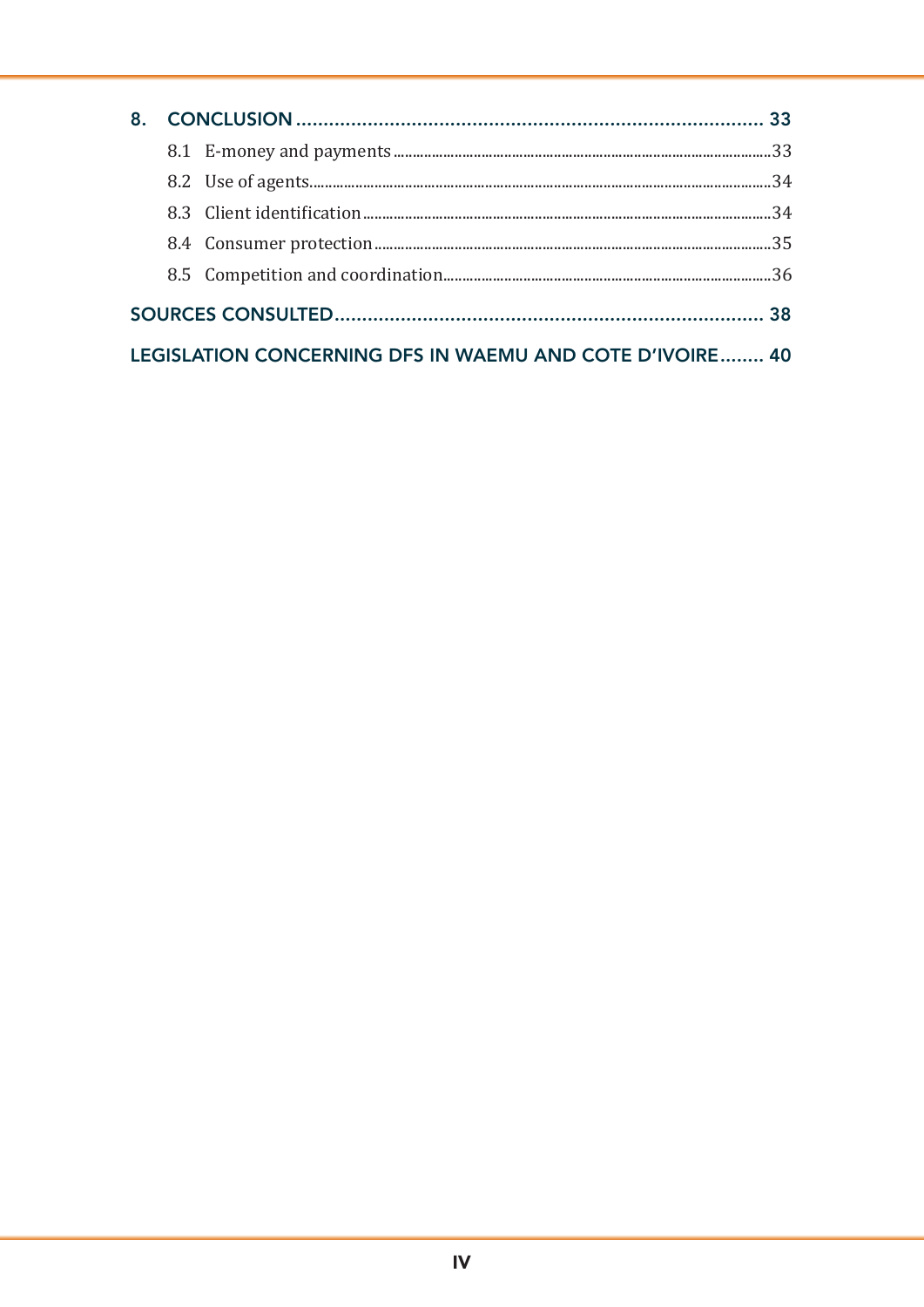8. CONCLUSION ..................................................................................... 33

8.1 E-money and payments .................................................................................................33

8.2 Use of agents....................................................................................................................34

8.3 Client identification ......................................................................................................34

8.4 Consumer protection ....................................................................................................35

8.5 Competition and coordination.....................................................................................36

SOURCES CONSULTED............................................................................... 38

LEGISLATION CONCERNING DFS IN WAEMU AND COTE D'IVOIRE........ 40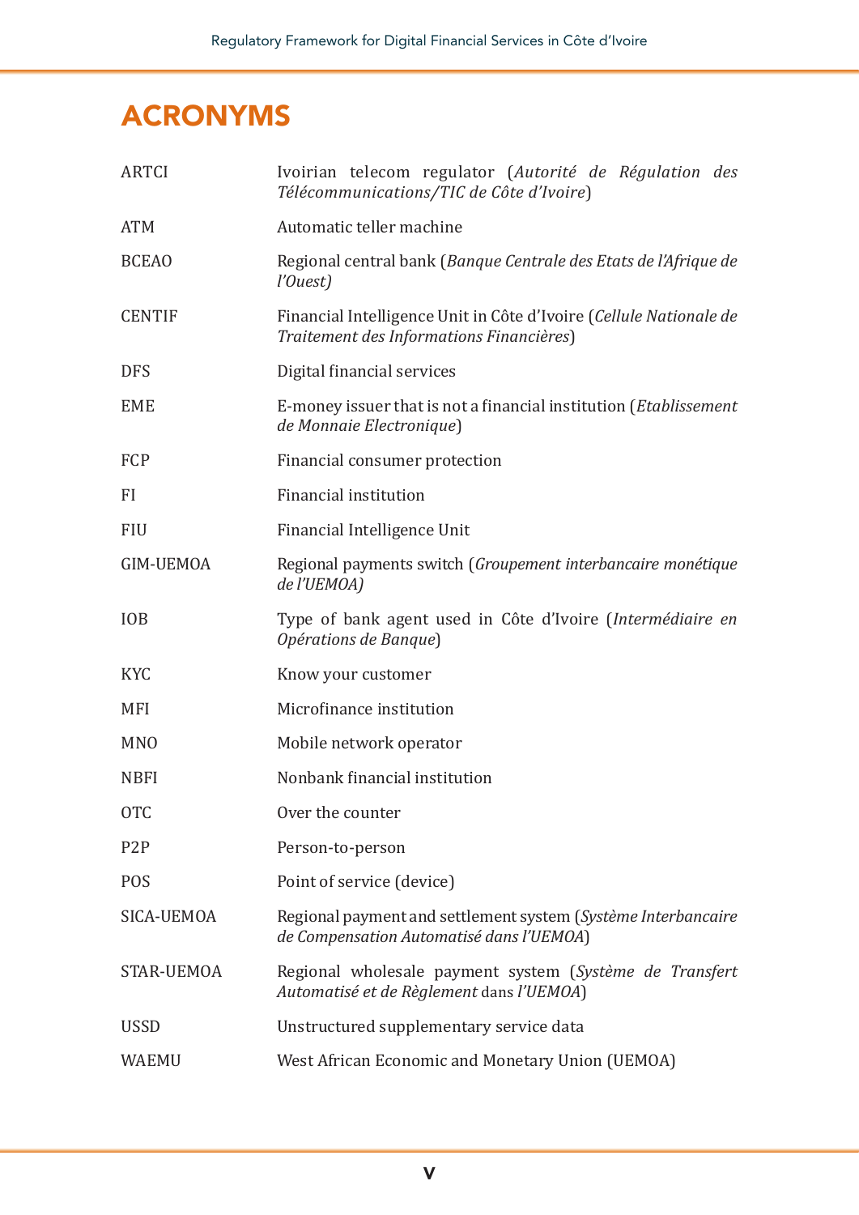# ACRONYMS

| | |
|---|---|
| ARTCI | Ivoirian telecom regulator (*Autorité de Régulation des Télécommunications/TIC de Côte d'Ivoire*) |
| ATM | Automatic teller machine |
| BCEAO | Regional central bank (*Banque Centrale des Etats de l'Afrique de l'Ouest)* |
| CENTIF | Financial Intelligence Unit in Côte d'Ivoire (*Cellule Nationale de Traitement des Informations Financières*) |
| DFS | Digital financial services |
| EME | E-money issuer that is not a financial institution (*Etablissement de Monnaie Electronique*) |
| FCP | Financial consumer protection |
| FI | Financial institution |
| FIU | Financial Intelligence Unit |
| GIM-UEMOA | Regional payments switch (*Groupement interbancaire monétique de l'UEMOA)* |
| IOB | Type of bank agent used in Côte d'Ivoire (*Intermédiaire en Opérations de Banque*) |
| KYC | Know your customer |
| MFI | Microfinance institution |
| MNO | Mobile network operator |
| NBFI | Nonbank financial institution |
| OTC | Over the counter |
| P2P | Person-to-person |
| POS | Point of service (device) |
| SICA-UEMOA | Regional payment and settlement system (*Système Interbancaire de Compensation Automatisé dans l'UEMOA*) |
| STAR-UEMOA | Regional wholesale payment system (*Système de Transfert Automatisé et de Règlement* dans *l'UEMOA*) |
| USSD | Unstructured supplementary service data |
| WAEMU | West African Economic and Monetary Union (UEMOA) |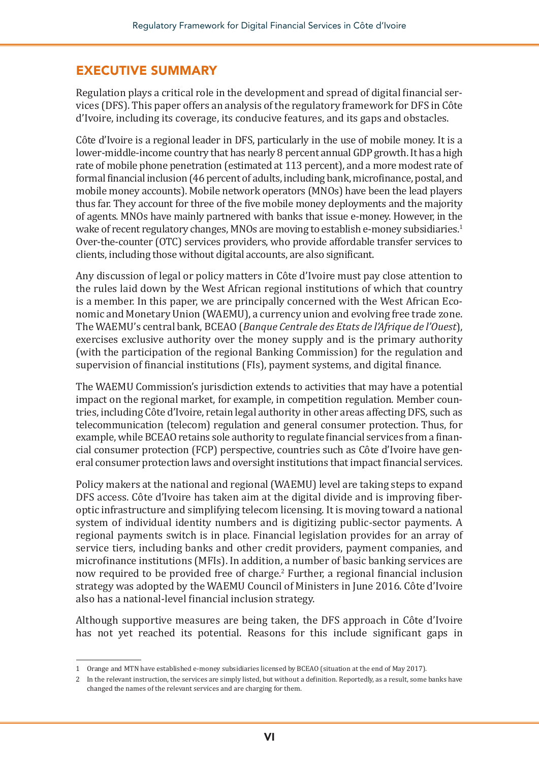## EXECUTIVE SUMMARY

Regulation plays a critical role in the development and spread of digital financial services (DFS). This paper offers an analysis of the regulatory framework for DFS in Côte d'Ivoire, including its coverage, its conducive features, and its gaps and obstacles.

Côte d'Ivoire is a regional leader in DFS, particularly in the use of mobile money. It is a lower-middle-income country that has nearly 8 percent annual GDP growth. It has a high rate of mobile phone penetration (estimated at 113 percent), and a more modest rate of formal financial inclusion (46 percent of adults, including bank, microfinance, postal, and mobile money accounts). Mobile network operators (MNOs) have been the lead players thus far. They account for three of the five mobile money deployments and the majority of agents. MNOs have mainly partnered with banks that issue e-money. However, in the wake of recent regulatory changes, MNOs are moving to establish e-money subsidiaries.[1] Over-the-counter (OTC) services providers, who provide affordable transfer services to clients, including those without digital accounts, are also significant.

Any discussion of legal or policy matters in Côte d'Ivoire must pay close attention to the rules laid down by the West African regional institutions of which that country is a member. In this paper, we are principally concerned with the West African Economic and Monetary Union (WAEMU), a currency union and evolving free trade zone. The WAEMU's central bank, BCEAO (*Banque Centrale des Etats de l'Afrique de l'Ouest*), exercises exclusive authority over the money supply and is the primary authority (with the participation of the regional Banking Commission) for the regulation and supervision of financial institutions (FIs), payment systems, and digital finance.

The WAEMU Commission's jurisdiction extends to activities that may have a potential impact on the regional market, for example, in competition regulation. Member countries, including Côte d'Ivoire, retain legal authority in other areas affecting DFS, such as telecommunication (telecom) regulation and general consumer protection. Thus, for example, while BCEAO retains sole authority to regulate financial services from a financial consumer protection (FCP) perspective, countries such as Côte d'Ivoire have general consumer protection laws and oversight institutions that impact financial services.

Policy makers at the national and regional (WAEMU) level are taking steps to expand DFS access. Côte d'Ivoire has taken aim at the digital divide and is improving fiber-optic infrastructure and simplifying telecom licensing. It is moving toward a national system of individual identity numbers and is digitizing public-sector payments. A regional payments switch is in place. Financial legislation provides for an array of service tiers, including banks and other credit providers, payment companies, and microfinance institutions (MFIs). In addition, a number of basic banking services are now required to be provided free of charge.[2] Further, a regional financial inclusion strategy was adopted by the WAEMU Council of Ministers in June 2016. Côte d'Ivoire also has a national-level financial inclusion strategy.

Although supportive measures are being taken, the DFS approach in Côte d'Ivoire has not yet reached its potential. Reasons for this include significant gaps in

---

1 Orange and MTN have established e-money subsidiaries licensed by BCEAO (situation at the end of May 2017).

2 In the relevant instruction, the services are simply listed, but without a definition. Reportedly, as a result, some banks have changed the names of the relevant services and are charging for them.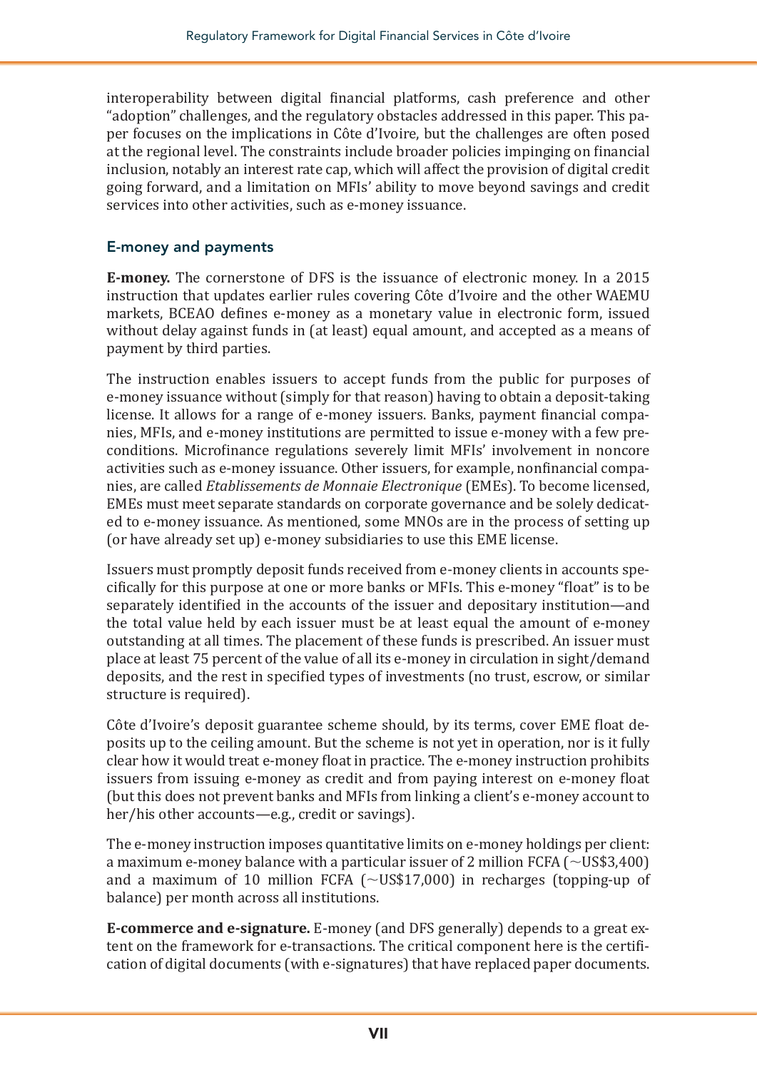interoperability between digital financial platforms, cash preference and other "adoption" challenges, and the regulatory obstacles addressed in this paper. This paper focuses on the implications in Côte d'Ivoire, but the challenges are often posed at the regional level. The constraints include broader policies impinging on financial inclusion, notably an interest rate cap, which will affect the provision of digital credit going forward, and a limitation on MFIs' ability to move beyond savings and credit services into other activities, such as e-money issuance.

## E-money and payments

**E-money.** The cornerstone of DFS is the issuance of electronic money. In a 2015 instruction that updates earlier rules covering Côte d'Ivoire and the other WAEMU markets, BCEAO defines e-money as a monetary value in electronic form, issued without delay against funds in (at least) equal amount, and accepted as a means of payment by third parties.

The instruction enables issuers to accept funds from the public for purposes of e-money issuance without (simply for that reason) having to obtain a deposit-taking license. It allows for a range of e-money issuers. Banks, payment financial companies, MFIs, and e-money institutions are permitted to issue e-money with a few preconditions. Microfinance regulations severely limit MFIs' involvement in noncore activities such as e-money issuance. Other issuers, for example, nonfinancial companies, are called *Etablissements de Monnaie Electronique* (EMEs). To become licensed, EMEs must meet separate standards on corporate governance and be solely dedicated to e-money issuance. As mentioned, some MNOs are in the process of setting up (or have already set up) e-money subsidiaries to use this EME license.

Issuers must promptly deposit funds received from e-money clients in accounts specifically for this purpose at one or more banks or MFIs. This e-money "float" is to be separately identified in the accounts of the issuer and depositary institution—and the total value held by each issuer must be at least equal the amount of e-money outstanding at all times. The placement of these funds is prescribed. An issuer must place at least 75 percent of the value of all its e-money in circulation in sight/demand deposits, and the rest in specified types of investments (no trust, escrow, or similar structure is required).

Côte d'Ivoire's deposit guarantee scheme should, by its terms, cover EME float deposits up to the ceiling amount. But the scheme is not yet in operation, nor is it fully clear how it would treat e-money float in practice. The e-money instruction prohibits issuers from issuing e-money as credit and from paying interest on e-money float (but this does not prevent banks and MFIs from linking a client's e-money account to her/his other accounts—e.g., credit or savings).

The e-money instruction imposes quantitative limits on e-money holdings per client: a maximum e-money balance with a particular issuer of 2 million FCFA (~US$3,400) and a maximum of 10 million FCFA (~US$17,000) in recharges (topping-up of balance) per month across all institutions.

**E-commerce and e-signature.** E-money (and DFS generally) depends to a great extent on the framework for e-transactions. The critical component here is the certification of digital documents (with e-signatures) that have replaced paper documents.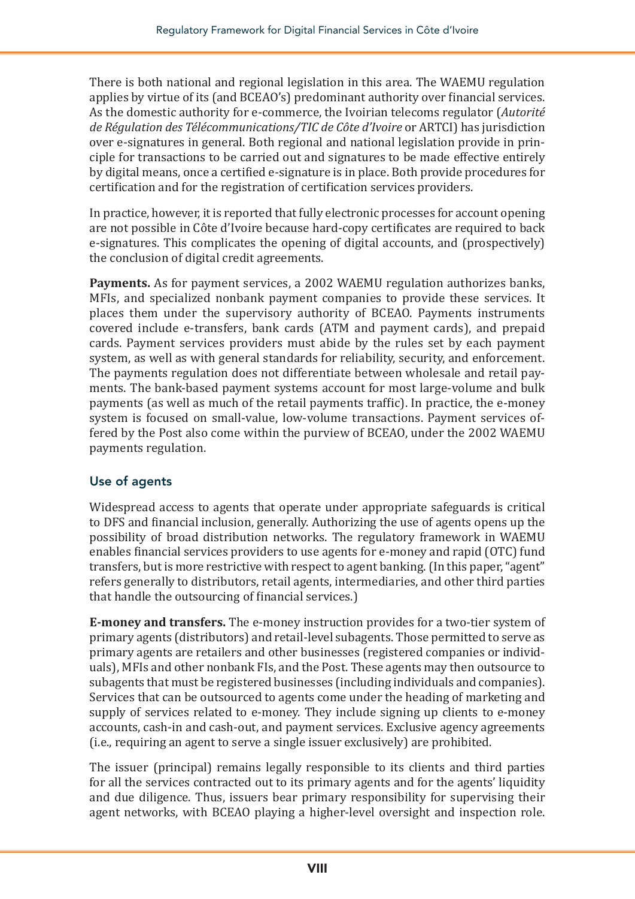There is both national and regional legislation in this area. The WAEMU regulation applies by virtue of its (and BCEAO's) predominant authority over financial services. As the domestic authority for e-commerce, the Ivoirian telecoms regulator (*Autorité de Régulation des Télécommunications/TIC de Côte d'Ivoire* or ARTCI) has jurisdiction over e-signatures in general. Both regional and national legislation provide in principle for transactions to be carried out and signatures to be made effective entirely by digital means, once a certified e-signature is in place. Both provide procedures for certification and for the registration of certification services providers.

In practice, however, it is reported that fully electronic processes for account opening are not possible in Côte d'Ivoire because hard-copy certificates are required to back e-signatures. This complicates the opening of digital accounts, and (prospectively) the conclusion of digital credit agreements.

**Payments.** As for payment services, a 2002 WAEMU regulation authorizes banks, MFIs, and specialized nonbank payment companies to provide these services. It places them under the supervisory authority of BCEAO. Payments instruments covered include e-transfers, bank cards (ATM and payment cards), and prepaid cards. Payment services providers must abide by the rules set by each payment system, as well as with general standards for reliability, security, and enforcement. The payments regulation does not differentiate between wholesale and retail payments. The bank-based payment systems account for most large-volume and bulk payments (as well as much of the retail payments traffic). In practice, the e-money system is focused on small-value, low-volume transactions. Payment services offered by the Post also come within the purview of BCEAO, under the 2002 WAEMU payments regulation.

### Use of agents

Widespread access to agents that operate under appropriate safeguards is critical to DFS and financial inclusion, generally. Authorizing the use of agents opens up the possibility of broad distribution networks. The regulatory framework in WAEMU enables financial services providers to use agents for e-money and rapid (OTC) fund transfers, but is more restrictive with respect to agent banking. (In this paper, "agent" refers generally to distributors, retail agents, intermediaries, and other third parties that handle the outsourcing of financial services.)

**E-money and transfers.** The e-money instruction provides for a two-tier system of primary agents (distributors) and retail-level subagents. Those permitted to serve as primary agents are retailers and other businesses (registered companies or individuals), MFIs and other nonbank FIs, and the Post. These agents may then outsource to subagents that must be registered businesses (including individuals and companies). Services that can be outsourced to agents come under the heading of marketing and supply of services related to e-money. They include signing up clients to e-money accounts, cash-in and cash-out, and payment services. Exclusive agency agreements (i.e., requiring an agent to serve a single issuer exclusively) are prohibited.

The issuer (principal) remains legally responsible to its clients and third parties for all the services contracted out to its primary agents and for the agents' liquidity and due diligence. Thus, issuers bear primary responsibility for supervising their agent networks, with BCEAO playing a higher-level oversight and inspection role.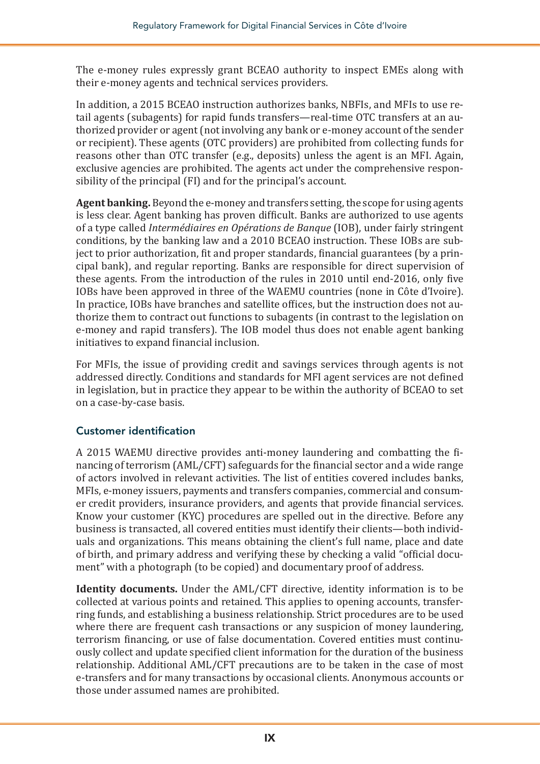The e-money rules expressly grant BCEAO authority to inspect EMEs along with their e-money agents and technical services providers.

In addition, a 2015 BCEAO instruction authorizes banks, NBFIs, and MFIs to use retail agents (subagents) for rapid funds transfers—real-time OTC transfers at an authorized provider or agent (not involving any bank or e-money account of the sender or recipient). These agents (OTC providers) are prohibited from collecting funds for reasons other than OTC transfer (e.g., deposits) unless the agent is an MFI. Again, exclusive agencies are prohibited. The agents act under the comprehensive responsibility of the principal (FI) and for the principal's account.

**Agent banking.** Beyond the e-money and transfers setting, the scope for using agents is less clear. Agent banking has proven difficult. Banks are authorized to use agents of a type called *Intermédiaires en Opérations de Banque* (IOB), under fairly stringent conditions, by the banking law and a 2010 BCEAO instruction. These IOBs are subject to prior authorization, fit and proper standards, financial guarantees (by a principal bank), and regular reporting. Banks are responsible for direct supervision of these agents. From the introduction of the rules in 2010 until end-2016, only five IOBs have been approved in three of the WAEMU countries (none in Côte d'Ivoire). In practice, IOBs have branches and satellite offices, but the instruction does not authorize them to contract out functions to subagents (in contrast to the legislation on e-money and rapid transfers). The IOB model thus does not enable agent banking initiatives to expand financial inclusion.

For MFIs, the issue of providing credit and savings services through agents is not addressed directly. Conditions and standards for MFI agent services are not defined in legislation, but in practice they appear to be within the authority of BCEAO to set on a case-by-case basis.

### Customer identification

A 2015 WAEMU directive provides anti-money laundering and combatting the financing of terrorism (AML/CFT) safeguards for the financial sector and a wide range of actors involved in relevant activities. The list of entities covered includes banks, MFIs, e-money issuers, payments and transfers companies, commercial and consumer credit providers, insurance providers, and agents that provide financial services. Know your customer (KYC) procedures are spelled out in the directive. Before any business is transacted, all covered entities must identify their clients—both individuals and organizations. This means obtaining the client's full name, place and date of birth, and primary address and verifying these by checking a valid "official document" with a photograph (to be copied) and documentary proof of address.

**Identity documents.** Under the AML/CFT directive, identity information is to be collected at various points and retained. This applies to opening accounts, transferring funds, and establishing a business relationship. Strict procedures are to be used where there are frequent cash transactions or any suspicion of money laundering, terrorism financing, or use of false documentation. Covered entities must continuously collect and update specified client information for the duration of the business relationship. Additional AML/CFT precautions are to be taken in the case of most e-transfers and for many transactions by occasional clients. Anonymous accounts or those under assumed names are prohibited.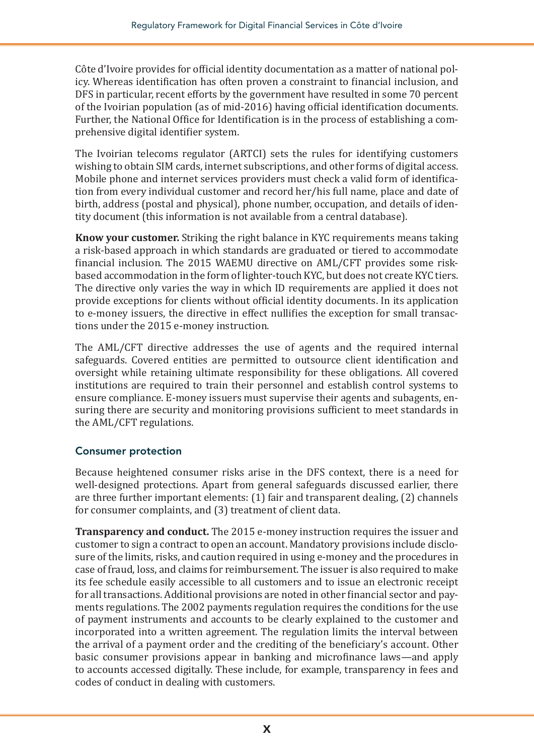Côte d'Ivoire provides for official identity documentation as a matter of national policy. Whereas identification has often proven a constraint to financial inclusion, and DFS in particular, recent efforts by the government have resulted in some 70 percent of the Ivoirian population (as of mid-2016) having official identification documents. Further, the National Office for Identification is in the process of establishing a comprehensive digital identifier system.

The Ivoirian telecoms regulator (ARTCI) sets the rules for identifying customers wishing to obtain SIM cards, internet subscriptions, and other forms of digital access. Mobile phone and internet services providers must check a valid form of identification from every individual customer and record her/his full name, place and date of birth, address (postal and physical), phone number, occupation, and details of identity document (this information is not available from a central database).

**Know your customer.** Striking the right balance in KYC requirements means taking a risk-based approach in which standards are graduated or tiered to accommodate financial inclusion. The 2015 WAEMU directive on AML/CFT provides some risk-based accommodation in the form of lighter-touch KYC, but does not create KYC tiers. The directive only varies the way in which ID requirements are applied it does not provide exceptions for clients without official identity documents. In its application to e-money issuers, the directive in effect nullifies the exception for small transactions under the 2015 e-money instruction.

The AML/CFT directive addresses the use of agents and the required internal safeguards. Covered entities are permitted to outsource client identification and oversight while retaining ultimate responsibility for these obligations. All covered institutions are required to train their personnel and establish control systems to ensure compliance. E-money issuers must supervise their agents and subagents, ensuring there are security and monitoring provisions sufficient to meet standards in the AML/CFT regulations.

## Consumer protection

Because heightened consumer risks arise in the DFS context, there is a need for well-designed protections. Apart from general safeguards discussed earlier, there are three further important elements: (1) fair and transparent dealing, (2) channels for consumer complaints, and (3) treatment of client data.

**Transparency and conduct.** The 2015 e-money instruction requires the issuer and customer to sign a contract to open an account. Mandatory provisions include disclosure of the limits, risks, and caution required in using e-money and the procedures in case of fraud, loss, and claims for reimbursement. The issuer is also required to make its fee schedule easily accessible to all customers and to issue an electronic receipt for all transactions. Additional provisions are noted in other financial sector and payments regulations. The 2002 payments regulation requires the conditions for the use of payment instruments and accounts to be clearly explained to the customer and incorporated into a written agreement. The regulation limits the interval between the arrival of a payment order and the crediting of the beneficiary's account. Other basic consumer provisions appear in banking and microfinance laws—and apply to accounts accessed digitally. These include, for example, transparency in fees and codes of conduct in dealing with customers.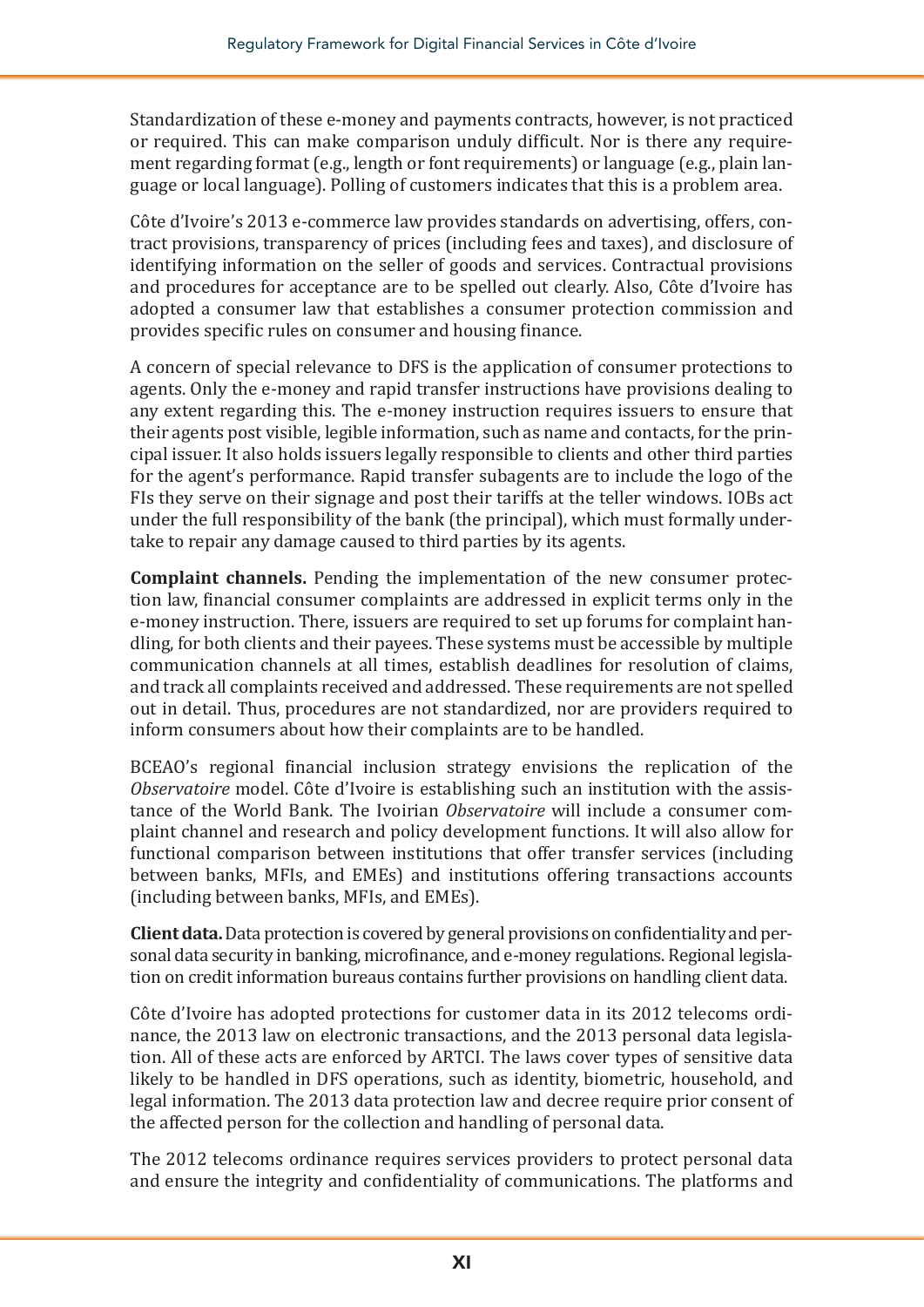Standardization of these e-money and payments contracts, however, is not practiced or required. This can make comparison unduly difficult. Nor is there any requirement regarding format (e.g., length or font requirements) or language (e.g., plain language or local language). Polling of customers indicates that this is a problem area.

Côte d'Ivoire's 2013 e-commerce law provides standards on advertising, offers, contract provisions, transparency of prices (including fees and taxes), and disclosure of identifying information on the seller of goods and services. Contractual provisions and procedures for acceptance are to be spelled out clearly. Also, Côte d'Ivoire has adopted a consumer law that establishes a consumer protection commission and provides specific rules on consumer and housing finance.

A concern of special relevance to DFS is the application of consumer protections to agents. Only the e-money and rapid transfer instructions have provisions dealing to any extent regarding this. The e-money instruction requires issuers to ensure that their agents post visible, legible information, such as name and contacts, for the principal issuer. It also holds issuers legally responsible to clients and other third parties for the agent's performance. Rapid transfer subagents are to include the logo of the FIs they serve on their signage and post their tariffs at the teller windows. IOBs act under the full responsibility of the bank (the principal), which must formally undertake to repair any damage caused to third parties by its agents.

**Complaint channels.** Pending the implementation of the new consumer protection law, financial consumer complaints are addressed in explicit terms only in the e-money instruction. There, issuers are required to set up forums for complaint handling, for both clients and their payees. These systems must be accessible by multiple communication channels at all times, establish deadlines for resolution of claims, and track all complaints received and addressed. These requirements are not spelled out in detail. Thus, procedures are not standardized, nor are providers required to inform consumers about how their complaints are to be handled.

BCEAO's regional financial inclusion strategy envisions the replication of the *Observatoire* model. Côte d'Ivoire is establishing such an institution with the assistance of the World Bank. The Ivoirian *Observatoire* will include a consumer complaint channel and research and policy development functions. It will also allow for functional comparison between institutions that offer transfer services (including between banks, MFIs, and EMEs) and institutions offering transactions accounts (including between banks, MFIs, and EMEs).

**Client data.** Data protection is covered by general provisions on confidentiality and personal data security in banking, microfinance, and e-money regulations. Regional legislation on credit information bureaus contains further provisions on handling client data.

Côte d'Ivoire has adopted protections for customer data in its 2012 telecoms ordinance, the 2013 law on electronic transactions, and the 2013 personal data legislation. All of these acts are enforced by ARTCI. The laws cover types of sensitive data likely to be handled in DFS operations, such as identity, biometric, household, and legal information. The 2013 data protection law and decree require prior consent of the affected person for the collection and handling of personal data.

The 2012 telecoms ordinance requires services providers to protect personal data and ensure the integrity and confidentiality of communications. The platforms and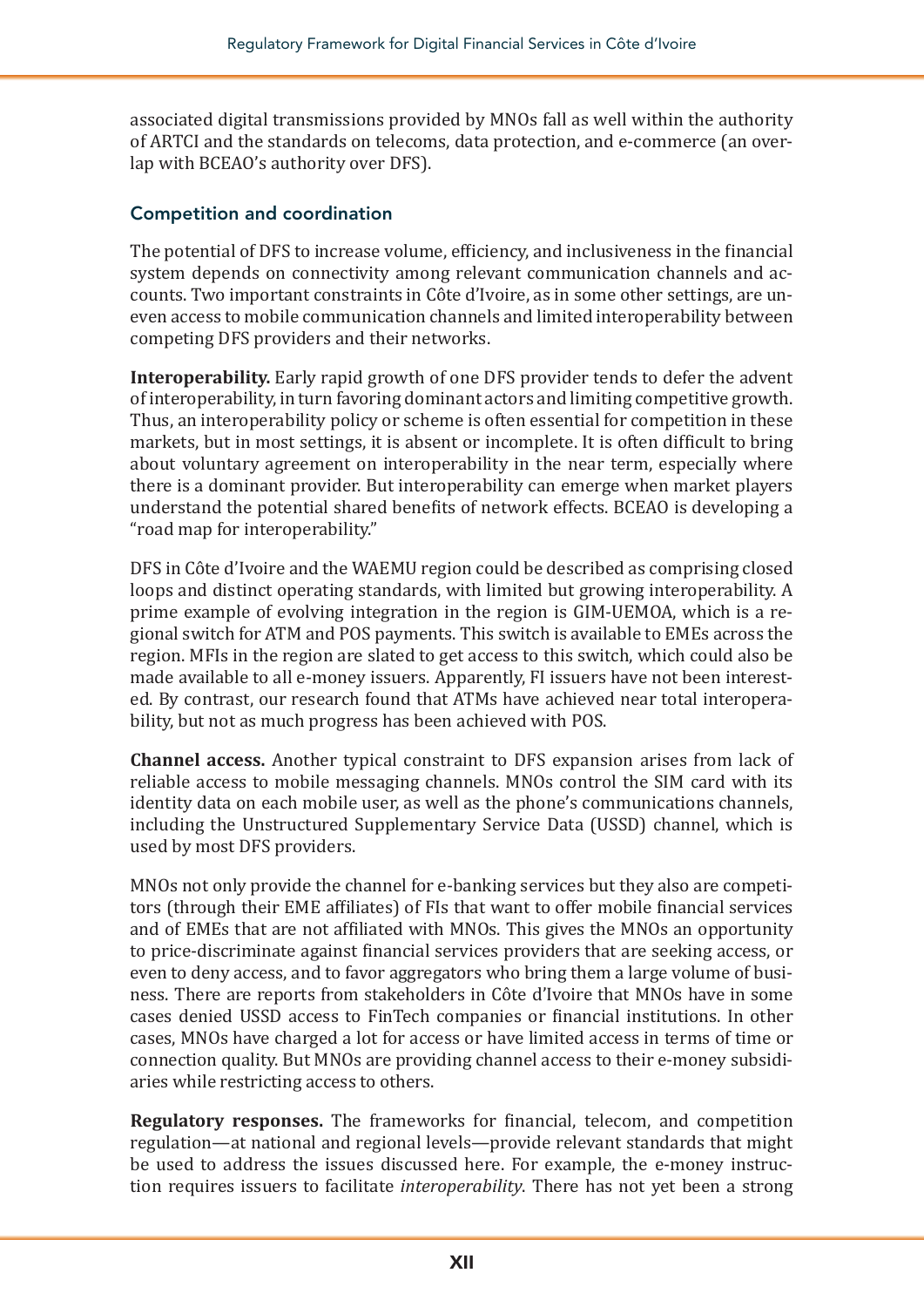associated digital transmissions provided by MNOs fall as well within the authority of ARTCI and the standards on telecoms, data protection, and e-commerce (an overlap with BCEAO's authority over DFS).

### Competition and coordination

The potential of DFS to increase volume, efficiency, and inclusiveness in the financial system depends on connectivity among relevant communication channels and accounts. Two important constraints in Côte d'Ivoire, as in some other settings, are uneven access to mobile communication channels and limited interoperability between competing DFS providers and their networks.

**Interoperability.** Early rapid growth of one DFS provider tends to defer the advent of interoperability, in turn favoring dominant actors and limiting competitive growth. Thus, an interoperability policy or scheme is often essential for competition in these markets, but in most settings, it is absent or incomplete. It is often difficult to bring about voluntary agreement on interoperability in the near term, especially where there is a dominant provider. But interoperability can emerge when market players understand the potential shared benefits of network effects. BCEAO is developing a "road map for interoperability."

DFS in Côte d'Ivoire and the WAEMU region could be described as comprising closed loops and distinct operating standards, with limited but growing interoperability. A prime example of evolving integration in the region is GIM-UEMOA, which is a regional switch for ATM and POS payments. This switch is available to EMEs across the region. MFIs in the region are slated to get access to this switch, which could also be made available to all e-money issuers. Apparently, FI issuers have not been interested. By contrast, our research found that ATMs have achieved near total interoperability, but not as much progress has been achieved with POS.

**Channel access.** Another typical constraint to DFS expansion arises from lack of reliable access to mobile messaging channels. MNOs control the SIM card with its identity data on each mobile user, as well as the phone's communications channels, including the Unstructured Supplementary Service Data (USSD) channel, which is used by most DFS providers.

MNOs not only provide the channel for e-banking services but they also are competitors (through their EME affiliates) of FIs that want to offer mobile financial services and of EMEs that are not affiliated with MNOs. This gives the MNOs an opportunity to price-discriminate against financial services providers that are seeking access, or even to deny access, and to favor aggregators who bring them a large volume of business. There are reports from stakeholders in Côte d'Ivoire that MNOs have in some cases denied USSD access to FinTech companies or financial institutions. In other cases, MNOs have charged a lot for access or have limited access in terms of time or connection quality. But MNOs are providing channel access to their e-money subsidiaries while restricting access to others.

**Regulatory responses.** The frameworks for financial, telecom, and competition regulation—at national and regional levels—provide relevant standards that might be used to address the issues discussed here. For example, the e-money instruction requires issuers to facilitate *interoperability*. There has not yet been a strong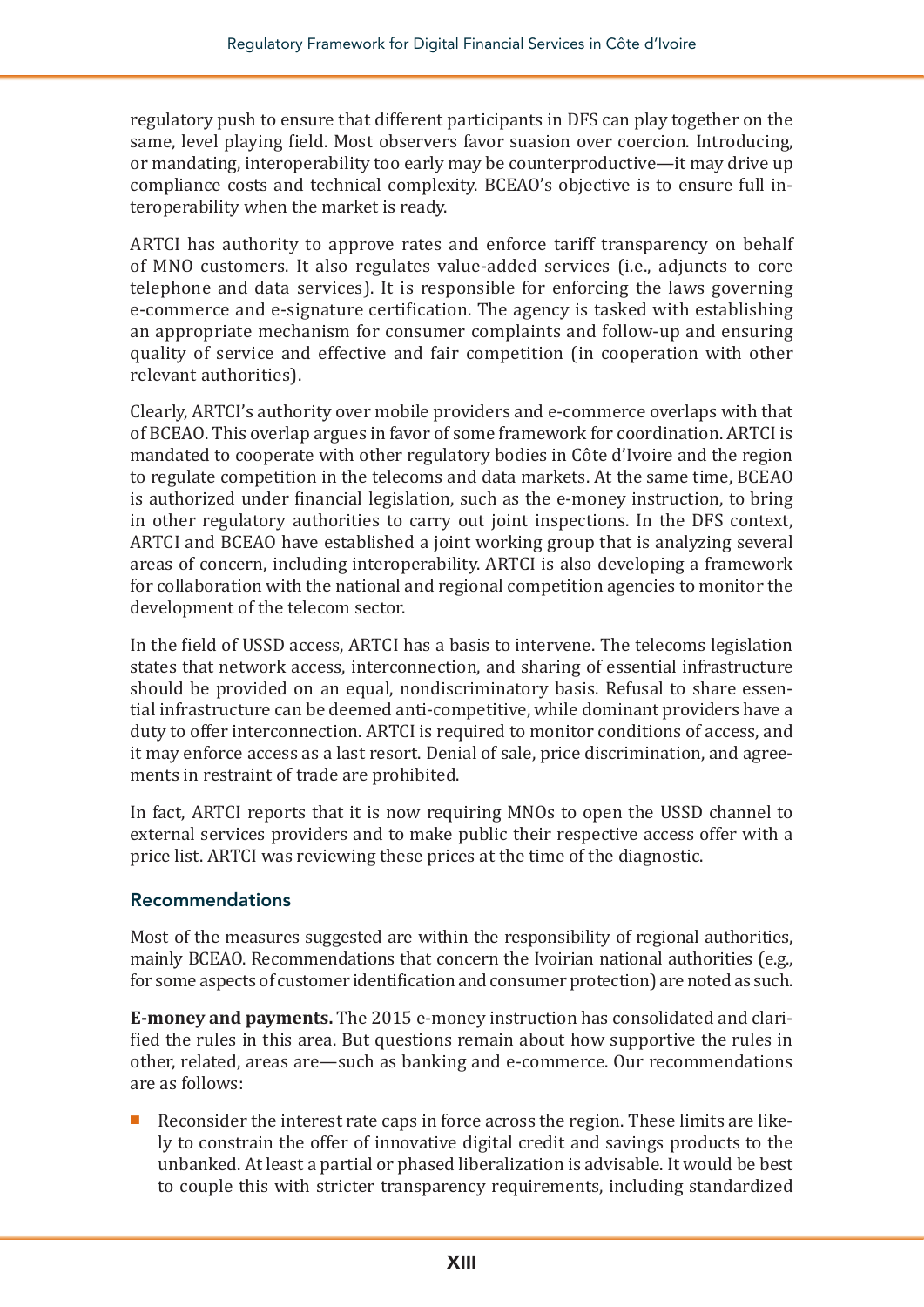regulatory push to ensure that different participants in DFS can play together on the same, level playing field. Most observers favor suasion over coercion. Introducing, or mandating, interoperability too early may be counterproductive—it may drive up compliance costs and technical complexity. BCEAO's objective is to ensure full interoperability when the market is ready.

ARTCI has authority to approve rates and enforce tariff transparency on behalf of MNO customers. It also regulates value-added services (i.e., adjuncts to core telephone and data services). It is responsible for enforcing the laws governing e-commerce and e-signature certification. The agency is tasked with establishing an appropriate mechanism for consumer complaints and follow-up and ensuring quality of service and effective and fair competition (in cooperation with other relevant authorities).

Clearly, ARTCI's authority over mobile providers and e-commerce overlaps with that of BCEAO. This overlap argues in favor of some framework for coordination. ARTCI is mandated to cooperate with other regulatory bodies in Côte d'Ivoire and the region to regulate competition in the telecoms and data markets. At the same time, BCEAO is authorized under financial legislation, such as the e-money instruction, to bring in other regulatory authorities to carry out joint inspections. In the DFS context, ARTCI and BCEAO have established a joint working group that is analyzing several areas of concern, including interoperability. ARTCI is also developing a framework for collaboration with the national and regional competition agencies to monitor the development of the telecom sector.

In the field of USSD access, ARTCI has a basis to intervene. The telecoms legislation states that network access, interconnection, and sharing of essential infrastructure should be provided on an equal, nondiscriminatory basis. Refusal to share essential infrastructure can be deemed anti-competitive, while dominant providers have a duty to offer interconnection. ARTCI is required to monitor conditions of access, and it may enforce access as a last resort. Denial of sale, price discrimination, and agreements in restraint of trade are prohibited.

In fact, ARTCI reports that it is now requiring MNOs to open the USSD channel to external services providers and to make public their respective access offer with a price list. ARTCI was reviewing these prices at the time of the diagnostic.

### Recommendations

Most of the measures suggested are within the responsibility of regional authorities, mainly BCEAO. Recommendations that concern the Ivoirian national authorities (e.g., for some aspects of customer identification and consumer protection) are noted as such.

**E-money and payments.** The 2015 e-money instruction has consolidated and clarified the rules in this area. But questions remain about how supportive the rules in other, related, areas are—such as banking and e-commerce. Our recommendations are as follows:

- Reconsider the interest rate caps in force across the region. These limits are likely to constrain the offer of innovative digital credit and savings products to the unbanked. At least a partial or phased liberalization is advisable. It would be best to couple this with stricter transparency requirements, including standardized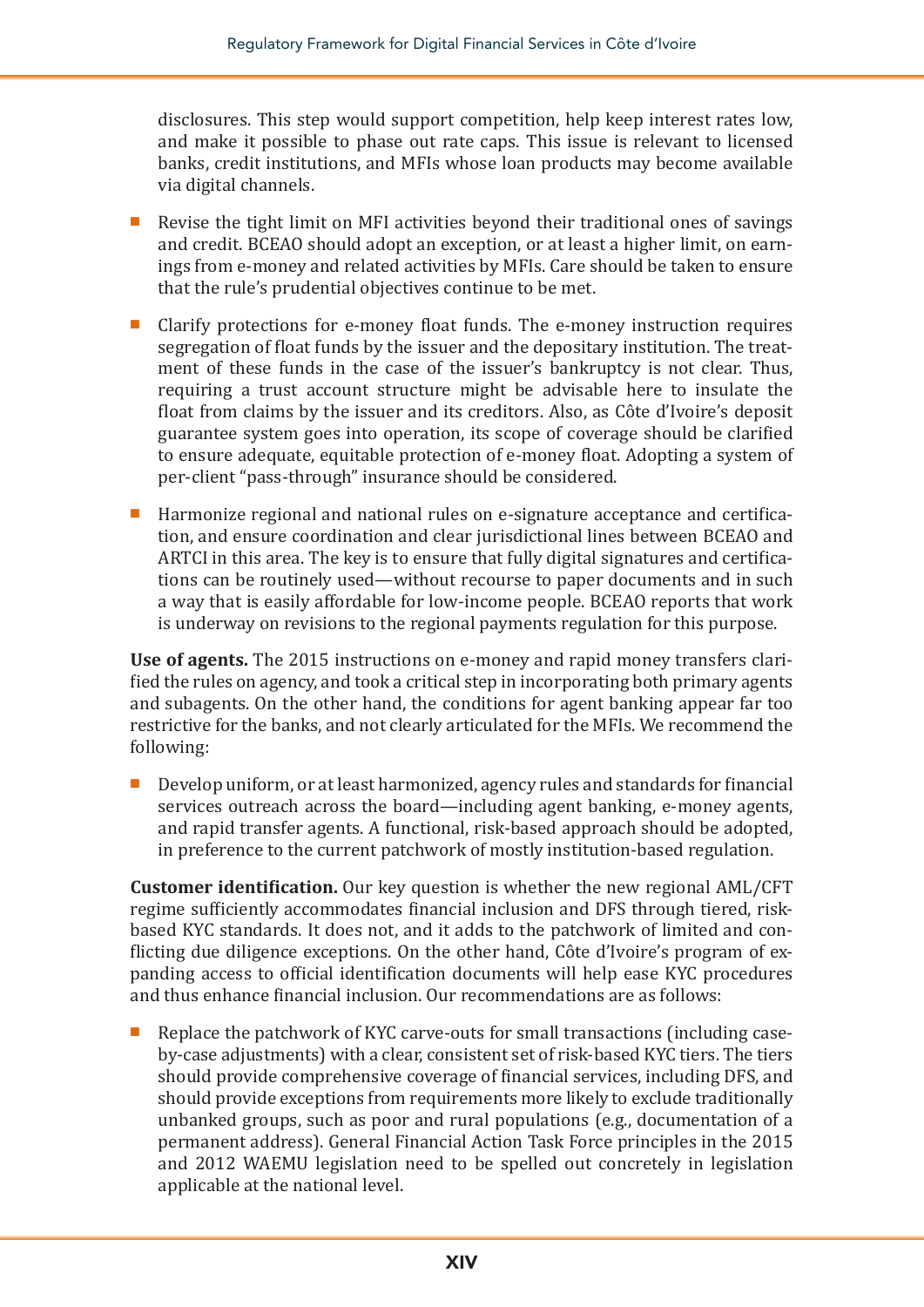disclosures. This step would support competition, help keep interest rates low, and make it possible to phase out rate caps. This issue is relevant to licensed banks, credit institutions, and MFIs whose loan products may become available via digital channels.

- Revise the tight limit on MFI activities beyond their traditional ones of savings and credit. BCEAO should adopt an exception, or at least a higher limit, on earnings from e-money and related activities by MFIs. Care should be taken to ensure that the rule's prudential objectives continue to be met.
- Clarify protections for e-money float funds. The e-money instruction requires segregation of float funds by the issuer and the depositary institution. The treatment of these funds in the case of the issuer's bankruptcy is not clear. Thus, requiring a trust account structure might be advisable here to insulate the float from claims by the issuer and its creditors. Also, as Côte d'Ivoire's deposit guarantee system goes into operation, its scope of coverage should be clarified to ensure adequate, equitable protection of e-money float. Adopting a system of per-client "pass-through" insurance should be considered.
- Harmonize regional and national rules on e-signature acceptance and certification, and ensure coordination and clear jurisdictional lines between BCEAO and ARTCI in this area. The key is to ensure that fully digital signatures and certifications can be routinely used—without recourse to paper documents and in such a way that is easily affordable for low-income people. BCEAO reports that work is underway on revisions to the regional payments regulation for this purpose.

**Use of agents.** The 2015 instructions on e-money and rapid money transfers clarified the rules on agency, and took a critical step in incorporating both primary agents and subagents. On the other hand, the conditions for agent banking appear far too restrictive for the banks, and not clearly articulated for the MFIs. We recommend the following:

- Develop uniform, or at least harmonized, agency rules and standards for financial services outreach across the board—including agent banking, e-money agents, and rapid transfer agents. A functional, risk-based approach should be adopted, in preference to the current patchwork of mostly institution-based regulation.

**Customer identification.** Our key question is whether the new regional AML/CFT regime sufficiently accommodates financial inclusion and DFS through tiered, risk-based KYC standards. It does not, and it adds to the patchwork of limited and conflicting due diligence exceptions. On the other hand, Côte d'Ivoire's program of expanding access to official identification documents will help ease KYC procedures and thus enhance financial inclusion. Our recommendations are as follows:

- Replace the patchwork of KYC carve-outs for small transactions (including case-by-case adjustments) with a clear, consistent set of risk-based KYC tiers. The tiers should provide comprehensive coverage of financial services, including DFS, and should provide exceptions from requirements more likely to exclude traditionally unbanked groups, such as poor and rural populations (e.g., documentation of a permanent address). General Financial Action Task Force principles in the 2015 and 2012 WAEMU legislation need to be spelled out concretely in legislation applicable at the national level.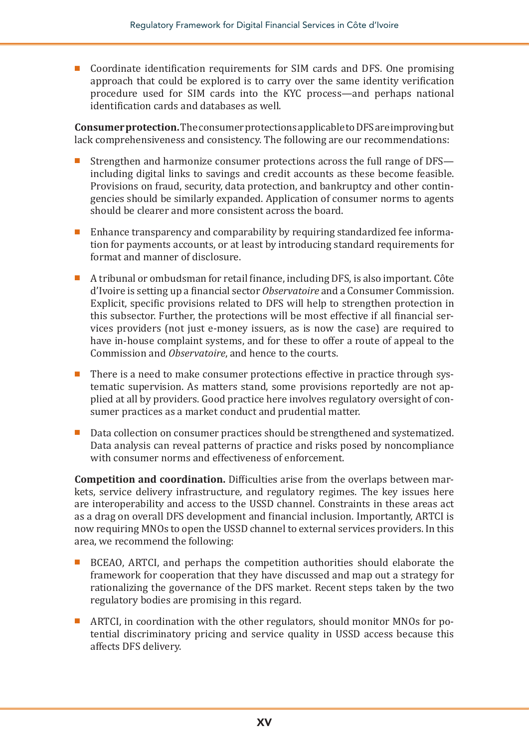- Coordinate identification requirements for SIM cards and DFS. One promising approach that could be explored is to carry over the same identity verification procedure used for SIM cards into the KYC process—and perhaps national identification cards and databases as well.

**Consumer protection.** The consumer protections applicable to DFS are improving but lack comprehensiveness and consistency. The following are our recommendations:

- Strengthen and harmonize consumer protections across the full range of DFS—including digital links to savings and credit accounts as these become feasible. Provisions on fraud, security, data protection, and bankruptcy and other contingencies should be similarly expanded. Application of consumer norms to agents should be clearer and more consistent across the board.

- Enhance transparency and comparability by requiring standardized fee information for payments accounts, or at least by introducing standard requirements for format and manner of disclosure.

- A tribunal or ombudsman for retail finance, including DFS, is also important. Côte d'Ivoire is setting up a financial sector *Observatoire* and a Consumer Commission. Explicit, specific provisions related to DFS will help to strengthen protection in this subsector. Further, the protections will be most effective if all financial services providers (not just e-money issuers, as is now the case) are required to have in-house complaint systems, and for these to offer a route of appeal to the Commission and *Observatoire*, and hence to the courts.

- There is a need to make consumer protections effective in practice through systematic supervision. As matters stand, some provisions reportedly are not applied at all by providers. Good practice here involves regulatory oversight of consumer practices as a market conduct and prudential matter.

- Data collection on consumer practices should be strengthened and systematized. Data analysis can reveal patterns of practice and risks posed by noncompliance with consumer norms and effectiveness of enforcement.

**Competition and coordination.** Difficulties arise from the overlaps between markets, service delivery infrastructure, and regulatory regimes. The key issues here are interoperability and access to the USSD channel. Constraints in these areas act as a drag on overall DFS development and financial inclusion. Importantly, ARTCI is now requiring MNOs to open the USSD channel to external services providers. In this area, we recommend the following:

- BCEAO, ARTCI, and perhaps the competition authorities should elaborate the framework for cooperation that they have discussed and map out a strategy for rationalizing the governance of the DFS market. Recent steps taken by the two regulatory bodies are promising in this regard.

- ARTCI, in coordination with the other regulators, should monitor MNOs for potential discriminatory pricing and service quality in USSD access because this affects DFS delivery.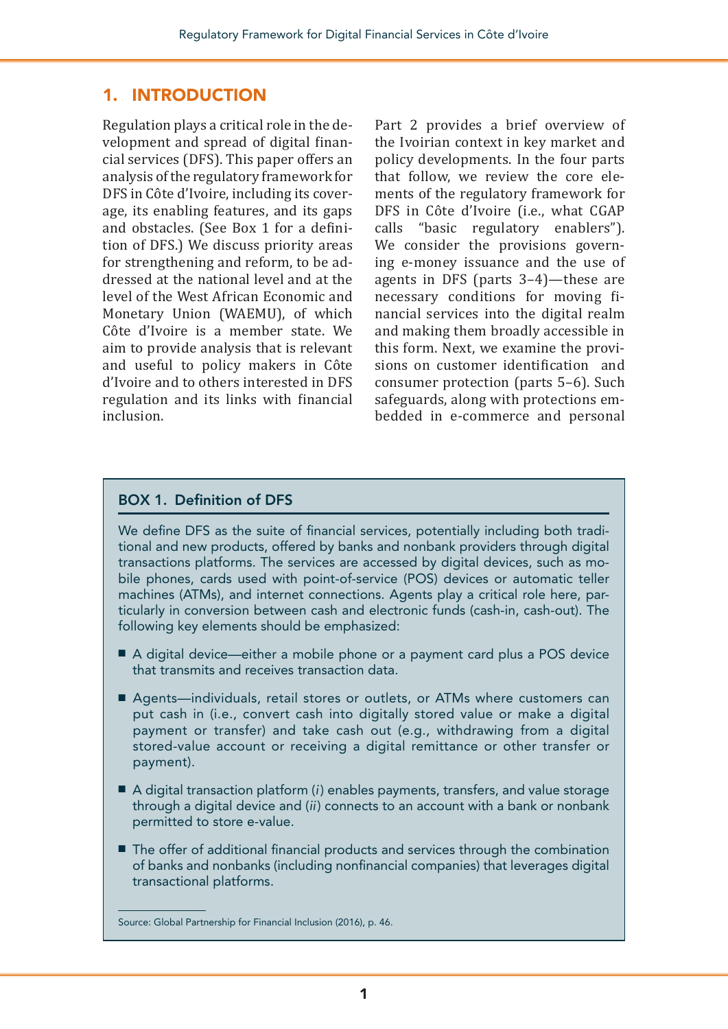# 1. INTRODUCTION

Regulation plays a critical role in the development and spread of digital financial services (DFS). This paper offers an analysis of the regulatory framework for DFS in Côte d'Ivoire, including its coverage, its enabling features, and its gaps and obstacles. (See Box 1 for a definition of DFS.) We discuss priority areas for strengthening and reform, to be addressed at the national level and at the level of the West African Economic and Monetary Union (WAEMU), of which Côte d'Ivoire is a member state. We aim to provide analysis that is relevant and useful to policy makers in Côte d'Ivoire and to others interested in DFS regulation and its links with financial inclusion.

Part 2 provides a brief overview of the Ivoirian context in key market and policy developments. In the four parts that follow, we review the core elements of the regulatory framework for DFS in Côte d'Ivoire (i.e., what CGAP calls "basic regulatory enablers"). We consider the provisions governing e-money issuance and the use of agents in DFS (parts 3–4)—these are necessary conditions for moving financial services into the digital realm and making them broadly accessible in this form. Next, we examine the provisions on customer identification and consumer protection (parts 5–6). Such safeguards, along with protections embedded in e-commerce and personal

## BOX 1. Definition of DFS

We define DFS as the suite of financial services, potentially including both traditional and new products, offered by banks and nonbank providers through digital transactions platforms. The services are accessed by digital devices, such as mobile phones, cards used with point-of-service (POS) devices or automatic teller machines (ATMs), and internet connections. Agents play a critical role here, particularly in conversion between cash and electronic funds (cash-in, cash-out). The following key elements should be emphasized:

- A digital device—either a mobile phone or a payment card plus a POS device that transmits and receives transaction data.
- Agents—individuals, retail stores or outlets, or ATMs where customers can put cash in (i.e., convert cash into digitally stored value or make a digital payment or transfer) and take cash out (e.g., withdrawing from a digital stored-value account or receiving a digital remittance or other transfer or payment).
- A digital transaction platform (*i*) enables payments, transfers, and value storage through a digital device and (*ii*) connects to an account with a bank or nonbank permitted to store e-value.
- The offer of additional financial products and services through the combination of banks and nonbanks (including nonfinancial companies) that leverages digital transactional platforms.

Source: Global Partnership for Financial Inclusion (2016), p. 46.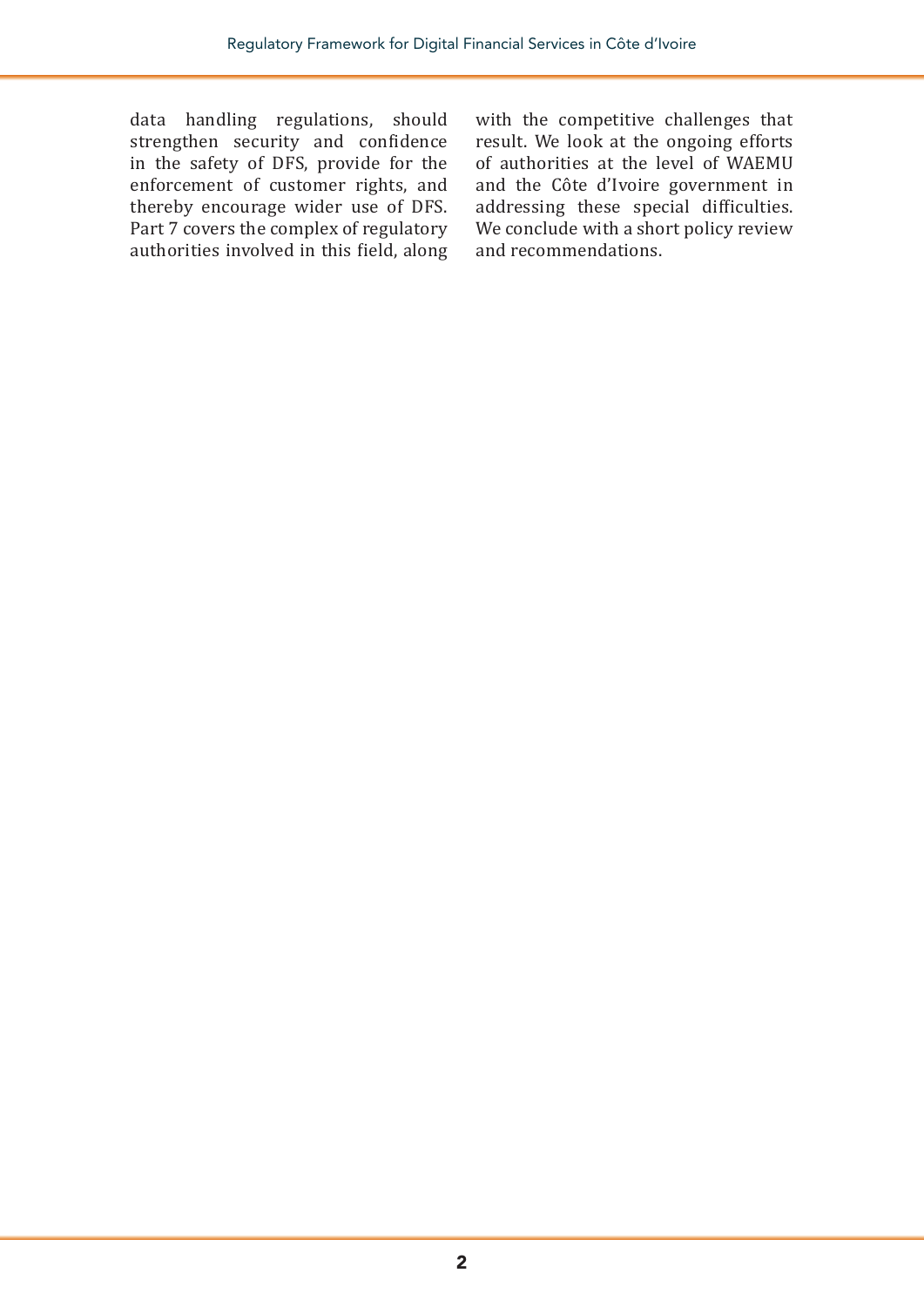data handling regulations, should strengthen security and confidence in the safety of DFS, provide for the enforcement of customer rights, and thereby encourage wider use of DFS. Part 7 covers the complex of regulatory authorities involved in this field, along with the competitive challenges that result. We look at the ongoing efforts of authorities at the level of WAEMU and the Côte d'Ivoire government in addressing these special difficulties. We conclude with a short policy review and recommendations.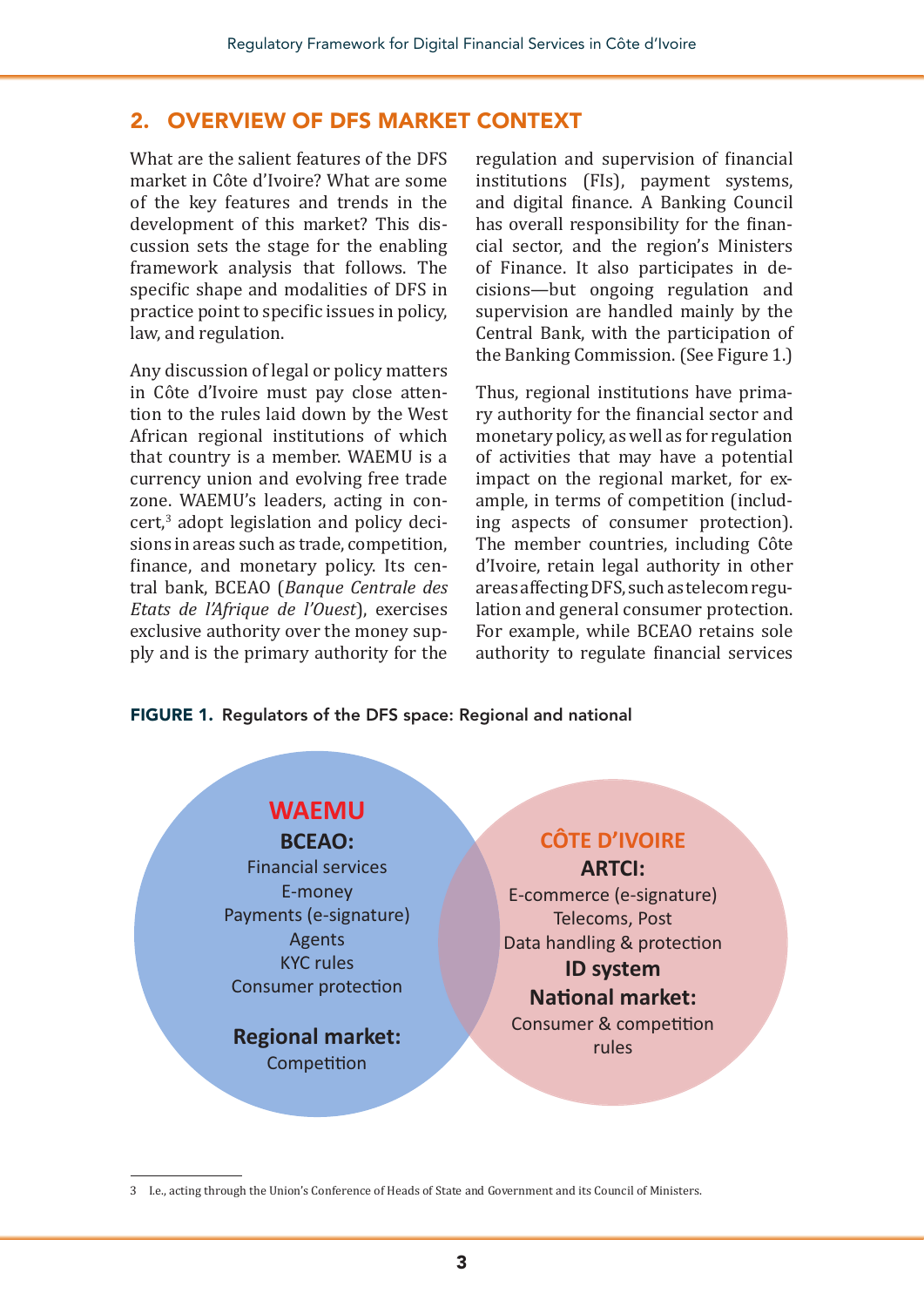## 2. OVERVIEW OF DFS MARKET CONTEXT

What are the salient features of the DFS market in Côte d'Ivoire? What are some of the key features and trends in the development of this market? This discussion sets the stage for the enabling framework analysis that follows. The specific shape and modalities of DFS in practice point to specific issues in policy, law, and regulation.

Any discussion of legal or policy matters in Côte d'Ivoire must pay close attention to the rules laid down by the West African regional institutions of which that country is a member. WAEMU is a currency union and evolving free trade zone. WAEMU's leaders, acting in concert,[3] adopt legislation and policy decisions in areas such as trade, competition, finance, and monetary policy. Its central bank, BCEAO (*Banque Centrale des Etats de l'Afrique de l'Ouest*), exercises exclusive authority over the money supply and is the primary authority for the regulation and supervision of financial institutions (FIs), payment systems, and digital finance. A Banking Council has overall responsibility for the financial sector, and the region's Ministers of Finance. It also participates in decisions—but ongoing regulation and supervision are handled mainly by the Central Bank, with the participation of the Banking Commission. (See Figure 1.)

Thus, regional institutions have primary authority for the financial sector and monetary policy, as well as for regulation of activities that may have a potential impact on the regional market, for example, in terms of competition (including aspects of consumer protection). The member countries, including Côte d'Ivoire, retain legal authority in other areas affecting DFS, such as telecom regulation and general consumer protection. For example, while BCEAO retains sole authority to regulate financial services

**FIGURE 1.** Regulators of the DFS space: Regional and national

**WAEMU**

**BCEAO:**
Financial services
E-money
Payments (e-signature)
Agents
KYC rules
Consumer protection

**Regional market:**
Competition

**CÔTE D'IVOIRE**

**ARTCI:**
E-commerce (e-signature)
Telecoms, Post
Data handling & protection

**ID system**

**National market:**
Consumer & competition rules

---

3 I.e., acting through the Union's Conference of Heads of State and Government and its Council of Ministers.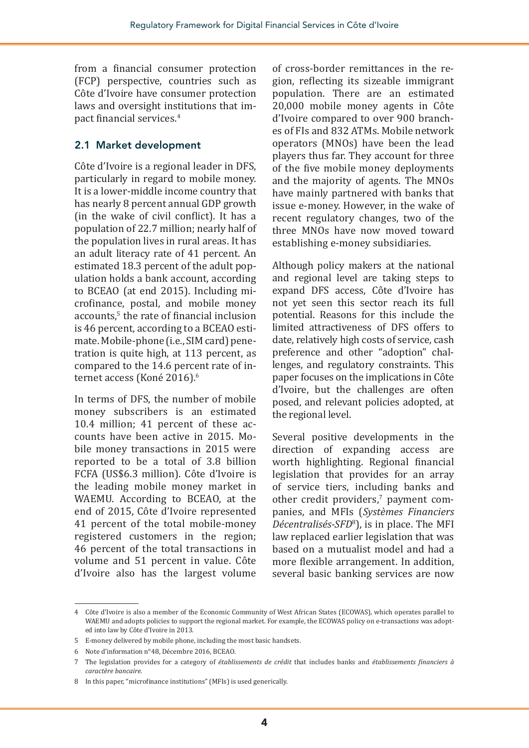from a financial consumer protection (FCP) perspective, countries such as Côte d'Ivoire have consumer protection laws and oversight institutions that impact financial services.[4]

## 2.1 Market development

Côte d'Ivoire is a regional leader in DFS, particularly in regard to mobile money. It is a lower-middle income country that has nearly 8 percent annual GDP growth (in the wake of civil conflict). It has a population of 22.7 million; nearly half of the population lives in rural areas. It has an adult literacy rate of 41 percent. An estimated 18.3 percent of the adult population holds a bank account, according to BCEAO (at end 2015). Including microfinance, postal, and mobile money accounts,[5] the rate of financial inclusion is 46 percent, according to a BCEAO estimate. Mobile-phone (i.e., SIM card) penetration is quite high, at 113 percent, as compared to the 14.6 percent rate of internet access (Koné 2016).[6]

In terms of DFS, the number of mobile money subscribers is an estimated 10.4 million; 41 percent of these accounts have been active in 2015. Mobile money transactions in 2015 were reported to be a total of 3.8 billion FCFA (US$6.3 million). Côte d'Ivoire is the leading mobile money market in WAEMU. According to BCEAO, at the end of 2015, Côte d'Ivoire represented 41 percent of the total mobile-money registered customers in the region; 46 percent of the total transactions in volume and 51 percent in value. Côte d'Ivoire also has the largest volume of cross-border remittances in the region, reflecting its sizeable immigrant population. There are an estimated 20,000 mobile money agents in Côte d'Ivoire compared to over 900 branches of FIs and 832 ATMs. Mobile network operators (MNOs) have been the lead players thus far. They account for three of the five mobile money deployments and the majority of agents. The MNOs have mainly partnered with banks that issue e-money. However, in the wake of recent regulatory changes, two of the three MNOs have now moved toward establishing e-money subsidiaries.

Although policy makers at the national and regional level are taking steps to expand DFS access, Côte d'Ivoire has not yet seen this sector reach its full potential. Reasons for this include the limited attractiveness of DFS offers to date, relatively high costs of service, cash preference and other "adoption" challenges, and regulatory constraints. This paper focuses on the implications in Côte d'Ivoire, but the challenges are often posed, and relevant policies adopted, at the regional level.

Several positive developments in the direction of expanding access are worth highlighting. Regional financial legislation that provides for an array of service tiers, including banks and other credit providers,[7] payment companies, and MFIs (*Systèmes Financiers Décentralisés-SFD*[8]), is in place. The MFI law replaced earlier legislation that was based on a mutualist model and had a more flexible arrangement. In addition, several basic banking services are now

---

4 Côte d'Ivoire is also a member of the Economic Community of West African States (ECOWAS), which operates parallel to WAEMU and adopts policies to support the regional market. For example, the ECOWAS policy on e-transactions was adopted into law by Côte d'Ivoire in 2013.

5 E-money delivered by mobile phone, including the most basic handsets.

6 Note d'information n°48, Décembre 2016, BCEAO.

7 The legislation provides for a category of *établissements de crédit* that includes banks and *établissements financiers à caractère bancaire*.

8 In this paper, "microfinance institutions" (MFIs) is used generically.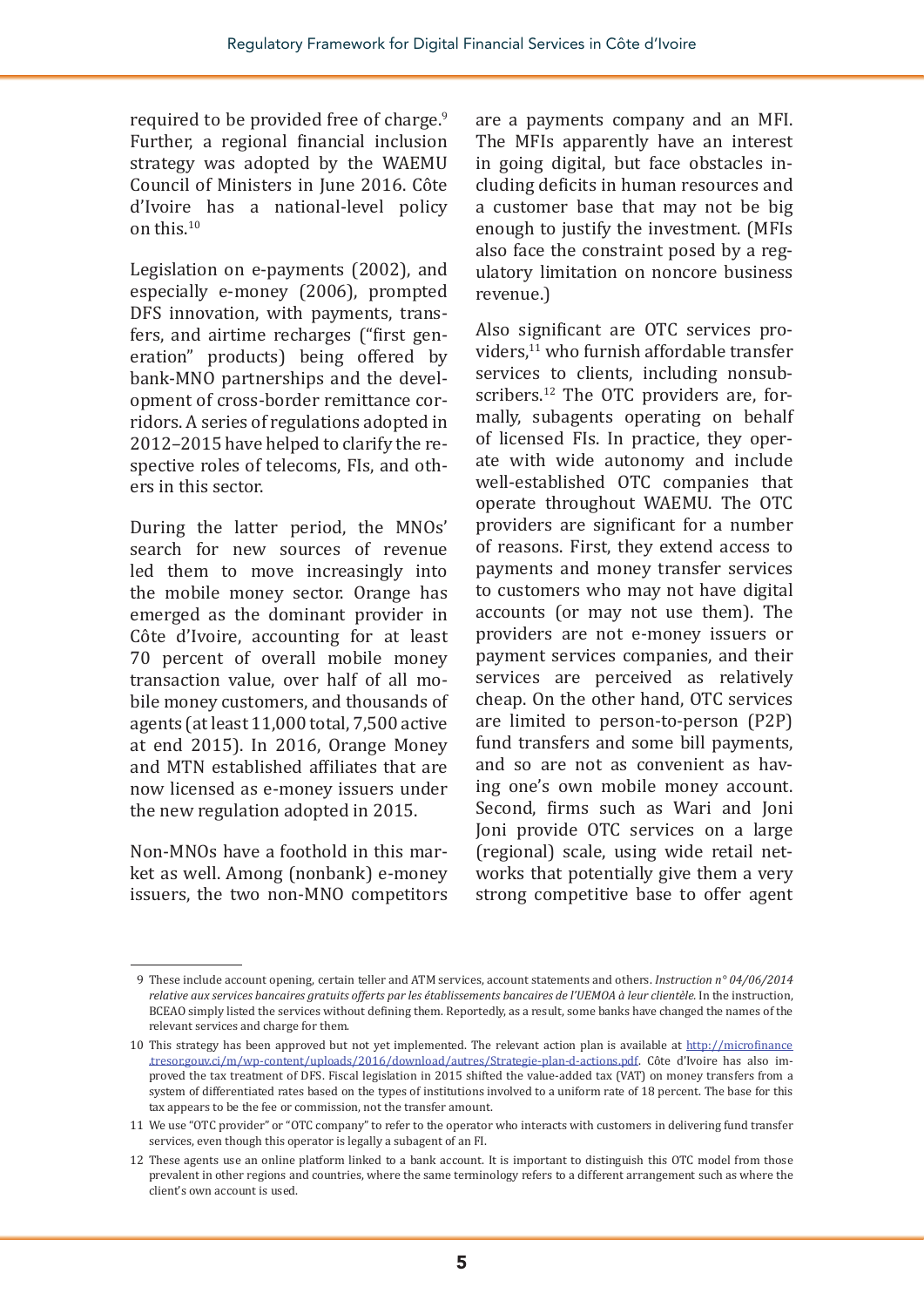required to be provided free of charge.[9] Further, a regional financial inclusion strategy was adopted by the WAEMU Council of Ministers in June 2016. Côte d'Ivoire has a national-level policy on this.[10]

Legislation on e-payments (2002), and especially e-money (2006), prompted DFS innovation, with payments, transfers, and airtime recharges ("first generation" products) being offered by bank-MNO partnerships and the development of cross-border remittance corridors. A series of regulations adopted in 2012–2015 have helped to clarify the respective roles of telecoms, FIs, and others in this sector.

During the latter period, the MNOs' search for new sources of revenue led them to move increasingly into the mobile money sector. Orange has emerged as the dominant provider in Côte d'Ivoire, accounting for at least 70 percent of overall mobile money transaction value, over half of all mobile money customers, and thousands of agents (at least 11,000 total, 7,500 active at end 2015). In 2016, Orange Money and MTN established affiliates that are now licensed as e-money issuers under the new regulation adopted in 2015.

Non-MNOs have a foothold in this market as well. Among (nonbank) e-money issuers, the two non-MNO competitors are a payments company and an MFI. The MFIs apparently have an interest in going digital, but face obstacles including deficits in human resources and a customer base that may not be big enough to justify the investment. (MFIs also face the constraint posed by a regulatory limitation on noncore business revenue.)

Also significant are OTC services providers,[11] who furnish affordable transfer services to clients, including nonsubscribers.[12] The OTC providers are, formally, subagents operating on behalf of licensed FIs. In practice, they operate with wide autonomy and include well-established OTC companies that operate throughout WAEMU. The OTC providers are significant for a number of reasons. First, they extend access to payments and money transfer services to customers who may not have digital accounts (or may not use them). The providers are not e-money issuers or payment services companies, and their services are perceived as relatively cheap. On the other hand, OTC services are limited to person-to-person (P2P) fund transfers and some bill payments, and so are not as convenient as having one's own mobile money account. Second, firms such as Wari and Joni Joni provide OTC services on a large (regional) scale, using wide retail networks that potentially give them a very strong competitive base to offer agent

---

9 These include account opening, certain teller and ATM services, account statements and others. *Instruction n° 04/06/2014 relative aux services bancaires gratuits offerts par les établissements bancaires de l'UEMOA à leur clientèle.* In the instruction, BCEAO simply listed the services without defining them. Reportedly, as a result, some banks have changed the names of the relevant services and charge for them.

10 This strategy has been approved but not yet implemented. The relevant action plan is available at http://microfinance.tresor.gouv.ci/m/wp-content/uploads/2016/download/autres/Strategie-plan-d-actions.pdf. Côte d'Ivoire has also improved the tax treatment of DFS. Fiscal legislation in 2015 shifted the value-added tax (VAT) on money transfers from a system of differentiated rates based on the types of institutions involved to a uniform rate of 18 percent. The base for this tax appears to be the fee or commission, not the transfer amount.

11 We use "OTC provider" or "OTC company" to refer to the operator who interacts with customers in delivering fund transfer services, even though this operator is legally a subagent of an FI.

12 These agents use an online platform linked to a bank account. It is important to distinguish this OTC model from those prevalent in other regions and countries, where the same terminology refers to a different arrangement such as where the client's own account is used.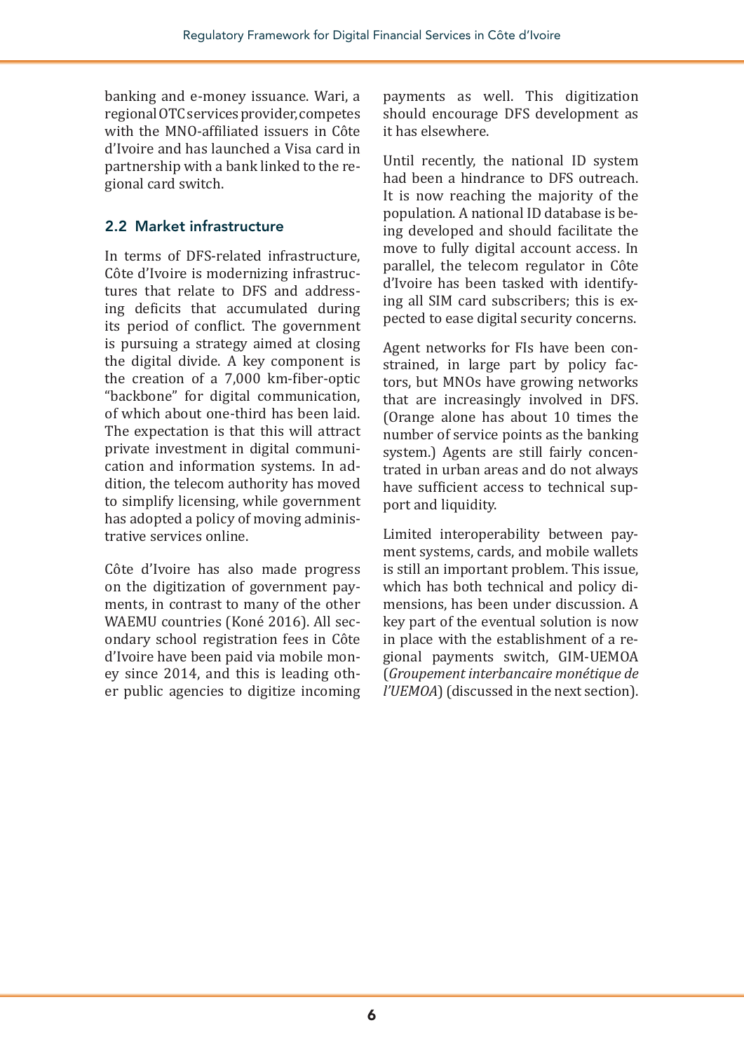banking and e-money issuance. Wari, a regional OTC services provider, competes with the MNO-affiliated issuers in Côte d'Ivoire and has launched a Visa card in partnership with a bank linked to the regional card switch.

## 2.2 Market infrastructure

In terms of DFS-related infrastructure, Côte d'Ivoire is modernizing infrastructures that relate to DFS and addressing deficits that accumulated during its period of conflict. The government is pursuing a strategy aimed at closing the digital divide. A key component is the creation of a 7,000 km-fiber-optic "backbone" for digital communication, of which about one-third has been laid. The expectation is that this will attract private investment in digital communication and information systems. In addition, the telecom authority has moved to simplify licensing, while government has adopted a policy of moving administrative services online.

Côte d'Ivoire has also made progress on the digitization of government payments, in contrast to many of the other WAEMU countries (Koné 2016). All secondary school registration fees in Côte d'Ivoire have been paid via mobile money since 2014, and this is leading other public agencies to digitize incoming payments as well. This digitization should encourage DFS development as it has elsewhere.

Until recently, the national ID system had been a hindrance to DFS outreach. It is now reaching the majority of the population. A national ID database is being developed and should facilitate the move to fully digital account access. In parallel, the telecom regulator in Côte d'Ivoire has been tasked with identifying all SIM card subscribers; this is expected to ease digital security concerns.

Agent networks for FIs have been constrained, in large part by policy factors, but MNOs have growing networks that are increasingly involved in DFS. (Orange alone has about 10 times the number of service points as the banking system.) Agents are still fairly concentrated in urban areas and do not always have sufficient access to technical support and liquidity.

Limited interoperability between payment systems, cards, and mobile wallets is still an important problem. This issue, which has both technical and policy dimensions, has been under discussion. A key part of the eventual solution is now in place with the establishment of a regional payments switch, GIM-UEMOA (*Groupement interbancaire monétique de l'UEMOA*) (discussed in the next section).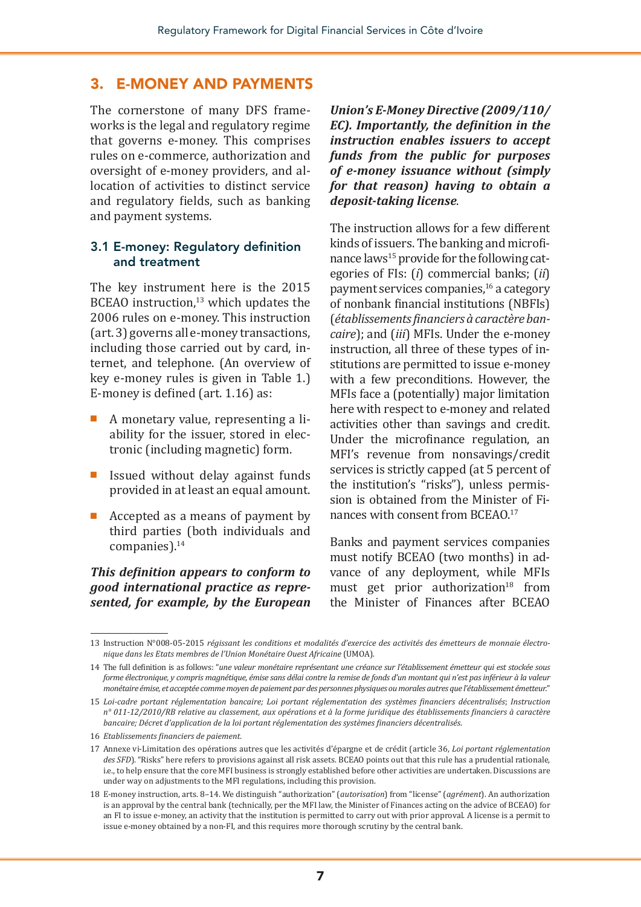## 3. E-MONEY AND PAYMENTS

The cornerstone of many DFS frameworks is the legal and regulatory regime that governs e-money. This comprises rules on e-commerce, authorization and oversight of e-money providers, and allocation of activities to distinct service and regulatory fields, such as banking and payment systems.

### 3.1 E-money: Regulatory definition and treatment

The key instrument here is the 2015 BCEAO instruction,[13] which updates the 2006 rules on e-money. This instruction (art. 3) governs all e-money transactions, including those carried out by card, internet, and telephone. (An overview of key e-money rules is given in Table 1.) E-money is defined (art. 1.16) as:

- A monetary value, representing a liability for the issuer, stored in electronic (including magnetic) form.
- Issued without delay against funds provided in at least an equal amount.
- Accepted as a means of payment by third parties (both individuals and companies).[14]

***This definition appears to conform to good international practice as represented, for example, by the European Union's E-Money Directive (2009/110/EC). Importantly, the definition in the instruction enables issuers to accept funds from the public for purposes of e-money issuance without (simply for that reason) having to obtain a deposit-taking license***.

The instruction allows for a few different kinds of issuers. The banking and microfinance laws[15] provide for the following categories of FIs: (*i*) commercial banks; (*ii*) payment services companies,[16] a category of nonbank financial institutions (NBFIs) (*établissements financiers à caractère bancaire*); and (*iii*) MFIs. Under the e-money instruction, all three of these types of institutions are permitted to issue e-money with a few preconditions. However, the MFIs face a (potentially) major limitation here with respect to e-money and related activities other than savings and credit. Under the microfinance regulation, an MFI's revenue from nonsavings/credit services is strictly capped (at 5 percent of the institution's "risks"), unless permission is obtained from the Minister of Finances with consent from BCEAO.[17]

Banks and payment services companies must notify BCEAO (two months) in advance of any deployment, while MFIs must get prior authorization[18] from the Minister of Finances after BCEAO

---

13 Instruction N°008-05-2015 *régissant les conditions et modalités d'exercice des activités des émetteurs de monnaie électronique dans les Etats membres de l'Union Monétaire Ouest Africaine* (UMOA).

14 The full definition is as follows: "*une valeur monétaire représentant une créance sur l'établissement émetteur qui est stockée sous forme électronique, y compris magnétique, émise sans délai contre la remise de fonds d'un montant qui n'est pas inférieur à la valeur monétaire émise, et acceptée comme moyen de paiement par des personnes physiques ou morales autres que l'établissement émetteur*."

15 *Loi-cadre portant réglementation bancaire; Loi portant réglementation des systèmes financiers décentralisés*; *Instruction n° 011-12/2010/RB relative au classement, aux opérations et à la forme juridique des établissements financiers à caractère bancaire; Décret d'application de la loi portant réglementation des systèmes financiers décentralisés.*

16 *Etablissements financiers de paiement.*

17 Annexe vi-Limitation des opérations autres que les activités d'épargne et de crédit (article 36, *Loi portant réglementation des SFD*). "Risks" here refers to provisions against all risk assets. BCEAO points out that this rule has a prudential rationale, i.e., to help ensure that the core MFI business is strongly established before other activities are undertaken. Discussions are under way on adjustments to the MFI regulations, including this provision.

18 E-money instruction, arts. 8–14. We distinguish "authorization" (*autorisation*) from "license" (*agrément*). An authorization is an approval by the central bank (technically, per the MFI law, the Minister of Finances acting on the advice of BCEAO) for an FI to issue e-money, an activity that the institution is permitted to carry out with prior approval. A license is a permit to issue e-money obtained by a non-FI, and this requires more thorough scrutiny by the central bank.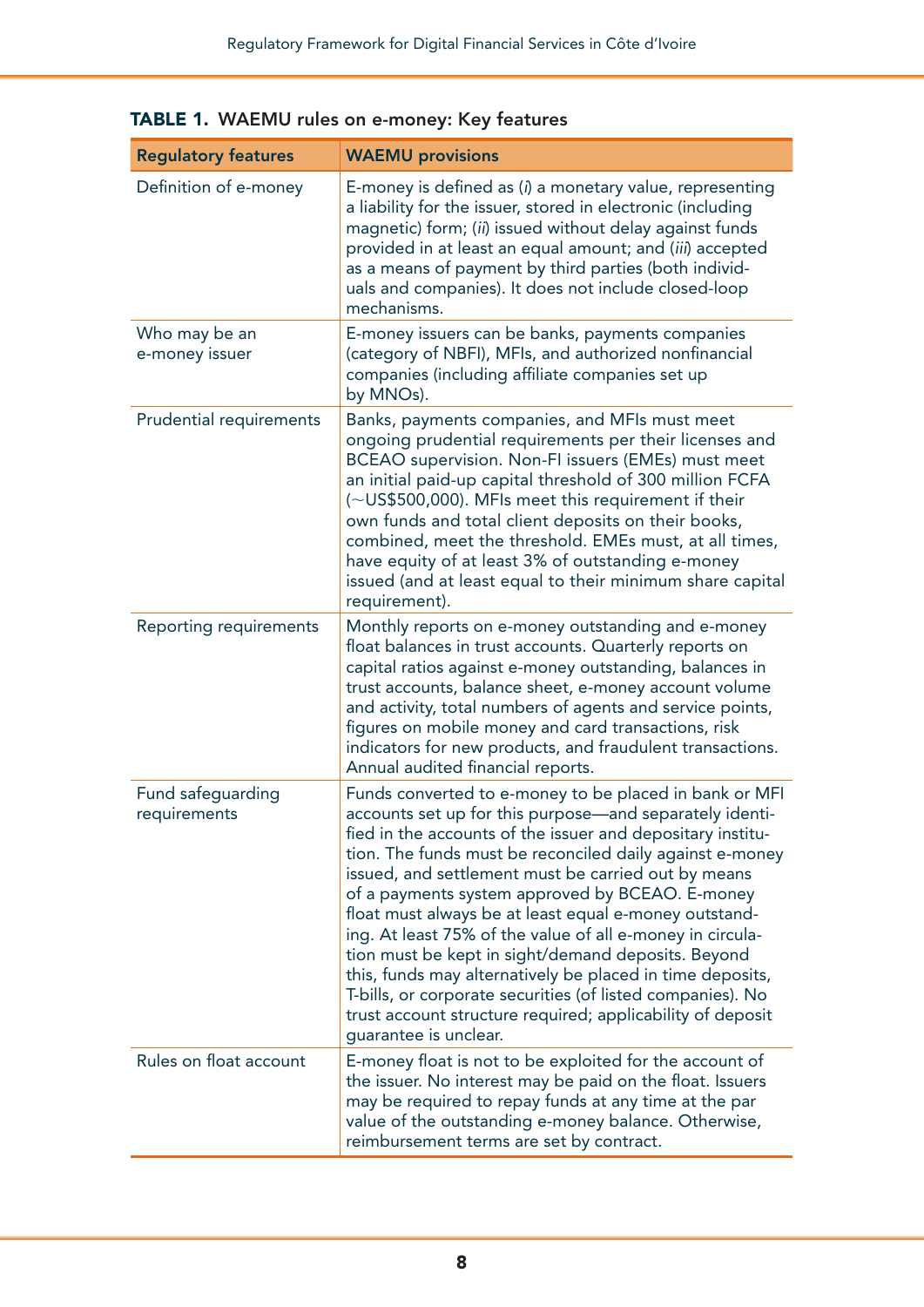**TABLE 1. WAEMU rules on e-money: Key features**

| Regulatory features | WAEMU provisions |
|---|---|
| Definition of e-money | E-money is defined as (*i*) a monetary value, representing a liability for the issuer, stored in electronic (including magnetic) form; (*ii*) issued without delay against funds provided in at least an equal amount; and (*iii*) accepted as a means of payment by third parties (both individuals and companies). It does not include closed-loop mechanisms. |
| Who may be an e-money issuer | E-money issuers can be banks, payments companies (category of NBFI), MFIs, and authorized nonfinancial companies (including affiliate companies set up by MNOs). |
| Prudential requirements | Banks, payments companies, and MFIs must meet ongoing prudential requirements per their licenses and BCEAO supervision. Non-FI issuers (EMEs) must meet an initial paid-up capital threshold of 300 million FCFA (~US$500,000). MFIs meet this requirement if their own funds and total client deposits on their books, combined, meet the threshold. EMEs must, at all times, have equity of at least 3% of outstanding e-money issued (and at least equal to their minimum share capital requirement). |
| Reporting requirements | Monthly reports on e-money outstanding and e-money float balances in trust accounts. Quarterly reports on capital ratios against e-money outstanding, balances in trust accounts, balance sheet, e-money account volume and activity, total numbers of agents and service points, figures on mobile money and card transactions, risk indicators for new products, and fraudulent transactions. Annual audited financial reports. |
| Fund safeguarding requirements | Funds converted to e-money to be placed in bank or MFI accounts set up for this purpose—and separately identified in the accounts of the issuer and depositary institution. The funds must be reconciled daily against e-money issued, and settlement must be carried out by means of a payments system approved by BCEAO. E-money float must always be at least equal e-money outstanding. At least 75% of the value of all e-money in circulation must be kept in sight/demand deposits. Beyond this, funds may alternatively be placed in time deposits, T-bills, or corporate securities (of listed companies). No trust account structure required; applicability of deposit guarantee is unclear. |
| Rules on float account | E-money float is not to be exploited for the account of the issuer. No interest may be paid on the float. Issuers may be required to repay funds at any time at the par value of the outstanding e-money balance. Otherwise, reimbursement terms are set by contract. |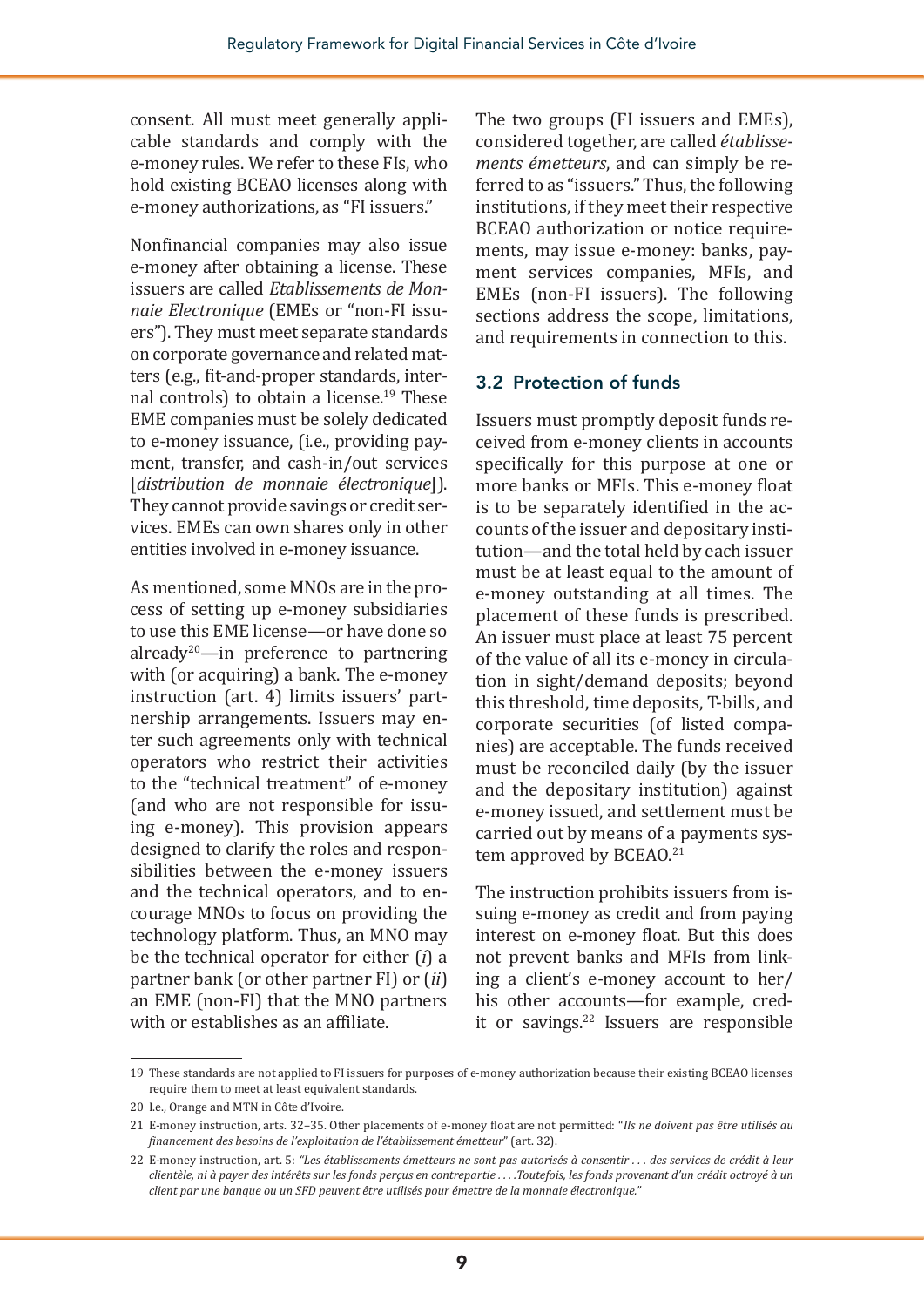consent. All must meet generally applicable standards and comply with the e-money rules. We refer to these FIs, who hold existing BCEAO licenses along with e-money authorizations, as "FI issuers."

Nonfinancial companies may also issue e-money after obtaining a license. These issuers are called *Etablissements de Monnaie Electronique* (EMEs or "non-FI issuers"). They must meet separate standards on corporate governance and related matters (e.g., fit-and-proper standards, internal controls) to obtain a license.[19] These EME companies must be solely dedicated to e-money issuance, (i.e., providing payment, transfer, and cash-in/out services [*distribution de monnaie électronique*]). They cannot provide savings or credit services. EMEs can own shares only in other entities involved in e-money issuance.

As mentioned, some MNOs are in the process of setting up e-money subsidiaries to use this EME license—or have done so already[20]—in preference to partnering with (or acquiring) a bank. The e-money instruction (art. 4) limits issuers' partnership arrangements. Issuers may enter such agreements only with technical operators who restrict their activities to the "technical treatment" of e-money (and who are not responsible for issuing e-money). This provision appears designed to clarify the roles and responsibilities between the e-money issuers and the technical operators, and to encourage MNOs to focus on providing the technology platform. Thus, an MNO may be the technical operator for either (*i*) a partner bank (or other partner FI) or (*ii*) an EME (non-FI) that the MNO partners with or establishes as an affiliate.

The two groups (FI issuers and EMEs), considered together, are called *établissements émetteurs*, and can simply be referred to as "issuers." Thus, the following institutions, if they meet their respective BCEAO authorization or notice requirements, may issue e-money: banks, payment services companies, MFIs, and EMEs (non-FI issuers). The following sections address the scope, limitations, and requirements in connection to this.

## 3.2 Protection of funds

Issuers must promptly deposit funds received from e-money clients in accounts specifically for this purpose at one or more banks or MFIs. This e-money float is to be separately identified in the accounts of the issuer and depositary institution—and the total held by each issuer must be at least equal to the amount of e-money outstanding at all times. The placement of these funds is prescribed. An issuer must place at least 75 percent of the value of all its e-money in circulation in sight/demand deposits; beyond this threshold, time deposits, T-bills, and corporate securities (of listed companies) are acceptable. The funds received must be reconciled daily (by the issuer and the depositary institution) against e-money issued, and settlement must be carried out by means of a payments system approved by BCEAO.[21]

The instruction prohibits issuers from issuing e-money as credit and from paying interest on e-money float. But this does not prevent banks and MFIs from linking a client's e-money account to her/his other accounts—for example, credit or savings.[22] Issuers are responsible

---

19 These standards are not applied to FI issuers for purposes of e-money authorization because their existing BCEAO licenses require them to meet at least equivalent standards.

20 I.e., Orange and MTN in Côte d'Ivoire.

21 E-money instruction, arts. 32–35. Other placements of e-money float are not permitted: "*Ils ne doivent pas être utilisés au financement des besoins de l'exploitation de l'établissement émetteur*" (art. 32).

22 E-money instruction, art. 5: *"Les établissements émetteurs ne sont pas autorisés à consentir . . . des services de crédit à leur clientèle, ni à payer des intérêts sur les fonds perçus en contrepartie . . . .Toutefois, les fonds provenant d'un crédit octroyé à un client par une banque ou un SFD peuvent être utilisés pour émettre de la monnaie électronique."*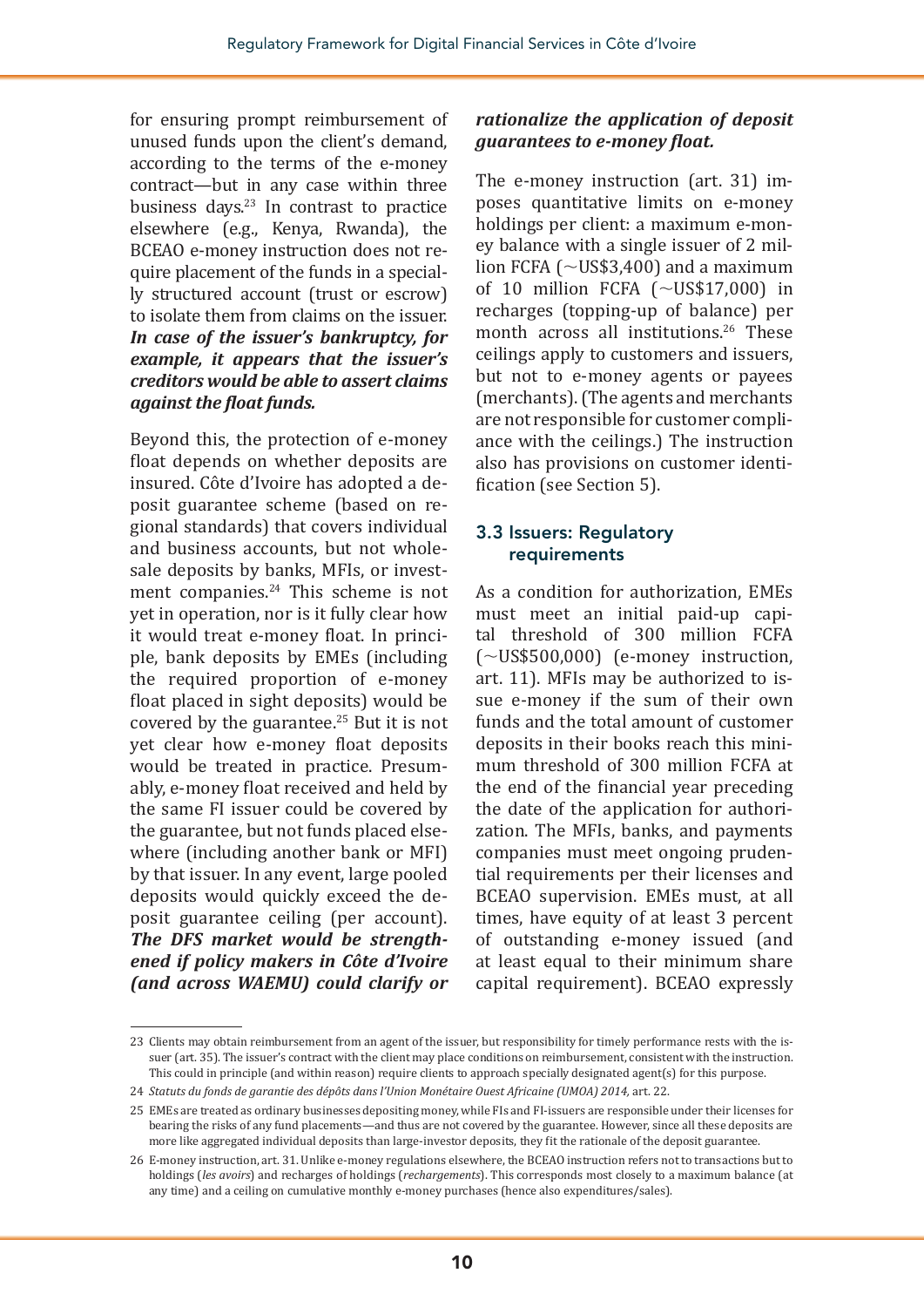for ensuring prompt reimbursement of unused funds upon the client's demand, according to the terms of the e-money contract—but in any case within three business days.[23] In contrast to practice elsewhere (e.g., Kenya, Rwanda), the BCEAO e-money instruction does not require placement of the funds in a specially structured account (trust or escrow) to isolate them from claims on the issuer. ***In case of the issuer's bankruptcy, for example, it appears that the issuer's creditors would be able to assert claims against the float funds.***

Beyond this, the protection of e-money float depends on whether deposits are insured. Côte d'Ivoire has adopted a deposit guarantee scheme (based on regional standards) that covers individual and business accounts, but not wholesale deposits by banks, MFIs, or investment companies.[24] This scheme is not yet in operation, nor is it fully clear how it would treat e-money float. In principle, bank deposits by EMEs (including the required proportion of e-money float placed in sight deposits) would be covered by the guarantee.[25] But it is not yet clear how e-money float deposits would be treated in practice. Presumably, e-money float received and held by the same FI issuer could be covered by the guarantee, but not funds placed elsewhere (including another bank or MFI) by that issuer. In any event, large pooled deposits would quickly exceed the deposit guarantee ceiling (per account). ***The DFS market would be strengthened if policy makers in Côte d'Ivoire (and across WAEMU) could clarify or rationalize the application of deposit guarantees to e-money float.***

The e-money instruction (art. 31) imposes quantitative limits on e-money holdings per client: a maximum e-money balance with a single issuer of 2 million FCFA (~US$3,400) and a maximum of 10 million FCFA (~US$17,000) in recharges (topping-up of balance) per month across all institutions.[26] These ceilings apply to customers and issuers, but not to e-money agents or payees (merchants). (The agents and merchants are not responsible for customer compliance with the ceilings.) The instruction also has provisions on customer identification (see Section 5).

### 3.3 Issuers: Regulatory requirements

As a condition for authorization, EMEs must meet an initial paid-up capital threshold of 300 million FCFA (~US$500,000) (e-money instruction, art. 11). MFIs may be authorized to issue e-money if the sum of their own funds and the total amount of customer deposits in their books reach this minimum threshold of 300 million FCFA at the end of the financial year preceding the date of the application for authorization. The MFIs, banks, and payments companies must meet ongoing prudential requirements per their licenses and BCEAO supervision. EMEs must, at all times, have equity of at least 3 percent of outstanding e-money issued (and at least equal to their minimum share capital requirement). BCEAO expressly

---

23 Clients may obtain reimbursement from an agent of the issuer, but responsibility for timely performance rests with the issuer (art. 35). The issuer's contract with the client may place conditions on reimbursement, consistent with the instruction. This could in principle (and within reason) require clients to approach specially designated agent(s) for this purpose.

24 *Statuts du fonds de garantie des dépôts dans l'Union Monétaire Ouest Africaine (UMOA) 2014*, art. 22.

25 EMEs are treated as ordinary businesses depositing money, while FIs and FI-issuers are responsible under their licenses for bearing the risks of any fund placements—and thus are not covered by the guarantee. However, since all these deposits are more like aggregated individual deposits than large-investor deposits, they fit the rationale of the deposit guarantee.

26 E-money instruction, art. 31. Unlike e-money regulations elsewhere, the BCEAO instruction refers not to transactions but to holdings (*les avoirs*) and recharges of holdings (*rechargements*). This corresponds most closely to a maximum balance (at any time) and a ceiling on cumulative monthly e-money purchases (hence also expenditures/sales).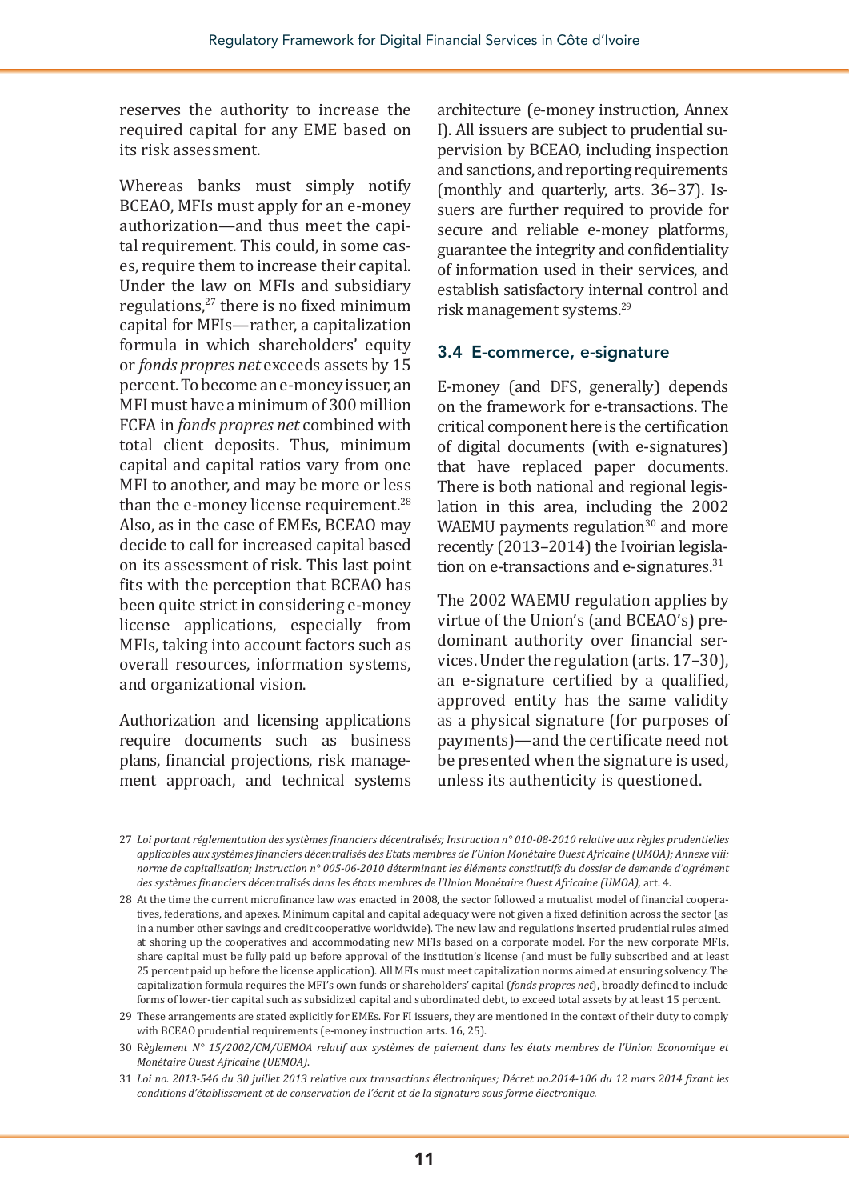reserves the authority to increase the required capital for any EME based on its risk assessment.

Whereas banks must simply notify BCEAO, MFIs must apply for an e-money authorization—and thus meet the capital requirement. This could, in some cases, require them to increase their capital. Under the law on MFIs and subsidiary regulations,[27] there is no fixed minimum capital for MFIs—rather, a capitalization formula in which shareholders' equity or *fonds propres net* exceeds assets by 15 percent. To become an e-money issuer, an MFI must have a minimum of 300 million FCFA in *fonds propres net* combined with total client deposits. Thus, minimum capital and capital ratios vary from one MFI to another, and may be more or less than the e-money license requirement.[28] Also, as in the case of EMEs, BCEAO may decide to call for increased capital based on its assessment of risk. This last point fits with the perception that BCEAO has been quite strict in considering e-money license applications, especially from MFIs, taking into account factors such as overall resources, information systems, and organizational vision.

Authorization and licensing applications require documents such as business plans, financial projections, risk management approach, and technical systems architecture (e-money instruction, Annex I). All issuers are subject to prudential supervision by BCEAO, including inspection and sanctions, and reporting requirements (monthly and quarterly, arts. 36–37). Issuers are further required to provide for secure and reliable e-money platforms, guarantee the integrity and confidentiality of information used in their services, and establish satisfactory internal control and risk management systems.[29]

### 3.4 E-commerce, e-signature

E-money (and DFS, generally) depends on the framework for e-transactions. The critical component here is the certification of digital documents (with e-signatures) that have replaced paper documents. There is both national and regional legislation in this area, including the 2002 WAEMU payments regulation[30] and more recently (2013–2014) the Ivoirian legislation on e-transactions and e-signatures.[31]

The 2002 WAEMU regulation applies by virtue of the Union's (and BCEAO's) predominant authority over financial services. Under the regulation (arts. 17–30), an e-signature certified by a qualified, approved entity has the same validity as a physical signature (for purposes of payments)—and the certificate need not be presented when the signature is used, unless its authenticity is questioned.

---

27 *Loi portant réglementation des systèmes financiers décentralisés; Instruction n° 010-08-2010 relative aux règles prudentielles applicables aux systèmes financiers décentralisés des Etats membres de l'Union Monétaire Ouest Africaine (UMOA); Annexe viii: norme de capitalisation; Instruction n° 005-06-2010 déterminant les éléments constitutifs du dossier de demande d'agrément des systèmes financiers décentralisés dans les états membres de l'Union Monétaire Ouest Africaine (UMOA),* art. 4.

28 At the time the current microfinance law was enacted in 2008, the sector followed a mutualist model of financial cooperatives, federations, and apexes. Minimum capital and capital adequacy were not given a fixed definition across the sector (as in a number other savings and credit cooperative worldwide). The new law and regulations inserted prudential rules aimed at shoring up the cooperatives and accommodating new MFIs based on a corporate model. For the new corporate MFIs, share capital must be fully paid up before approval of the institution's license (and must be fully subscribed and at least 25 percent paid up before the license application). All MFIs must meet capitalization norms aimed at ensuring solvency. The capitalization formula requires the MFI's own funds or shareholders' capital (*fonds propres net*), broadly defined to include forms of lower-tier capital such as subsidized capital and subordinated debt, to exceed total assets by at least 15 percent.

29 These arrangements are stated explicitly for EMEs. For FI issuers, they are mentioned in the context of their duty to comply with BCEAO prudential requirements (e-money instruction arts. 16, 25).

30 *Règlement N° 15/2002/CM/UEMOA relatif aux systèmes de paiement dans les états membres de l'Union Economique et Monétaire Ouest Africaine (UEMOA).*

31 *Loi no. 2013-546 du 30 juillet 2013 relative aux transactions électroniques; Décret no.2014-106 du 12 mars 2014 fixant les conditions d'établissement et de conservation de l'écrit et de la signature sous forme électronique.*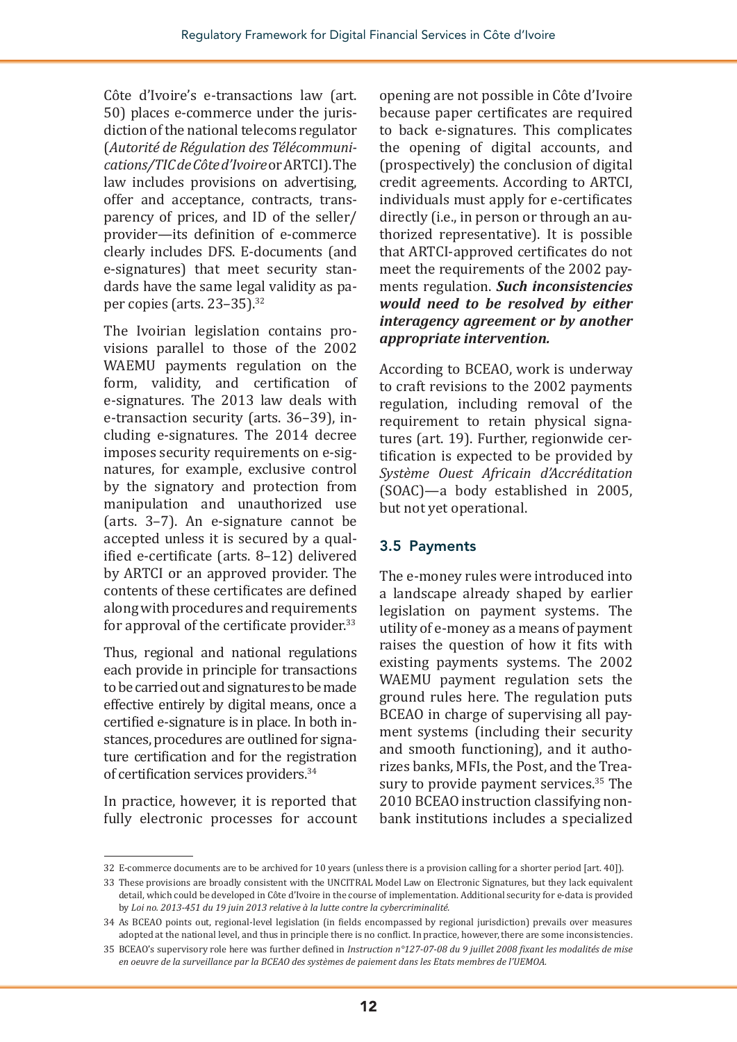Côte d'Ivoire's e-transactions law (art. 50) places e-commerce under the jurisdiction of the national telecoms regulator (*Autorité de Régulation des Télécommunications/TIC de Côte d'Ivoire* or ARTCI). The law includes provisions on advertising, offer and acceptance, contracts, transparency of prices, and ID of the seller/provider—its definition of e-commerce clearly includes DFS. E-documents (and e-signatures) that meet security standards have the same legal validity as paper copies (arts. 23–35).[32]

The Ivoirian legislation contains provisions parallel to those of the 2002 WAEMU payments regulation on the form, validity, and certification of e-signatures. The 2013 law deals with e-transaction security (arts. 36–39), including e-signatures. The 2014 decree imposes security requirements on e-signatures, for example, exclusive control by the signatory and protection from manipulation and unauthorized use (arts. 3–7). An e-signature cannot be accepted unless it is secured by a qualified e-certificate (arts. 8–12) delivered by ARTCI or an approved provider. The contents of these certificates are defined along with procedures and requirements for approval of the certificate provider.[33]

Thus, regional and national regulations each provide in principle for transactions to be carried out and signatures to be made effective entirely by digital means, once a certified e-signature is in place. In both instances, procedures are outlined for signature certification and for the registration of certification services providers.[34]

In practice, however, it is reported that fully electronic processes for account opening are not possible in Côte d'Ivoire because paper certificates are required to back e-signatures. This complicates the opening of digital accounts, and (prospectively) the conclusion of digital credit agreements. According to ARTCI, individuals must apply for e-certificates directly (i.e., in person or through an authorized representative). It is possible that ARTCI-approved certificates do not meet the requirements of the 2002 payments regulation. ***Such inconsistencies would need to be resolved by either interagency agreement or by another appropriate intervention.***

According to BCEAO, work is underway to craft revisions to the 2002 payments regulation, including removal of the requirement to retain physical signatures (art. 19). Further, regionwide certification is expected to be provided by *Système Ouest Africain d'Accréditation* (SOAC)—a body established in 2005, but not yet operational.

### 3.5 Payments

The e-money rules were introduced into a landscape already shaped by earlier legislation on payment systems. The utility of e-money as a means of payment raises the question of how it fits with existing payments systems. The 2002 WAEMU payment regulation sets the ground rules here. The regulation puts BCEAO in charge of supervising all payment systems (including their security and smooth functioning), and it authorizes banks, MFIs, the Post, and the Treasury to provide payment services.[35] The 2010 BCEAO instruction classifying nonbank institutions includes a specialized

---

32 E-commerce documents are to be archived for 10 years (unless there is a provision calling for a shorter period [art. 40]).

33 These provisions are broadly consistent with the UNCITRAL Model Law on Electronic Signatures, but they lack equivalent detail, which could be developed in Côte d'Ivoire in the course of implementation. Additional security for e-data is provided by *Loi no. 2013-451 du 19 juin 2013 relative à la lutte contre la cybercriminalité.*

34 As BCEAO points out, regional-level legislation (in fields encompassed by regional jurisdiction) prevails over measures adopted at the national level, and thus in principle there is no conflict. In practice, however, there are some inconsistencies.

35 BCEAO's supervisory role here was further defined in *Instruction n°127-07-08 du 9 juillet 2008 fixant les modalités de mise en oeuvre de la surveillance par la BCEAO des systèmes de paiement dans les Etats membres de l'UEMOA.*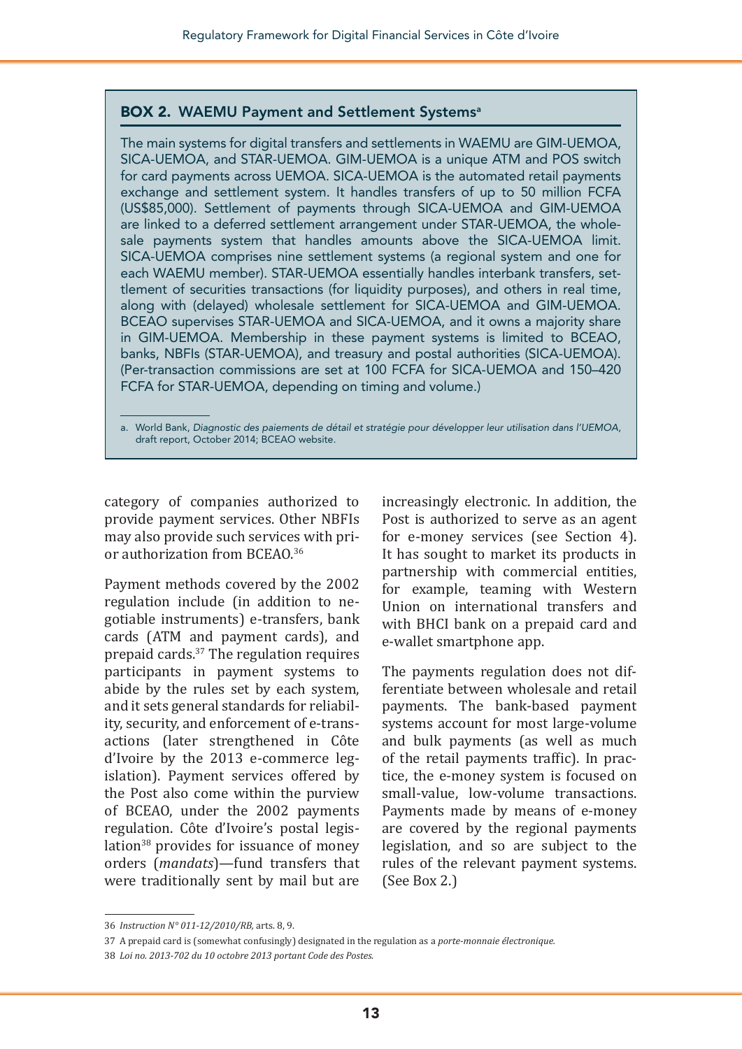### BOX 2. WAEMU Payment and Settlement Systems[a]

The main systems for digital transfers and settlements in WAEMU are GIM-UEMOA, SICA-UEMOA, and STAR-UEMOA. GIM-UEMOA is a unique ATM and POS switch for card payments across UEMOA. SICA-UEMOA is the automated retail payments exchange and settlement system. It handles transfers of up to 50 million FCFA (US$85,000). Settlement of payments through SICA-UEMOA and GIM-UEMOA are linked to a deferred settlement arrangement under STAR-UEMOA, the wholesale payments system that handles amounts above the SICA-UEMOA limit. SICA-UEMOA comprises nine settlement systems (a regional system and one for each WAEMU member). STAR-UEMOA essentially handles interbank transfers, settlement of securities transactions (for liquidity purposes), and others in real time, along with (delayed) wholesale settlement for SICA-UEMOA and GIM-UEMOA. BCEAO supervises STAR-UEMOA and SICA-UEMOA, and it owns a majority share in GIM-UEMOA. Membership in these payment systems is limited to BCEAO, banks, NBFIs (STAR-UEMOA), and treasury and postal authorities (SICA-UEMOA). (Per-transaction commissions are set at 100 FCFA for SICA-UEMOA and 150–420 FCFA for STAR-UEMOA, depending on timing and volume.)

a. World Bank, *Diagnostic des paiements de détail et stratégie pour développer leur utilisation dans l'UEMOA*, draft report, October 2014; BCEAO website.

category of companies authorized to provide payment services. Other NBFIs may also provide such services with prior authorization from BCEAO.[36]

Payment methods covered by the 2002 regulation include (in addition to negotiable instruments) e-transfers, bank cards (ATM and payment cards), and prepaid cards.[37] The regulation requires participants in payment systems to abide by the rules set by each system, and it sets general standards for reliability, security, and enforcement of e-transactions (later strengthened in Côte d'Ivoire by the 2013 e-commerce legislation). Payment services offered by the Post also come within the purview of BCEAO, under the 2002 payments regulation. Côte d'Ivoire's postal legislation[38] provides for issuance of money orders (*mandats*)—fund transfers that were traditionally sent by mail but are increasingly electronic. In addition, the Post is authorized to serve as an agent for e-money services (see Section 4). It has sought to market its products in partnership with commercial entities, for example, teaming with Western Union on international transfers and with BHCI bank on a prepaid card and e-wallet smartphone app.

The payments regulation does not differentiate between wholesale and retail payments. The bank-based payment systems account for most large-volume and bulk payments (as well as much of the retail payments traffic). In practice, the e-money system is focused on small-value, low-volume transactions. Payments made by means of e-money are covered by the regional payments legislation, and so are subject to the rules of the relevant payment systems. (See Box 2.)

---

36 *Instruction N° 011-12/2010/RB*, arts. 8, 9.

37 A prepaid card is (somewhat confusingly) designated in the regulation as a *porte-monnaie électronique*.

38 *Loi no. 2013-702 du 10 octobre 2013 portant Code des Postes*.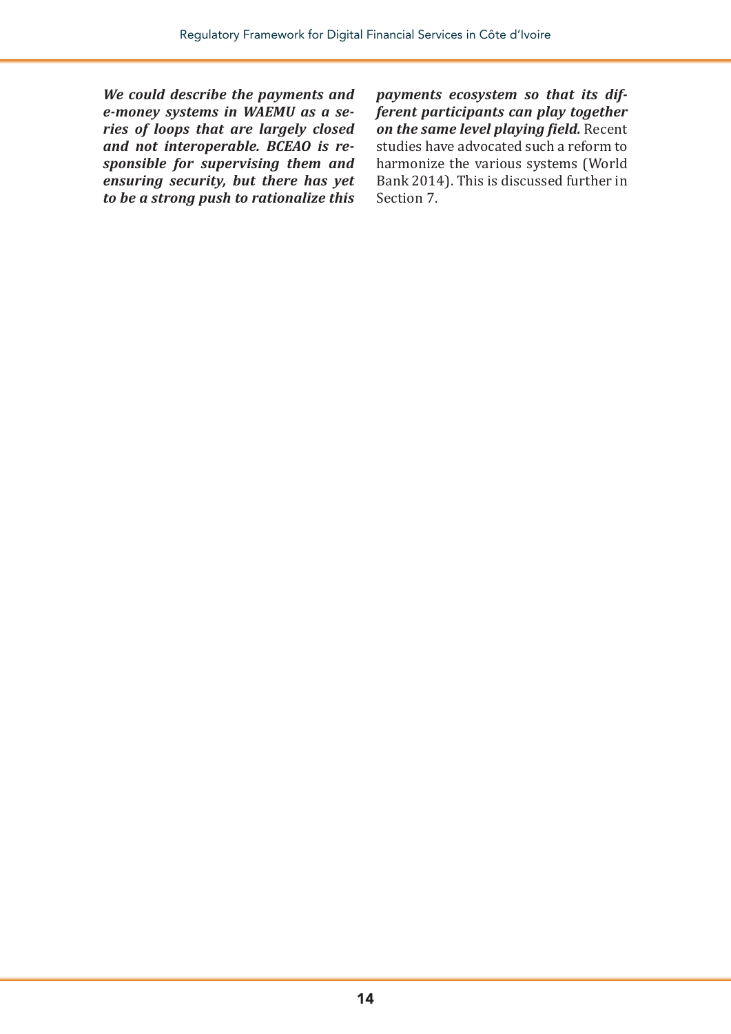***We could describe the payments and e-money systems in WAEMU as a series of loops that are largely closed and not interoperable. BCEAO is responsible for supervising them and ensuring security, but there has yet to be a strong push to rationalize this payments ecosystem so that its different participants can play together on the same level playing field.*** Recent studies have advocated such a reform to harmonize the various systems (World Bank 2014). This is discussed further in Section 7.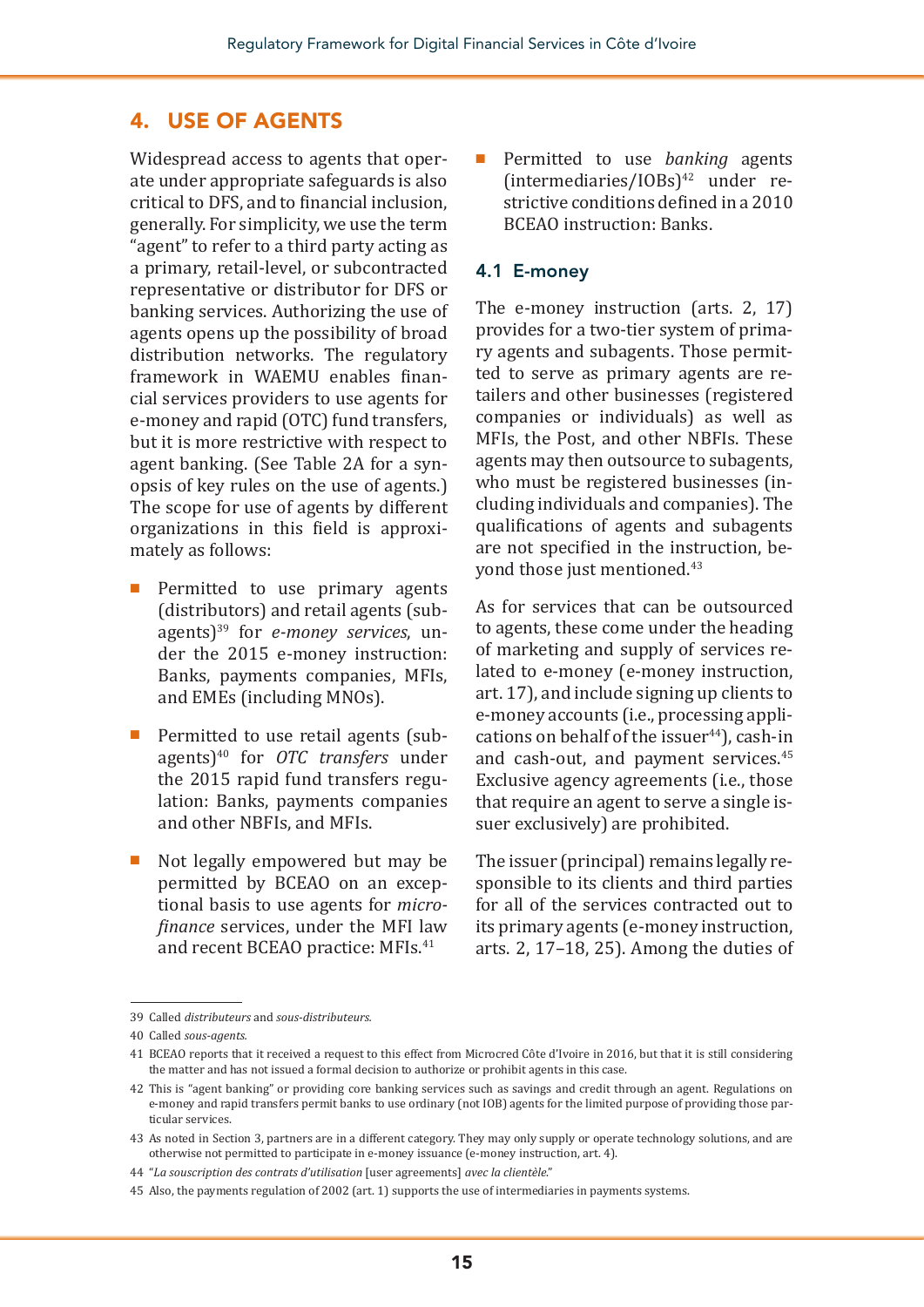## 4. USE OF AGENTS

Widespread access to agents that operate under appropriate safeguards is also critical to DFS, and to financial inclusion, generally. For simplicity, we use the term "agent" to refer to a third party acting as a primary, retail-level, or subcontracted representative or distributor for DFS or banking services. Authorizing the use of agents opens up the possibility of broad distribution networks. The regulatory framework in WAEMU enables financial services providers to use agents for e-money and rapid (OTC) fund transfers, but it is more restrictive with respect to agent banking. (See Table 2A for a synopsis of key rules on the use of agents.) The scope for use of agents by different organizations in this field is approximately as follows:

- Permitted to use primary agents (distributors) and retail agents (subagents)[39] for *e-money services*, under the 2015 e-money instruction: Banks, payments companies, MFIs, and EMEs (including MNOs).
- Permitted to use retail agents (subagents)[40] for *OTC transfers* under the 2015 rapid fund transfers regulation: Banks, payments companies and other NBFIs, and MFIs.
- Not legally empowered but may be permitted by BCEAO on an exceptional basis to use agents for *microfinance* services, under the MFI law and recent BCEAO practice: MFIs.[41]
- Permitted to use *banking* agents (intermediaries/IOBs)[42] under restrictive conditions defined in a 2010 BCEAO instruction: Banks.

### 4.1 E-money

The e-money instruction (arts. 2, 17) provides for a two-tier system of primary agents and subagents. Those permitted to serve as primary agents are retailers and other businesses (registered companies or individuals) as well as MFIs, the Post, and other NBFIs. These agents may then outsource to subagents, who must be registered businesses (including individuals and companies). The qualifications of agents and subagents are not specified in the instruction, beyond those just mentioned.[43]

As for services that can be outsourced to agents, these come under the heading of marketing and supply of services related to e-money (e-money instruction, art. 17), and include signing up clients to e-money accounts (i.e., processing applications on behalf of the issuer[44]), cash-in and cash-out, and payment services.[45] Exclusive agency agreements (i.e., those that require an agent to serve a single issuer exclusively) are prohibited.

The issuer (principal) remains legally responsible to its clients and third parties for all of the services contracted out to its primary agents (e-money instruction, arts. 2, 17–18, 25). Among the duties of

---

39 Called *distributeurs* and *sous-distributeurs*.

40 Called *sous-agents*.

41 BCEAO reports that it received a request to this effect from Microcred Côte d'Ivoire in 2016, but that it is still considering the matter and has not issued a formal decision to authorize or prohibit agents in this case.

42 This is "agent banking" or providing core banking services such as savings and credit through an agent. Regulations on e-money and rapid transfers permit banks to use ordinary (not IOB) agents for the limited purpose of providing those particular services.

43 As noted in Section 3, partners are in a different category. They may only supply or operate technology solutions, and are otherwise not permitted to participate in e-money issuance (e-money instruction, art. 4).

44 "*La souscription des contrats d'utilisation* [user agreements] *avec la clientèle*."

45 Also, the payments regulation of 2002 (art. 1) supports the use of intermediaries in payments systems.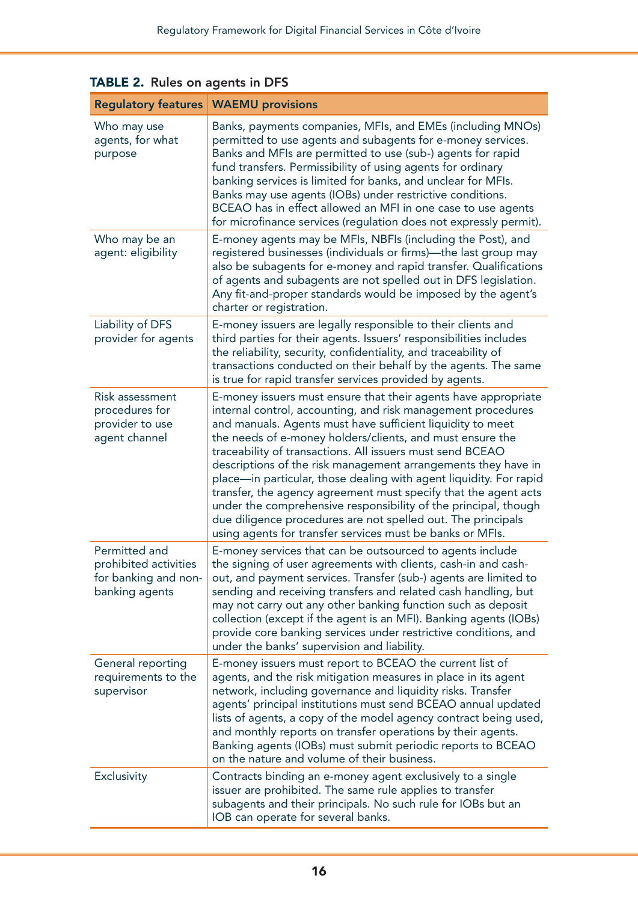**TABLE 2. Rules on agents in DFS**

| Regulatory features | WAEMU provisions |
| --- | --- |
| Who may use agents, for what purpose | Banks, payments companies, MFIs, and EMEs (including MNOs) permitted to use agents and subagents for e-money services. Banks and MFIs are permitted to use (sub-) agents for rapid fund transfers. Permissibility of using agents for ordinary banking services is limited for banks, and unclear for MFIs. Banks may use agents (IOBs) under restrictive conditions. BCEAO has in effect allowed an MFI in one case to use agents for microfinance services (regulation does not expressly permit). |
| Who may be an agent: eligibility | E-money agents may be MFIs, NBFIs (including the Post), and registered businesses (individuals or firms)—the last group may also be subagents for e-money and rapid transfer. Qualifications of agents and subagents are not spelled out in DFS legislation. Any fit-and-proper standards would be imposed by the agent's charter or registration. |
| Liability of DFS provider for agents | E-money issuers are legally responsible to their clients and third parties for their agents. Issuers' responsibilities includes the reliability, security, confidentiality, and traceability of transactions conducted on their behalf by the agents. The same is true for rapid transfer services provided by agents. |
| Risk assessment procedures for provider to use agent channel | E-money issuers must ensure that their agents have appropriate internal control, accounting, and risk management procedures and manuals. Agents must have sufficient liquidity to meet the needs of e-money holders/clients, and must ensure the traceability of transactions. All issuers must send BCEAO descriptions of the risk management arrangements they have in place—in particular, those dealing with agent liquidity. For rapid transfer, the agency agreement must specify that the agent acts under the comprehensive responsibility of the principal, though due diligence procedures are not spelled out. The principals using agents for transfer services must be banks or MFIs. |
| Permitted and prohibited activities for banking and non-banking agents | E-money services that can be outsourced to agents include the signing of user agreements with clients, cash-in and cash-out, and payment services. Transfer (sub-) agents are limited to sending and receiving transfers and related cash handling, but may not carry out any other banking function such as deposit collection (except if the agent is an MFI). Banking agents (IOBs) provide core banking services under restrictive conditions, and under the banks' supervision and liability. |
| General reporting requirements to the supervisor | E-money issuers must report to BCEAO the current list of agents, and the risk mitigation measures in place in its agent network, including governance and liquidity risks. Transfer agents' principal institutions must send BCEAO annual updated lists of agents, a copy of the model agency contract being used, and monthly reports on transfer operations by their agents. Banking agents (IOBs) must submit periodic reports to BCEAO on the nature and volume of their business. |
| Exclusivity | Contracts binding an e-money agent exclusively to a single issuer are prohibited. The same rule applies to transfer subagents and their principals. No such rule for IOBs but an IOB can operate for several banks. |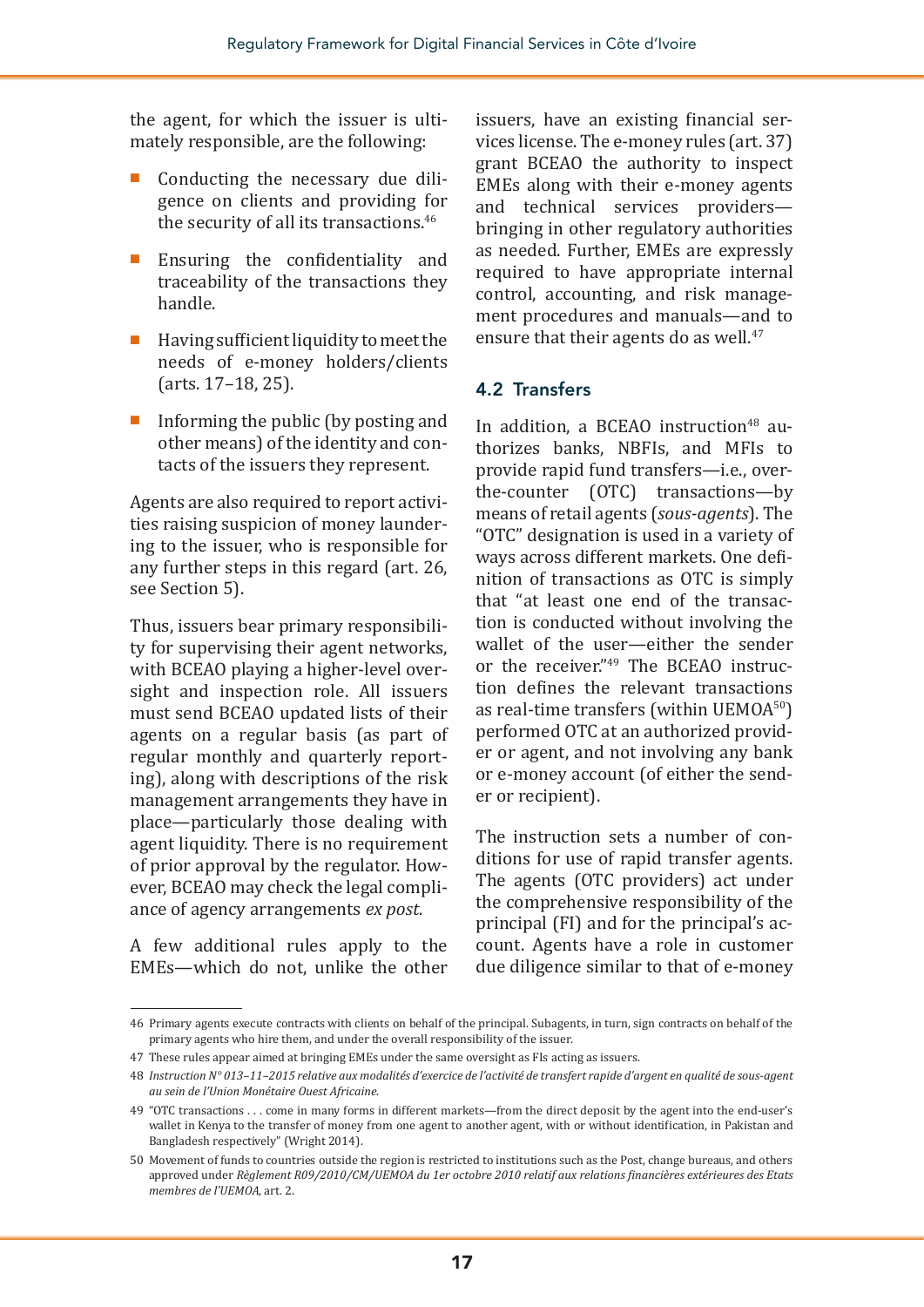the agent, for which the issuer is ultimately responsible, are the following:

- Conducting the necessary due diligence on clients and providing for the security of all its transactions.[46]
- Ensuring the confidentiality and traceability of the transactions they handle.
- Having sufficient liquidity to meet the needs of e-money holders/clients (arts. 17–18, 25).
- Informing the public (by posting and other means) of the identity and contacts of the issuers they represent.

Agents are also required to report activities raising suspicion of money laundering to the issuer, who is responsible for any further steps in this regard (art. 26, see Section 5).

Thus, issuers bear primary responsibility for supervising their agent networks, with BCEAO playing a higher-level oversight and inspection role. All issuers must send BCEAO updated lists of their agents on a regular basis (as part of regular monthly and quarterly reporting), along with descriptions of the risk management arrangements they have in place—particularly those dealing with agent liquidity. There is no requirement of prior approval by the regulator. However, BCEAO may check the legal compliance of agency arrangements *ex post.*

A few additional rules apply to the EMEs—which do not, unlike the other issuers, have an existing financial services license. The e-money rules (art. 37) grant BCEAO the authority to inspect EMEs along with their e-money agents and technical services providers—bringing in other regulatory authorities as needed. Further, EMEs are expressly required to have appropriate internal control, accounting, and risk management procedures and manuals—and to ensure that their agents do as well.[47]

## 4.2 Transfers

In addition, a BCEAO instruction[48] authorizes banks, NBFIs, and MFIs to provide rapid fund transfers—i.e., over-the-counter (OTC) transactions—by means of retail agents (*sous-agents*). The "OTC" designation is used in a variety of ways across different markets. One definition of transactions as OTC is simply that "at least one end of the transaction is conducted without involving the wallet of the user—either the sender or the receiver."[49] The BCEAO instruction defines the relevant transactions as real-time transfers (within UEMOA[50]) performed OTC at an authorized provider or agent, and not involving any bank or e-money account (of either the sender or recipient).

The instruction sets a number of conditions for use of rapid transfer agents. The agents (OTC providers) act under the comprehensive responsibility of the principal (FI) and for the principal's account. Agents have a role in customer due diligence similar to that of e-money

---

46 Primary agents execute contracts with clients on behalf of the principal. Subagents, in turn, sign contracts on behalf of the primary agents who hire them, and under the overall responsibility of the issuer.

47 These rules appear aimed at bringing EMEs under the same oversight as FIs acting as issuers.

48 *Instruction N° 013–11–2015 relative aux modalités d'exercice de l'activité de transfert rapide d'argent en qualité de sous-agent au sein de l'Union Monétaire Ouest Africaine.*

49 "OTC transactions . . . come in many forms in different markets—from the direct deposit by the agent into the end-user's wallet in Kenya to the transfer of money from one agent to another agent, with or without identification, in Pakistan and Bangladesh respectively" (Wright 2014).

50 Movement of funds to countries outside the region is restricted to institutions such as the Post, change bureaus, and others approved under *Règlement R09/2010/CM/UEMOA du 1er octobre 2010 relatif aux relations financières extérieures des Etats membres de l'UEMOA*, art. 2.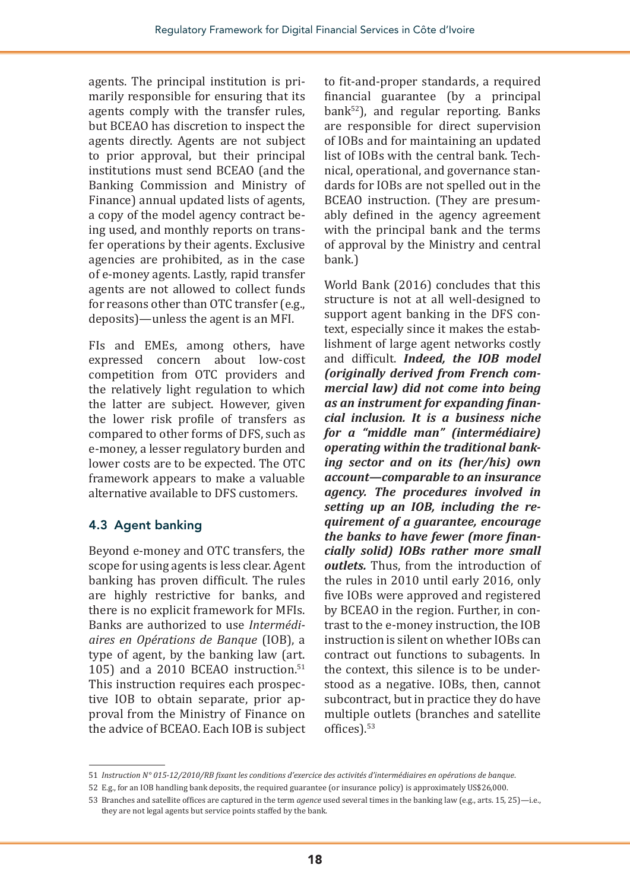agents. The principal institution is primarily responsible for ensuring that its agents comply with the transfer rules, but BCEAO has discretion to inspect the agents directly. Agents are not subject to prior approval, but their principal institutions must send BCEAO (and the Banking Commission and Ministry of Finance) annual updated lists of agents, a copy of the model agency contract being used, and monthly reports on transfer operations by their agents. Exclusive agencies are prohibited, as in the case of e-money agents. Lastly, rapid transfer agents are not allowed to collect funds for reasons other than OTC transfer (e.g., deposits)—unless the agent is an MFI.

FIs and EMEs, among others, have expressed concern about low-cost competition from OTC providers and the relatively light regulation to which the latter are subject. However, given the lower risk profile of transfers as compared to other forms of DFS, such as e-money, a lesser regulatory burden and lower costs are to be expected. The OTC framework appears to make a valuable alternative available to DFS customers.

## 4.3 Agent banking

Beyond e-money and OTC transfers, the scope for using agents is less clear. Agent banking has proven difficult. The rules are highly restrictive for banks, and there is no explicit framework for MFIs. Banks are authorized to use *Intermédiaires en Opérations de Banque* (IOB), a type of agent, by the banking law (art. 105) and a 2010 BCEAO instruction.[51] This instruction requires each prospective IOB to obtain separate, prior approval from the Ministry of Finance on the advice of BCEAO. Each IOB is subject to fit-and-proper standards, a required financial guarantee (by a principal bank[52]), and regular reporting. Banks are responsible for direct supervision of IOBs and for maintaining an updated list of IOBs with the central bank. Technical, operational, and governance standards for IOBs are not spelled out in the BCEAO instruction. (They are presumably defined in the agency agreement with the principal bank and the terms of approval by the Ministry and central bank.)

World Bank (2016) concludes that this structure is not at all well-designed to support agent banking in the DFS context, especially since it makes the establishment of large agent networks costly and difficult. ***Indeed, the IOB model (originally derived from French commercial law) did not come into being as an instrument for expanding financial inclusion. It is a business niche for a "middle man" (intermédiaire) operating within the traditional banking sector and on its (her/his) own account—comparable to an insurance agency. The procedures involved in setting up an IOB, including the requirement of a guarantee, encourage the banks to have fewer (more financially solid) IOBs rather more small outlets.*** Thus, from the introduction of the rules in 2010 until early 2016, only five IOBs were approved and registered by BCEAO in the region. Further, in contrast to the e-money instruction, the IOB instruction is silent on whether IOBs can contract out functions to subagents. In the context, this silence is to be understood as a negative. IOBs, then, cannot subcontract, but in practice they do have multiple outlets (branches and satellite offices).[53]

---

51 *Instruction N° 015-12/2010/RB fixant les conditions d'exercice des activités d'intermédiaires en opérations de banque.*

52 E.g., for an IOB handling bank deposits, the required guarantee (or insurance policy) is approximately US$26,000.

53 Branches and satellite offices are captured in the term *agence* used several times in the banking law (e.g., arts. 15, 25)—i.e., they are not legal agents but service points staffed by the bank.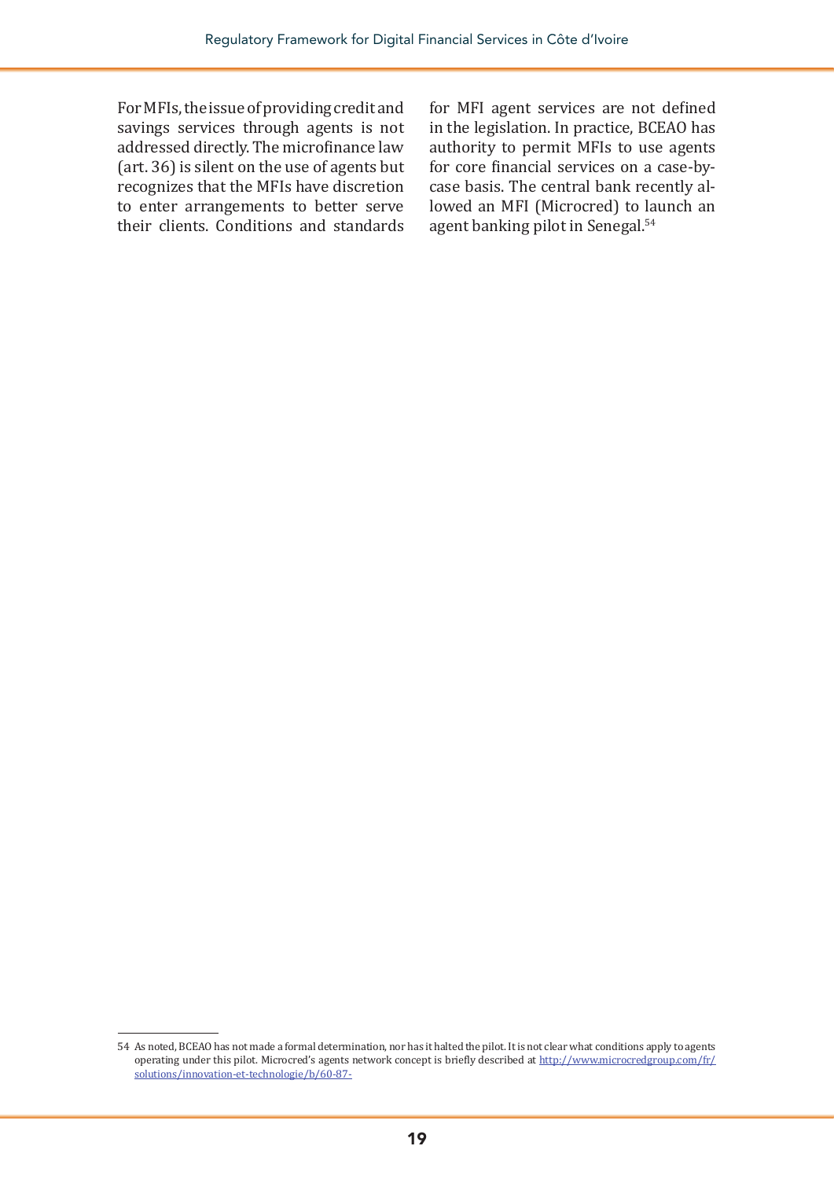For MFIs, the issue of providing credit and savings services through agents is not addressed directly. The microfinance law (art. 36) is silent on the use of agents but recognizes that the MFIs have discretion to enter arrangements to better serve their clients. Conditions and standards for MFI agent services are not defined in the legislation. In practice, BCEAO has authority to permit MFIs to use agents for core financial services on a case-by-case basis. The central bank recently allowed an MFI (Microcred) to launch an agent banking pilot in Senegal.[54]

---

54 As noted, BCEAO has not made a formal determination, nor has it halted the pilot. It is not clear what conditions apply to agents operating under this pilot. Microcred's agents network concept is briefly described at http://www.microcredgroup.com/fr/solutions/innovation-et-technologie/b/60-87-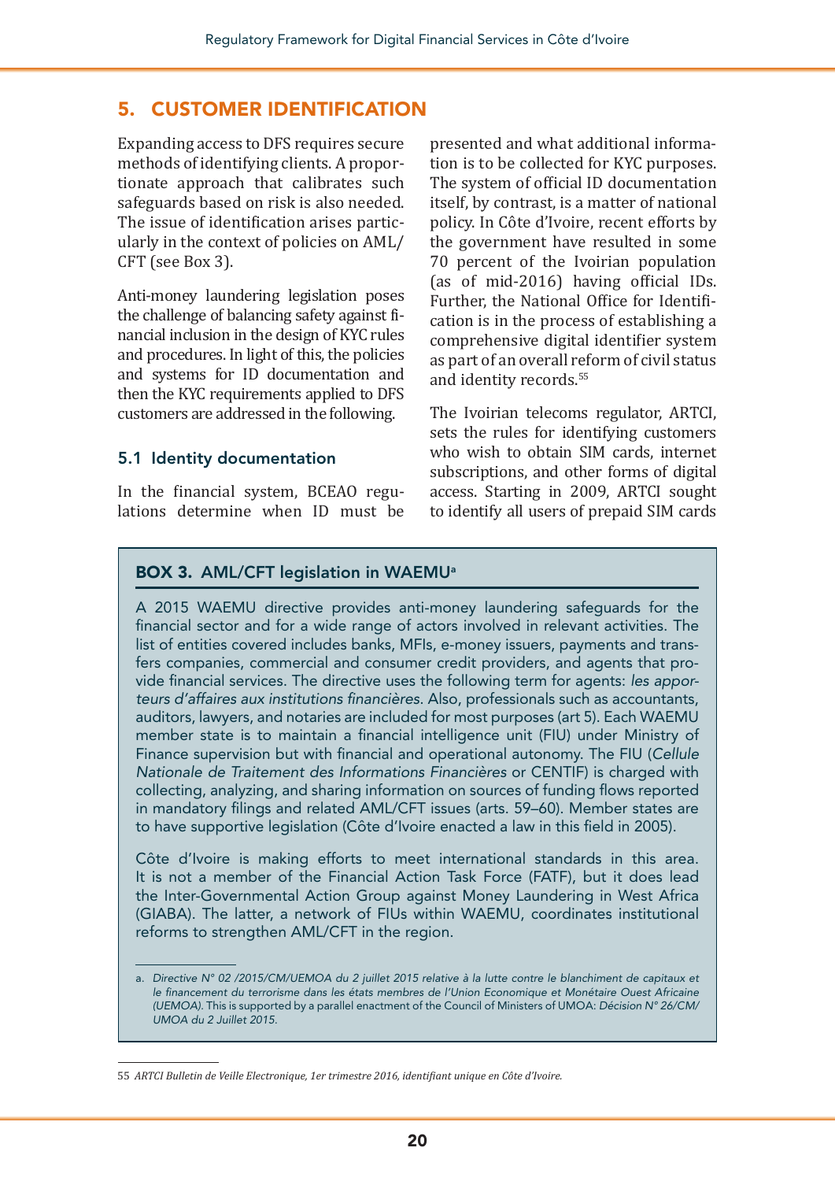## 5. CUSTOMER IDENTIFICATION

Expanding access to DFS requires secure methods of identifying clients. A proportionate approach that calibrates such safeguards based on risk is also needed. The issue of identification arises particularly in the context of policies on AML/CFT (see Box 3).

Anti-money laundering legislation poses the challenge of balancing safety against financial inclusion in the design of KYC rules and procedures. In light of this, the policies and systems for ID documentation and then the KYC requirements applied to DFS customers are addressed in the following.

### 5.1 Identity documentation

In the financial system, BCEAO regulations determine when ID must be presented and what additional information is to be collected for KYC purposes. The system of official ID documentation itself, by contrast, is a matter of national policy. In Côte d'Ivoire, recent efforts by the government have resulted in some 70 percent of the Ivoirian population (as of mid-2016) having official IDs. Further, the National Office for Identification is in the process of establishing a comprehensive digital identifier system as part of an overall reform of civil status and identity records.[55]

The Ivoirian telecoms regulator, ARTCI, sets the rules for identifying customers who wish to obtain SIM cards, internet subscriptions, and other forms of digital access. Starting in 2009, ARTCI sought to identify all users of prepaid SIM cards

> **BOX 3. AML/CFT legislation in WAEMU[a]**
>
> A 2015 WAEMU directive provides anti-money laundering safeguards for the financial sector and for a wide range of actors involved in relevant activities. The list of entities covered includes banks, MFIs, e-money issuers, payments and transfers companies, commercial and consumer credit providers, and agents that provide financial services. The directive uses the following term for agents: *les apporteurs d'affaires aux institutions financières*. Also, professionals such as accountants, auditors, lawyers, and notaries are included for most purposes (art 5). Each WAEMU member state is to maintain a financial intelligence unit (FIU) under Ministry of Finance supervision but with financial and operational autonomy. The FIU (*Cellule Nationale de Traitement des Informations Financières* or CENTIF) is charged with collecting, analyzing, and sharing information on sources of funding flows reported in mandatory filings and related AML/CFT issues (arts. 59–60). Member states are to have supportive legislation (Côte d'Ivoire enacted a law in this field in 2005).
>
> Côte d'Ivoire is making efforts to meet international standards in this area. It is not a member of the Financial Action Task Force (FATF), but it does lead the Inter-Governmental Action Group against Money Laundering in West Africa (GIABA). The latter, a network of FIUs within WAEMU, coordinates institutional reforms to strengthen AML/CFT in the region.
>
> a. *Directive N° 02 /2015/CM/UEMOA du 2 juillet 2015 relative à la lutte contre le blanchiment de capitaux et le financement du terrorisme dans les états membres de l'Union Economique et Monétaire Ouest Africaine (UEMOA)*. This is supported by a parallel enactment of the Council of Ministers of UMOA: *Décision N° 26/CM/UMOA du 2 Juillet 2015.*

55 *ARTCI Bulletin de Veille Electronique, 1er trimestre 2016, identifiant unique en Côte d'Ivoire.*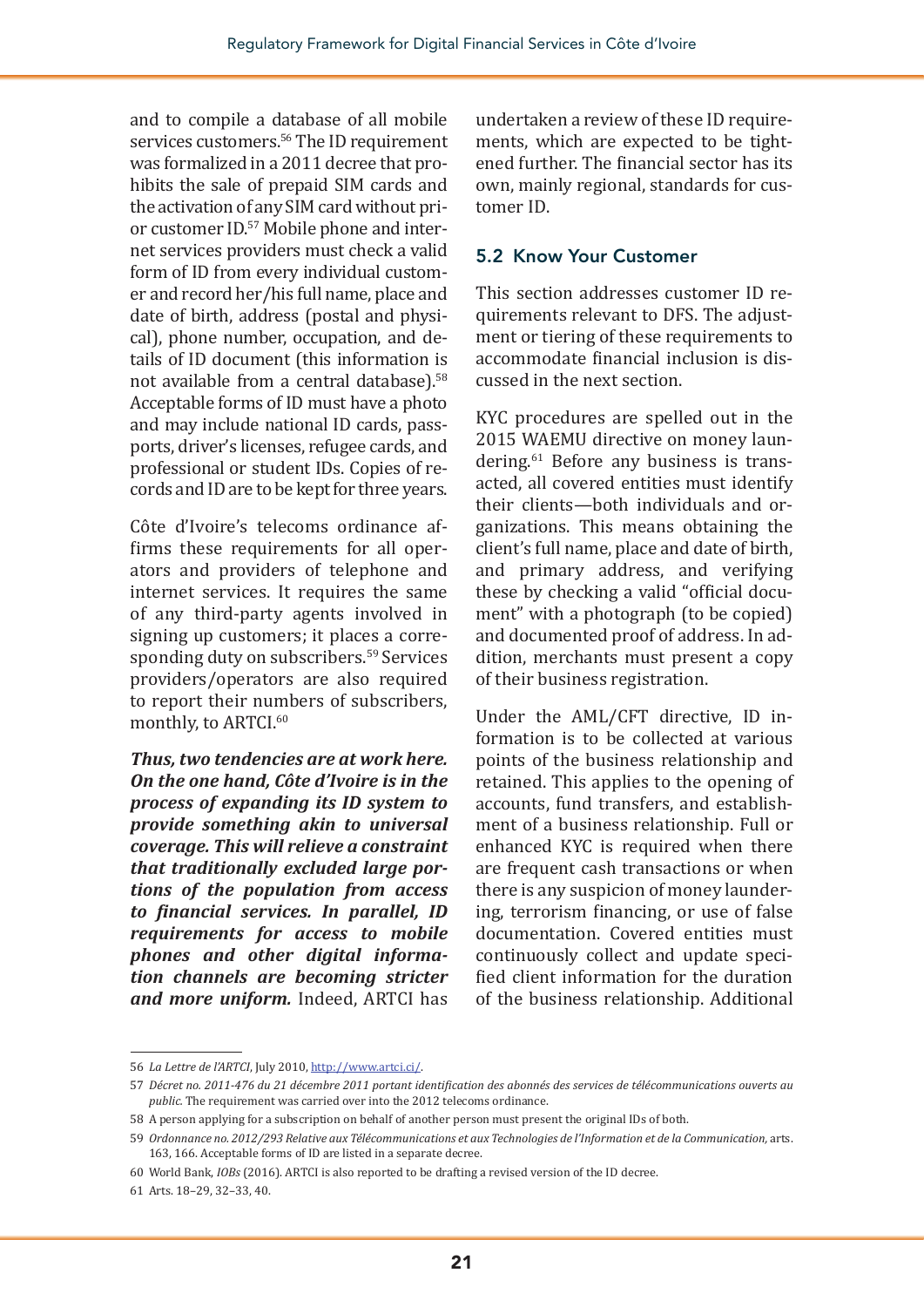and to compile a database of all mobile services customers.[56] The ID requirement was formalized in a 2011 decree that prohibits the sale of prepaid SIM cards and the activation of any SIM card without prior customer ID.[57] Mobile phone and internet services providers must check a valid form of ID from every individual customer and record her/his full name, place and date of birth, address (postal and physical), phone number, occupation, and details of ID document (this information is not available from a central database).[58] Acceptable forms of ID must have a photo and may include national ID cards, passports, driver's licenses, refugee cards, and professional or student IDs. Copies of records and ID are to be kept for three years.

Côte d'Ivoire's telecoms ordinance affirms these requirements for all operators and providers of telephone and internet services. It requires the same of any third-party agents involved in signing up customers; it places a corresponding duty on subscribers.[59] Services providers/operators are also required to report their numbers of subscribers, monthly, to ARTCI.[60]

***Thus, two tendencies are at work here. On the one hand, Côte d'Ivoire is in the process of expanding its ID system to provide something akin to universal coverage. This will relieve a constraint that traditionally excluded large portions of the population from access to financial services. In parallel, ID requirements for access to mobile phones and other digital information channels are becoming stricter and more uniform.*** Indeed, ARTCI has undertaken a review of these ID requirements, which are expected to be tightened further. The financial sector has its own, mainly regional, standards for customer ID.

## 5.2 Know Your Customer

This section addresses customer ID requirements relevant to DFS. The adjustment or tiering of these requirements to accommodate financial inclusion is discussed in the next section.

KYC procedures are spelled out in the 2015 WAEMU directive on money laundering.[61] Before any business is transacted, all covered entities must identify their clients—both individuals and organizations. This means obtaining the client's full name, place and date of birth, and primary address, and verifying these by checking a valid "official document" with a photograph (to be copied) and documented proof of address. In addition, merchants must present a copy of their business registration.

Under the AML/CFT directive, ID information is to be collected at various points of the business relationship and retained. This applies to the opening of accounts, fund transfers, and establishment of a business relationship. Full or enhanced KYC is required when there are frequent cash transactions or when there is any suspicion of money laundering, terrorism financing, or use of false documentation. Covered entities must continuously collect and update specified client information for the duration of the business relationship. Additional

---

56 *La Lettre de l'ARTCI*, July 2010, http://www.artci.ci/.

57 *Décret no. 2011-476 du 21 décembre 2011 portant identification des abonnés des services de télécommunications ouverts au public.* The requirement was carried over into the 2012 telecoms ordinance.

58 A person applying for a subscription on behalf of another person must present the original IDs of both.

59 *Ordonnance no. 2012/293 Relative aux Télécommunications et aux Technologies de l'Information et de la Communication,* arts. 163, 166. Acceptable forms of ID are listed in a separate decree.

60 World Bank, *IOBs* (2016). ARTCI is also reported to be drafting a revised version of the ID decree.

61 Arts. 18–29, 32–33, 40.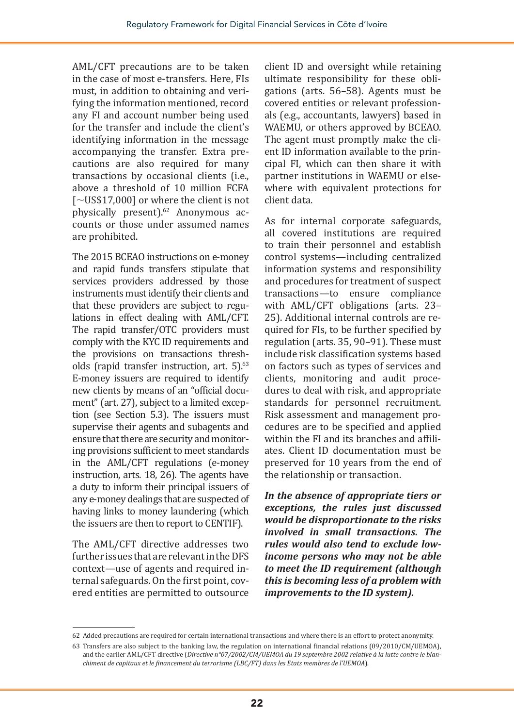AML/CFT precautions are to be taken in the case of most e-transfers. Here, FIs must, in addition to obtaining and verifying the information mentioned, record any FI and account number being used for the transfer and include the client's identifying information in the message accompanying the transfer. Extra precautions are also required for many transactions by occasional clients (i.e., above a threshold of 10 million FCFA [~US$17,000] or where the client is not physically present).[62] Anonymous accounts or those under assumed names are prohibited.

The 2015 BCEAO instructions on e-money and rapid funds transfers stipulate that services providers addressed by those instruments must identify their clients and that these providers are subject to regulations in effect dealing with AML/CFT. The rapid transfer/OTC providers must comply with the KYC ID requirements and the provisions on transactions thresholds (rapid transfer instruction, art. 5).[63] E-money issuers are required to identify new clients by means of an "official document" (art. 27), subject to a limited exception (see Section 5.3). The issuers must supervise their agents and subagents and ensure that there are security and monitoring provisions sufficient to meet standards in the AML/CFT regulations (e-money instruction, arts. 18, 26). The agents have a duty to inform their principal issuers of any e-money dealings that are suspected of having links to money laundering (which the issuers are then to report to CENTIF).

The AML/CFT directive addresses two further issues that are relevant in the DFS context—use of agents and required internal safeguards. On the first point, covered entities are permitted to outsource client ID and oversight while retaining ultimate responsibility for these obligations (arts. 56–58). Agents must be covered entities or relevant professionals (e.g., accountants, lawyers) based in WAEMU, or others approved by BCEAO. The agent must promptly make the client ID information available to the principal FI, which can then share it with partner institutions in WAEMU or elsewhere with equivalent protections for client data.

As for internal corporate safeguards, all covered institutions are required to train their personnel and establish control systems—including centralized information systems and responsibility and procedures for treatment of suspect transactions—to ensure compliance with AML/CFT obligations (arts. 23–25). Additional internal controls are required for FIs, to be further specified by regulation (arts. 35, 90–91). These must include risk classification systems based on factors such as types of services and clients, monitoring and audit procedures to deal with risk, and appropriate standards for personnel recruitment. Risk assessment and management procedures are to be specified and applied within the FI and its branches and affiliates. Client ID documentation must be preserved for 10 years from the end of the relationship or transaction.

***In the absence of appropriate tiers or exceptions, the rules just discussed would be disproportionate to the risks involved in small transactions. The rules would also tend to exclude low-income persons who may not be able to meet the ID requirement (although this is becoming less of a problem with improvements to the ID system).***

---

62 Added precautions are required for certain international transactions and where there is an effort to protect anonymity.

63 Transfers are also subject to the banking law, the regulation on international financial relations (09/2010/CM/UEMOA), and the earlier AML/CFT directive (*Directive n°07/2002/CM/UEMOA du 19 septembre 2002 relative à la lutte contre le blanchiment de capitaux et le financement du terrorisme (LBC/FT) dans les Etats membres de l'UEMOA*).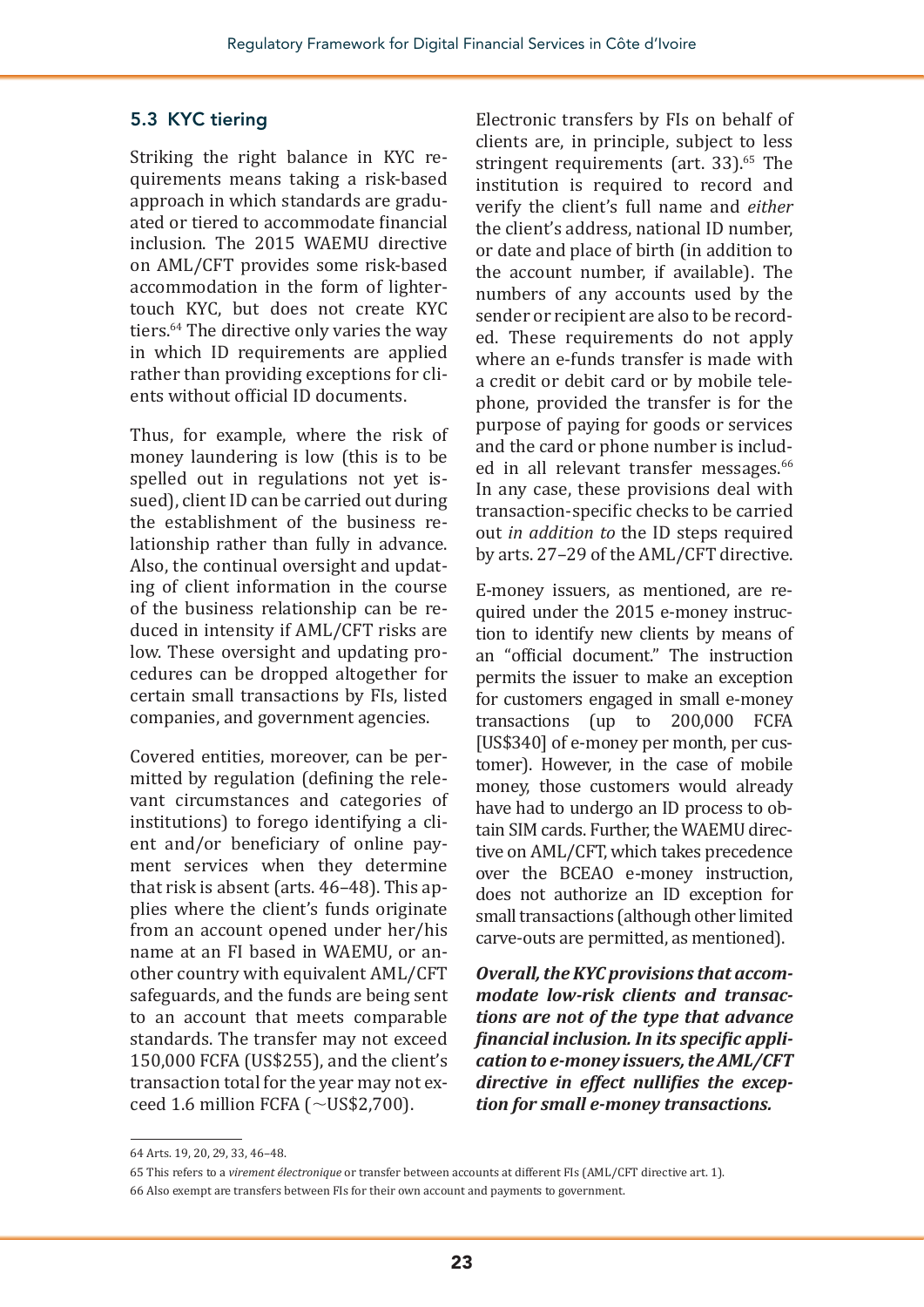### 5.3 KYC tiering

Striking the right balance in KYC requirements means taking a risk-based approach in which standards are graduated or tiered to accommodate financial inclusion. The 2015 WAEMU directive on AML/CFT provides some risk-based accommodation in the form of lighter-touch KYC, but does not create KYC tiers.[64] The directive only varies the way in which ID requirements are applied rather than providing exceptions for clients without official ID documents.

Thus, for example, where the risk of money laundering is low (this is to be spelled out in regulations not yet issued), client ID can be carried out during the establishment of the business relationship rather than fully in advance. Also, the continual oversight and updating of client information in the course of the business relationship can be reduced in intensity if AML/CFT risks are low. These oversight and updating procedures can be dropped altogether for certain small transactions by FIs, listed companies, and government agencies.

Covered entities, moreover, can be permitted by regulation (defining the relevant circumstances and categories of institutions) to forego identifying a client and/or beneficiary of online payment services when they determine that risk is absent (arts. 46–48). This applies where the client's funds originate from an account opened under her/his name at an FI based in WAEMU, or another country with equivalent AML/CFT safeguards, and the funds are being sent to an account that meets comparable standards. The transfer may not exceed 150,000 FCFA (US$255), and the client's transaction total for the year may not exceed 1.6 million FCFA (~US$2,700).

Electronic transfers by FIs on behalf of clients are, in principle, subject to less stringent requirements (art. 33).[65] The institution is required to record and verify the client's full name and *either* the client's address, national ID number, or date and place of birth (in addition to the account number, if available). The numbers of any accounts used by the sender or recipient are also to be recorded. These requirements do not apply where an e-funds transfer is made with a credit or debit card or by mobile telephone, provided the transfer is for the purpose of paying for goods or services and the card or phone number is included in all relevant transfer messages.[66] In any case, these provisions deal with transaction-specific checks to be carried out *in addition to* the ID steps required by arts. 27–29 of the AML/CFT directive.

E-money issuers, as mentioned, are required under the 2015 e-money instruction to identify new clients by means of an "official document." The instruction permits the issuer to make an exception for customers engaged in small e-money transactions (up to 200,000 FCFA [US$340] of e-money per month, per customer). However, in the case of mobile money, those customers would already have had to undergo an ID process to obtain SIM cards. Further, the WAEMU directive on AML/CFT, which takes precedence over the BCEAO e-money instruction, does not authorize an ID exception for small transactions (although other limited carve-outs are permitted, as mentioned).

***Overall, the KYC provisions that accommodate low-risk clients and transactions are not of the type that advance financial inclusion. In its specific application to e-money issuers, the AML/CFT directive in effect nullifies the exception for small e-money transactions.***

---

64 Arts. 19, 20, 29, 33, 46–48.

65 This refers to a *virement électronique* or transfer between accounts at different FIs (AML/CFT directive art. 1).

66 Also exempt are transfers between FIs for their own account and payments to government.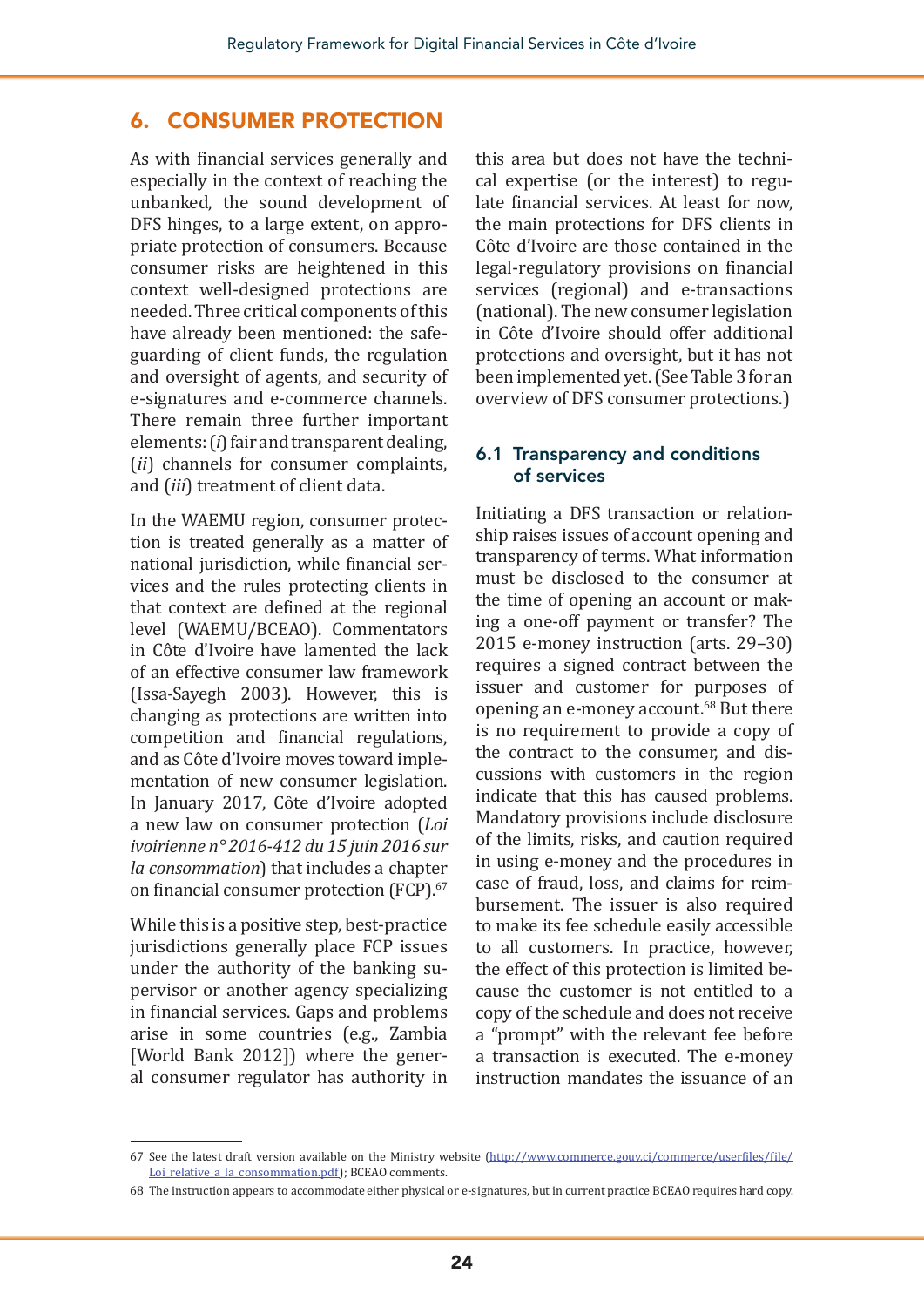## 6. CONSUMER PROTECTION

As with financial services generally and especially in the context of reaching the unbanked, the sound development of DFS hinges, to a large extent, on appropriate protection of consumers. Because consumer risks are heightened in this context well-designed protections are needed. Three critical components of this have already been mentioned: the safeguarding of client funds, the regulation and oversight of agents, and security of e-signatures and e-commerce channels. There remain three further important elements: (*i*) fair and transparent dealing, (*ii*) channels for consumer complaints, and (*iii*) treatment of client data.

In the WAEMU region, consumer protection is treated generally as a matter of national jurisdiction, while financial services and the rules protecting clients in that context are defined at the regional level (WAEMU/BCEAO). Commentators in Côte d'Ivoire have lamented the lack of an effective consumer law framework (Issa-Sayegh 2003). However, this is changing as protections are written into competition and financial regulations, and as Côte d'Ivoire moves toward implementation of new consumer legislation. In January 2017, Côte d'Ivoire adopted a new law on consumer protection (*Loi ivoirienne n° 2016-412 du 15 juin 2016 sur la consommation*) that includes a chapter on financial consumer protection (FCP).[67]

While this is a positive step, best-practice jurisdictions generally place FCP issues under the authority of the banking supervisor or another agency specializing in financial services. Gaps and problems arise in some countries (e.g., Zambia [World Bank 2012]) where the general consumer regulator has authority in this area but does not have the technical expertise (or the interest) to regulate financial services. At least for now, the main protections for DFS clients in Côte d'Ivoire are those contained in the legal-regulatory provisions on financial services (regional) and e-transactions (national). The new consumer legislation in Côte d'Ivoire should offer additional protections and oversight, but it has not been implemented yet. (See Table 3 for an overview of DFS consumer protections.)

### 6.1 Transparency and conditions of services

Initiating a DFS transaction or relationship raises issues of account opening and transparency of terms. What information must be disclosed to the consumer at the time of opening an account or making a one-off payment or transfer? The 2015 e-money instruction (arts. 29–30) requires a signed contract between the issuer and customer for purposes of opening an e-money account.[68] But there is no requirement to provide a copy of the contract to the consumer, and discussions with customers in the region indicate that this has caused problems. Mandatory provisions include disclosure of the limits, risks, and caution required in using e-money and the procedures in case of fraud, loss, and claims for reimbursement. The issuer is also required to make its fee schedule easily accessible to all customers. In practice, however, the effect of this protection is limited because the customer is not entitled to a copy of the schedule and does not receive a "prompt" with the relevant fee before a transaction is executed. The e-money instruction mandates the issuance of an

---

67 See the latest draft version available on the Ministry website (http://www.commerce.gouv.ci/commerce/userfiles/file/Loi_relative_a_la_consommation.pdf); BCEAO comments.

68 The instruction appears to accommodate either physical or e-signatures, but in current practice BCEAO requires hard copy.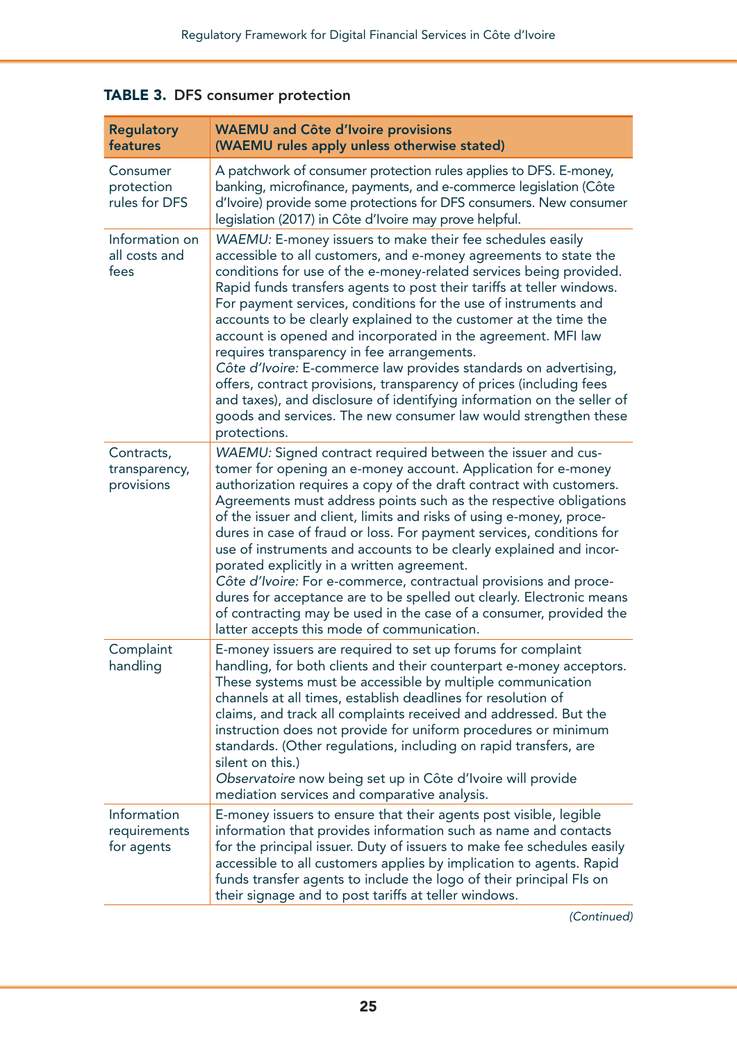**TABLE 3. DFS consumer protection**

| Regulatory features | WAEMU and Côte d'Ivoire provisions (WAEMU rules apply unless otherwise stated) |
|---|---|
| Consumer protection rules for DFS | A patchwork of consumer protection rules applies to DFS. E-money, banking, microfinance, payments, and e-commerce legislation (Côte d'Ivoire) provide some protections for DFS consumers. New consumer legislation (2017) in Côte d'Ivoire may prove helpful. |
| Information on all costs and fees | *WAEMU:* E-money issuers to make their fee schedules easily accessible to all customers, and e-money agreements to state the conditions for use of the e-money-related services being provided. Rapid funds transfers agents to post their tariffs at teller windows. For payment services, conditions for the use of instruments and accounts to be clearly explained to the customer at the time the account is opened and incorporated in the agreement. MFI law requires transparency in fee arrangements.<br>*Côte d'Ivoire:* E-commerce law provides standards on advertising, offers, contract provisions, transparency of prices (including fees and taxes), and disclosure of identifying information on the seller of goods and services. The new consumer law would strengthen these protections. |
| Contracts, transparency, provisions | *WAEMU:* Signed contract required between the issuer and customer for opening an e-money account. Application for e-money authorization requires a copy of the draft contract with customers. Agreements must address points such as the respective obligations of the issuer and client, limits and risks of using e-money, procedures in case of fraud or loss. For payment services, conditions for use of instruments and accounts to be clearly explained and incorporated explicitly in a written agreement.<br>*Côte d'Ivoire:* For e-commerce, contractual provisions and procedures for acceptance are to be spelled out clearly. Electronic means of contracting may be used in the case of a consumer, provided the latter accepts this mode of communication. |
| Complaint handling | E-money issuers are required to set up forums for complaint handling, for both clients and their counterpart e-money acceptors. These systems must be accessible by multiple communication channels at all times, establish deadlines for resolution of claims, and track all complaints received and addressed. But the instruction does not provide for uniform procedures or minimum standards. (Other regulations, including on rapid transfers, are silent on this.)<br>*Observatoire* now being set up in Côte d'Ivoire will provide mediation services and comparative analysis. |
| Information requirements for agents | E-money issuers to ensure that their agents post visible, legible information that provides information such as name and contacts for the principal issuer. Duty of issuers to make fee schedules easily accessible to all customers applies by implication to agents. Rapid funds transfer agents to include the logo of their principal FIs on their signage and to post tariffs at teller windows. |

*(Continued)*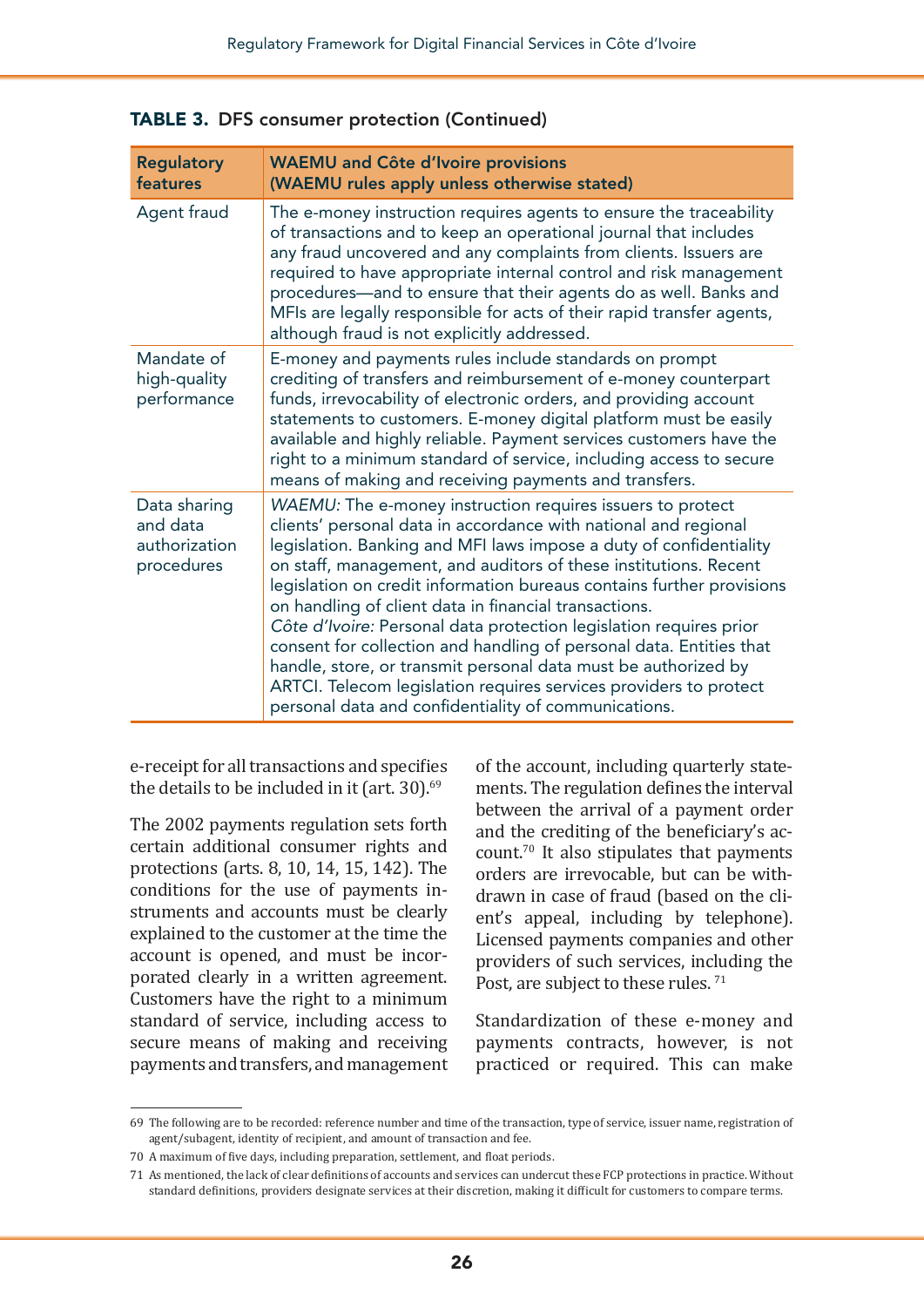**TABLE 3. DFS consumer protection (Continued)**

| Regulatory features | WAEMU and Côte d'Ivoire provisions (WAEMU rules apply unless otherwise stated) |
|---|---|
| Agent fraud | The e-money instruction requires agents to ensure the traceability of transactions and to keep an operational journal that includes any fraud uncovered and any complaints from clients. Issuers are required to have appropriate internal control and risk management procedures—and to ensure that their agents do as well. Banks and MFIs are legally responsible for acts of their rapid transfer agents, although fraud is not explicitly addressed. |
| Mandate of high-quality performance | E-money and payments rules include standards on prompt crediting of transfers and reimbursement of e-money counterpart funds, irrevocability of electronic orders, and providing account statements to customers. E-money digital platform must be easily available and highly reliable. Payment services customers have the right to a minimum standard of service, including access to secure means of making and receiving payments and transfers. |
| Data sharing and data authorization procedures | *WAEMU:* The e-money instruction requires issuers to protect clients' personal data in accordance with national and regional legislation. Banking and MFI laws impose a duty of confidentiality on staff, management, and auditors of these institutions. Recent legislation on credit information bureaus contains further provisions on handling of client data in financial transactions. *Côte d'Ivoire:* Personal data protection legislation requires prior consent for collection and handling of personal data. Entities that handle, store, or transmit personal data must be authorized by ARTCI. Telecom legislation requires services providers to protect personal data and confidentiality of communications. |

e-receipt for all transactions and specifies the details to be included in it (art. 30).[69]

The 2002 payments regulation sets forth certain additional consumer rights and protections (arts. 8, 10, 14, 15, 142). The conditions for the use of payments instruments and accounts must be clearly explained to the customer at the time the account is opened, and must be incorporated clearly in a written agreement. Customers have the right to a minimum standard of service, including access to secure means of making and receiving payments and transfers, and management of the account, including quarterly statements. The regulation defines the interval between the arrival of a payment order and the crediting of the beneficiary's account.[70] It also stipulates that payments orders are irrevocable, but can be withdrawn in case of fraud (based on the client's appeal, including by telephone). Licensed payments companies and other providers of such services, including the Post, are subject to these rules.[71]

Standardization of these e-money and payments contracts, however, is not practiced or required. This can make

69 The following are to be recorded: reference number and time of the transaction, type of service, issuer name, registration of agent/subagent, identity of recipient, and amount of transaction and fee.

70 A maximum of five days, including preparation, settlement, and float periods.

71 As mentioned, the lack of clear definitions of accounts and services can undercut these FCP protections in practice. Without standard definitions, providers designate services at their discretion, making it difficult for customers to compare terms.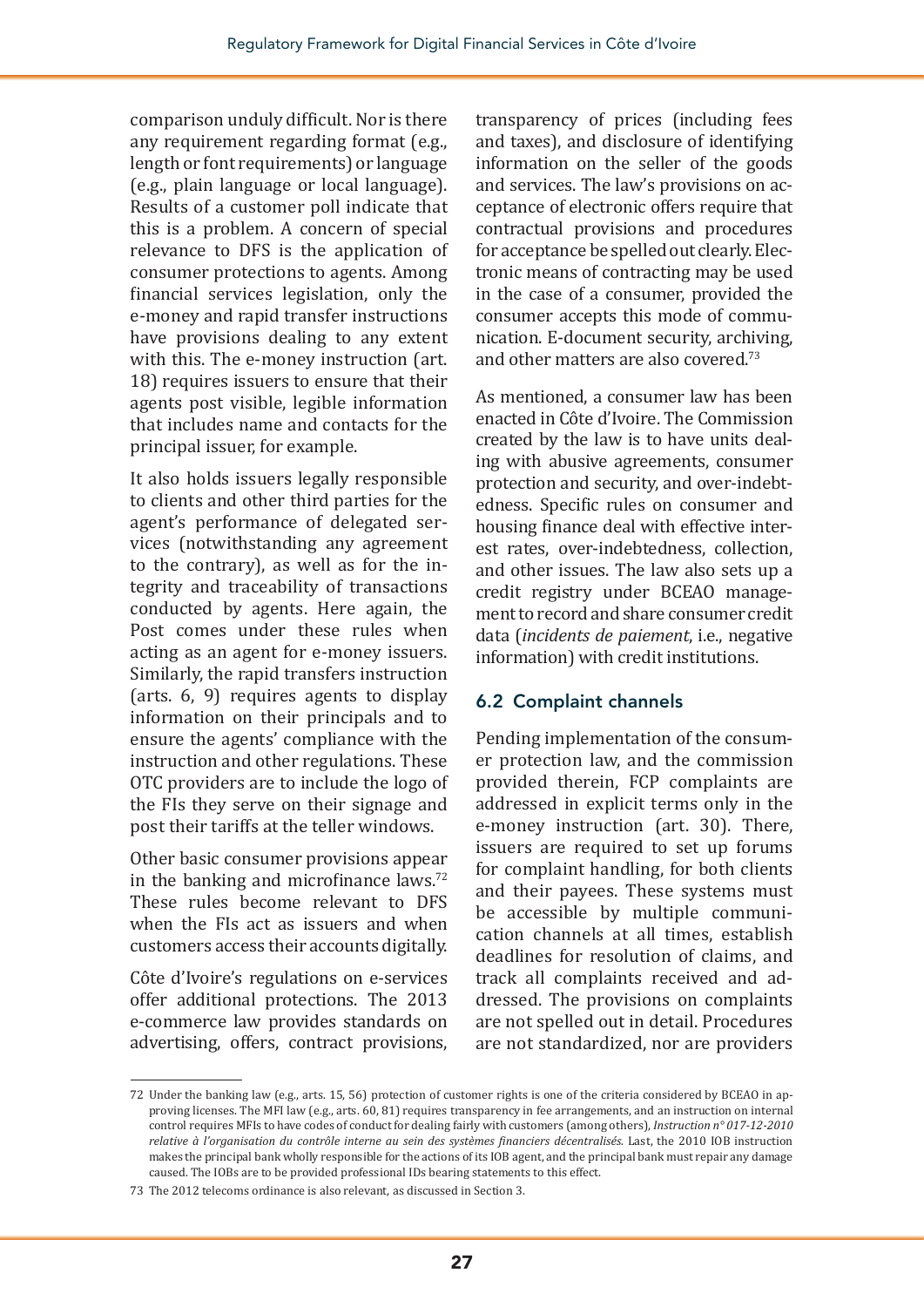comparison unduly difficult. Nor is there any requirement regarding format (e.g., length or font requirements) or language (e.g., plain language or local language). Results of a customer poll indicate that this is a problem. A concern of special relevance to DFS is the application of consumer protections to agents. Among financial services legislation, only the e-money and rapid transfer instructions have provisions dealing to any extent with this. The e-money instruction (art. 18) requires issuers to ensure that their agents post visible, legible information that includes name and contacts for the principal issuer, for example.

It also holds issuers legally responsible to clients and other third parties for the agent's performance of delegated services (notwithstanding any agreement to the contrary), as well as for the integrity and traceability of transactions conducted by agents. Here again, the Post comes under these rules when acting as an agent for e-money issuers. Similarly, the rapid transfers instruction (arts. 6, 9) requires agents to display information on their principals and to ensure the agents' compliance with the instruction and other regulations. These OTC providers are to include the logo of the FIs they serve on their signage and post their tariffs at the teller windows.

Other basic consumer provisions appear in the banking and microfinance laws.[72] These rules become relevant to DFS when the FIs act as issuers and when customers access their accounts digitally.

Côte d'Ivoire's regulations on e-services offer additional protections. The 2013 e-commerce law provides standards on advertising, offers, contract provisions, transparency of prices (including fees and taxes), and disclosure of identifying information on the seller of the goods and services. The law's provisions on acceptance of electronic offers require that contractual provisions and procedures for acceptance be spelled out clearly. Electronic means of contracting may be used in the case of a consumer, provided the consumer accepts this mode of communication. E-document security, archiving, and other matters are also covered.[73]

As mentioned, a consumer law has been enacted in Côte d'Ivoire. The Commission created by the law is to have units dealing with abusive agreements, consumer protection and security, and over-indebtedness. Specific rules on consumer and housing finance deal with effective interest rates, over-indebtedness, collection, and other issues. The law also sets up a credit registry under BCEAO management to record and share consumer credit data (*incidents de paiement*, i.e., negative information) with credit institutions.

## 6.2 Complaint channels

Pending implementation of the consumer protection law, and the commission provided therein, FCP complaints are addressed in explicit terms only in the e-money instruction (art. 30). There, issuers are required to set up forums for complaint handling, for both clients and their payees. These systems must be accessible by multiple communication channels at all times, establish deadlines for resolution of claims, and track all complaints received and addressed. The provisions on complaints are not spelled out in detail. Procedures are not standardized, nor are providers

---

72 Under the banking law (e.g., arts. 15, 56) protection of customer rights is one of the criteria considered by BCEAO in approving licenses. The MFI law (e.g., arts. 60, 81) requires transparency in fee arrangements, and an instruction on internal control requires MFIs to have codes of conduct for dealing fairly with customers (among others), *Instruction n° 017-12-2010 relative à l'organisation du contrôle interne au sein des systèmes financiers décentralisés*. Last, the 2010 IOB instruction makes the principal bank wholly responsible for the actions of its IOB agent, and the principal bank must repair any damage caused. The IOBs are to be provided professional IDs bearing statements to this effect.

73 The 2012 telecoms ordinance is also relevant, as discussed in Section 3.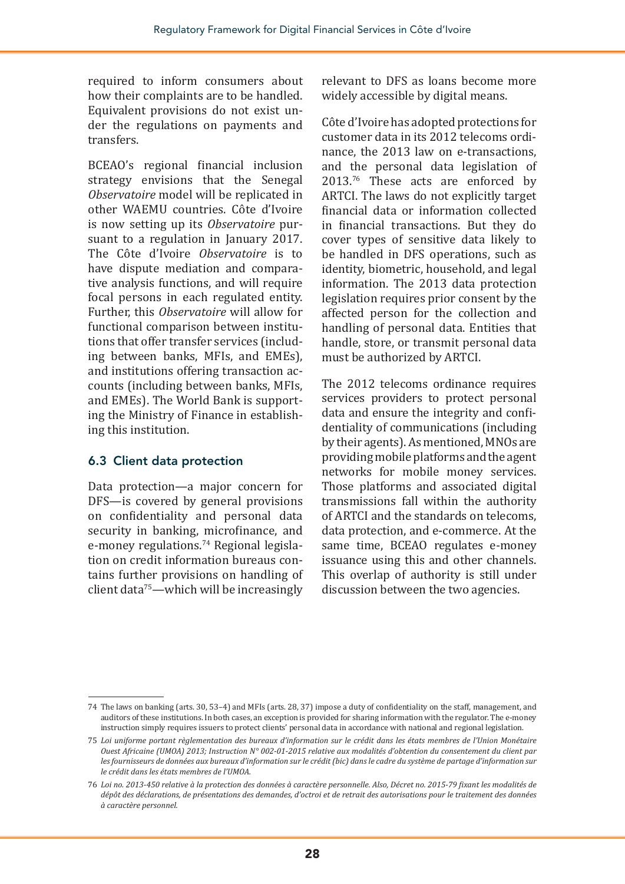required to inform consumers about how their complaints are to be handled. Equivalent provisions do not exist under the regulations on payments and transfers.

BCEAO's regional financial inclusion strategy envisions that the Senegal *Observatoire* model will be replicated in other WAEMU countries. Côte d'Ivoire is now setting up its *Observatoire* pursuant to a regulation in January 2017. The Côte d'Ivoire *Observatoire* is to have dispute mediation and comparative analysis functions, and will require focal persons in each regulated entity. Further, this *Observatoire* will allow for functional comparison between institutions that offer transfer services (including between banks, MFIs, and EMEs), and institutions offering transaction accounts (including between banks, MFIs, and EMEs). The World Bank is supporting the Ministry of Finance in establishing this institution.

### 6.3 Client data protection

Data protection—a major concern for DFS—is covered by general provisions on confidentiality and personal data security in banking, microfinance, and e-money regulations.[74] Regional legislation on credit information bureaus contains further provisions on handling of client data[75]—which will be increasingly relevant to DFS as loans become more widely accessible by digital means.

Côte d'Ivoire has adopted protections for customer data in its 2012 telecoms ordinance, the 2013 law on e-transactions, and the personal data legislation of 2013.[76] These acts are enforced by ARTCI. The laws do not explicitly target financial data or information collected in financial transactions. But they do cover types of sensitive data likely to be handled in DFS operations, such as identity, biometric, household, and legal information. The 2013 data protection legislation requires prior consent by the affected person for the collection and handling of personal data. Entities that handle, store, or transmit personal data must be authorized by ARTCI.

The 2012 telecoms ordinance requires services providers to protect personal data and ensure the integrity and confidentiality of communications (including by their agents). As mentioned, MNOs are providing mobile platforms and the agent networks for mobile money services. Those platforms and associated digital transmissions fall within the authority of ARTCI and the standards on telecoms, data protection, and e-commerce. At the same time, BCEAO regulates e-money issuance using this and other channels. This overlap of authority is still under discussion between the two agencies.

---

74 The laws on banking (arts. 30, 53–4) and MFIs (arts. 28, 37) impose a duty of confidentiality on the staff, management, and auditors of these institutions. In both cases, an exception is provided for sharing information with the regulator. The e-money instruction simply requires issuers to protect clients' personal data in accordance with national and regional legislation.

75 *Loi uniforme portant règlementation des bureaux d'information sur le crédit dans les états membres de l'Union Monétaire Ouest Africaine (UMOA) 2013; Instruction N° 002-01-2015 relative aux modalités d'obtention du consentement du client par les fournisseurs de données aux bureaux d'information sur le crédit (bic) dans le cadre du système de partage d'information sur le crédit dans les états membres de l'UMOA.*

76 *Loi no. 2013-450 relative à la protection des données à caractère personnelle. Also, Décret no. 2015-79 fixant les modalités de dépôt des déclarations, de présentations des demandes, d'octroi et de retrait des autorisations pour le traitement des données à caractère personnel.*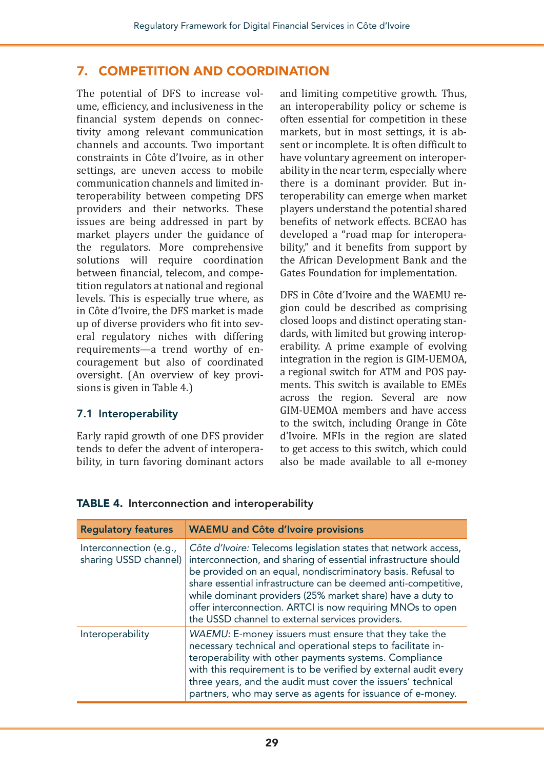## 7. COMPETITION AND COORDINATION

The potential of DFS to increase volume, efficiency, and inclusiveness in the financial system depends on connectivity among relevant communication channels and accounts. Two important constraints in Côte d'Ivoire, as in other settings, are uneven access to mobile communication channels and limited interoperability between competing DFS providers and their networks. These issues are being addressed in part by market players under the guidance of the regulators. More comprehensive solutions will require coordination between financial, telecom, and competition regulators at national and regional levels. This is especially true where, as in Côte d'Ivoire, the DFS market is made up of diverse providers who fit into several regulatory niches with differing requirements—a trend worthy of encouragement but also of coordinated oversight. (An overview of key provisions is given in Table 4.)

### 7.1 Interoperability

Early rapid growth of one DFS provider tends to defer the advent of interoperability, in turn favoring dominant actors and limiting competitive growth. Thus, an interoperability policy or scheme is often essential for competition in these markets, but in most settings, it is absent or incomplete. It is often difficult to have voluntary agreement on interoperability in the near term, especially where there is a dominant provider. But interoperability can emerge when market players understand the potential shared benefits of network effects. BCEAO has developed a "road map for interoperability," and it benefits from support by the African Development Bank and the Gates Foundation for implementation.

DFS in Côte d'Ivoire and the WAEMU region could be described as comprising closed loops and distinct operating standards, with limited but growing interoperability. A prime example of evolving integration in the region is GIM-UEMOA, a regional switch for ATM and POS payments. This switch is available to EMEs across the region. Several are now GIM-UEMOA members and have access to the switch, including Orange in Côte d'Ivoire. MFIs in the region are slated to get access to this switch, which could also be made available to all e-money

**TABLE 4.** Interconnection and interoperability

| Regulatory features | WAEMU and Côte d'Ivoire provisions |
|---|---|
| Interconnection (e.g., sharing USSD channel) | *Côte d'Ivoire:* Telecoms legislation states that network access, interconnection, and sharing of essential infrastructure should be provided on an equal, nondiscriminatory basis. Refusal to share essential infrastructure can be deemed anti-competitive, while dominant providers (25% market share) have a duty to offer interconnection. ARTCI is now requiring MNOs to open the USSD channel to external services providers. |
| Interoperability | *WAEMU:* E-money issuers must ensure that they take the necessary technical and operational steps to facilitate interoperability with other payments systems. Compliance with this requirement is to be verified by external audit every three years, and the audit must cover the issuers' technical partners, who may serve as agents for issuance of e-money. |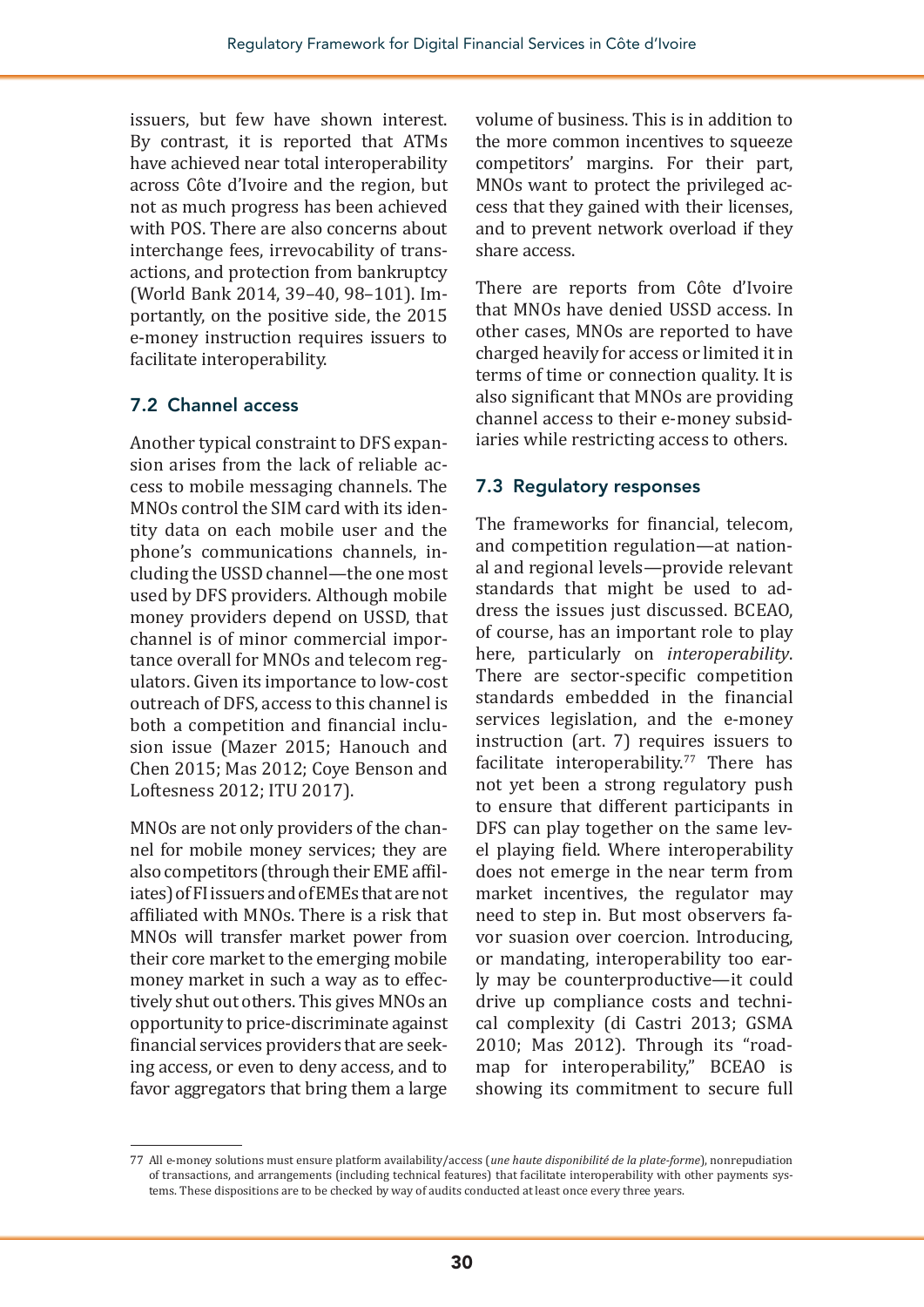issuers, but few have shown interest. By contrast, it is reported that ATMs have achieved near total interoperability across Côte d'Ivoire and the region, but not as much progress has been achieved with POS. There are also concerns about interchange fees, irrevocability of transactions, and protection from bankruptcy (World Bank 2014, 39–40, 98–101). Importantly, on the positive side, the 2015 e-money instruction requires issuers to facilitate interoperability.

## 7.2 Channel access

Another typical constraint to DFS expansion arises from the lack of reliable access to mobile messaging channels. The MNOs control the SIM card with its identity data on each mobile user and the phone's communications channels, including the USSD channel—the one most used by DFS providers. Although mobile money providers depend on USSD, that channel is of minor commercial importance overall for MNOs and telecom regulators. Given its importance to low-cost outreach of DFS, access to this channel is both a competition and financial inclusion issue (Mazer 2015; Hanouch and Chen 2015; Mas 2012; Coye Benson and Loftesness 2012; ITU 2017).

MNOs are not only providers of the channel for mobile money services; they are also competitors (through their EME affiliates) of FI issuers and of EMEs that are not affiliated with MNOs. There is a risk that MNOs will transfer market power from their core market to the emerging mobile money market in such a way as to effectively shut out others. This gives MNOs an opportunity to price-discriminate against financial services providers that are seeking access, or even to deny access, and to favor aggregators that bring them a large volume of business. This is in addition to the more common incentives to squeeze competitors' margins. For their part, MNOs want to protect the privileged access that they gained with their licenses, and to prevent network overload if they share access.

There are reports from Côte d'Ivoire that MNOs have denied USSD access. In other cases, MNOs are reported to have charged heavily for access or limited it in terms of time or connection quality. It is also significant that MNOs are providing channel access to their e-money subsidiaries while restricting access to others.

## 7.3 Regulatory responses

The frameworks for financial, telecom, and competition regulation—at national and regional levels—provide relevant standards that might be used to address the issues just discussed. BCEAO, of course, has an important role to play here, particularly on *interoperability*. There are sector-specific competition standards embedded in the financial services legislation, and the e-money instruction (art. 7) requires issuers to facilitate interoperability.[77] There has not yet been a strong regulatory push to ensure that different participants in DFS can play together on the same level playing field. Where interoperability does not emerge in the near term from market incentives, the regulator may need to step in. But most observers favor suasion over coercion. Introducing, or mandating, interoperability too early may be counterproductive—it could drive up compliance costs and technical complexity (di Castri 2013; GSMA 2010; Mas 2012). Through its "roadmap for interoperability," BCEAO is showing its commitment to secure full

77 All e-money solutions must ensure platform availability/access (*une haute disponibilité de la plate-forme*), nonrepudiation of transactions, and arrangements (including technical features) that facilitate interoperability with other payments systems. These dispositions are to be checked by way of audits conducted at least once every three years.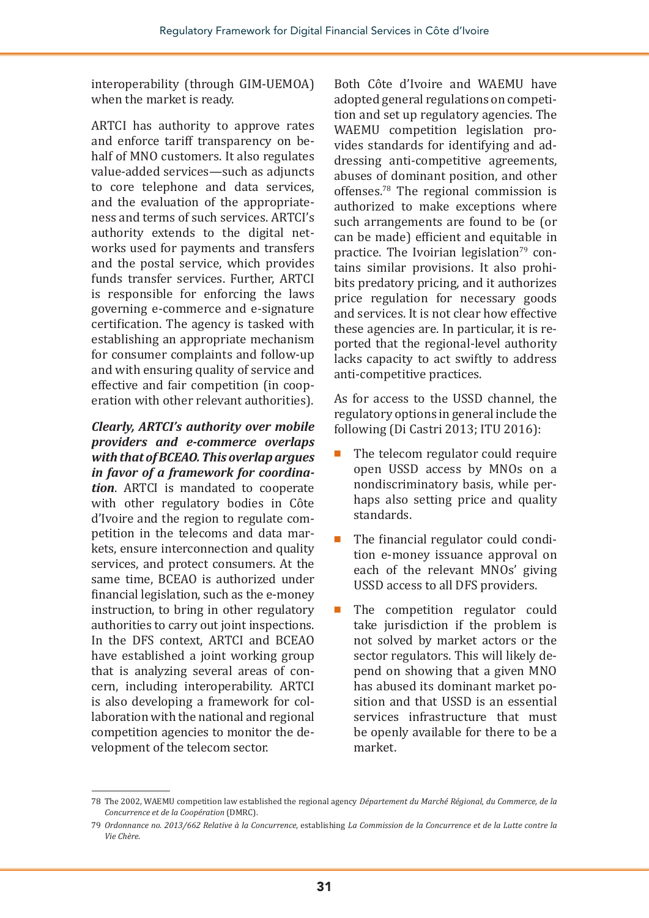interoperability (through GIM-UEMOA) when the market is ready.

ARTCI has authority to approve rates and enforce tariff transparency on behalf of MNO customers. It also regulates value-added services—such as adjuncts to core telephone and data services, and the evaluation of the appropriateness and terms of such services. ARTCI's authority extends to the digital networks used for payments and transfers and the postal service, which provides funds transfer services. Further, ARTCI is responsible for enforcing the laws governing e-commerce and e-signature certification. The agency is tasked with establishing an appropriate mechanism for consumer complaints and follow-up and with ensuring quality of service and effective and fair competition (in cooperation with other relevant authorities).

***Clearly, ARTCI's authority over mobile providers and e-commerce overlaps with that of BCEAO. This overlap argues in favor of a framework for coordination***. ARTCI is mandated to cooperate with other regulatory bodies in Côte d'Ivoire and the region to regulate competition in the telecoms and data markets, ensure interconnection and quality services, and protect consumers. At the same time, BCEAO is authorized under financial legislation, such as the e-money instruction, to bring in other regulatory authorities to carry out joint inspections. In the DFS context, ARTCI and BCEAO have established a joint working group that is analyzing several areas of concern, including interoperability. ARTCI is also developing a framework for collaboration with the national and regional competition agencies to monitor the development of the telecom sector.

Both Côte d'Ivoire and WAEMU have adopted general regulations on competition and set up regulatory agencies. The WAEMU competition legislation provides standards for identifying and addressing anti-competitive agreements, abuses of dominant position, and other offenses.[78] The regional commission is authorized to make exceptions where such arrangements are found to be (or can be made) efficient and equitable in practice. The Ivoirian legislation[79] contains similar provisions. It also prohibits predatory pricing, and it authorizes price regulation for necessary goods and services. It is not clear how effective these agencies are. In particular, it is reported that the regional-level authority lacks capacity to act swiftly to address anti-competitive practices.

As for access to the USSD channel, the regulatory options in general include the following (Di Castri 2013; ITU 2016):

- The telecom regulator could require open USSD access by MNOs on a nondiscriminatory basis, while perhaps also setting price and quality standards.
- The financial regulator could condition e-money issuance approval on each of the relevant MNOs' giving USSD access to all DFS providers.
- The competition regulator could take jurisdiction if the problem is not solved by market actors or the sector regulators. This will likely depend on showing that a given MNO has abused its dominant market position and that USSD is an essential services infrastructure that must be openly available for there to be a market.

---

78 The 2002, WAEMU competition law established the regional agency *Département du Marché Régional, du Commerce, de la Concurrence et de la Coopération* (DMRC).

79 *Ordonnance no. 2013/662 Relative à la Concurrence*, establishing *La Commission de la Concurrence et de la Lutte contre la Vie Chère*.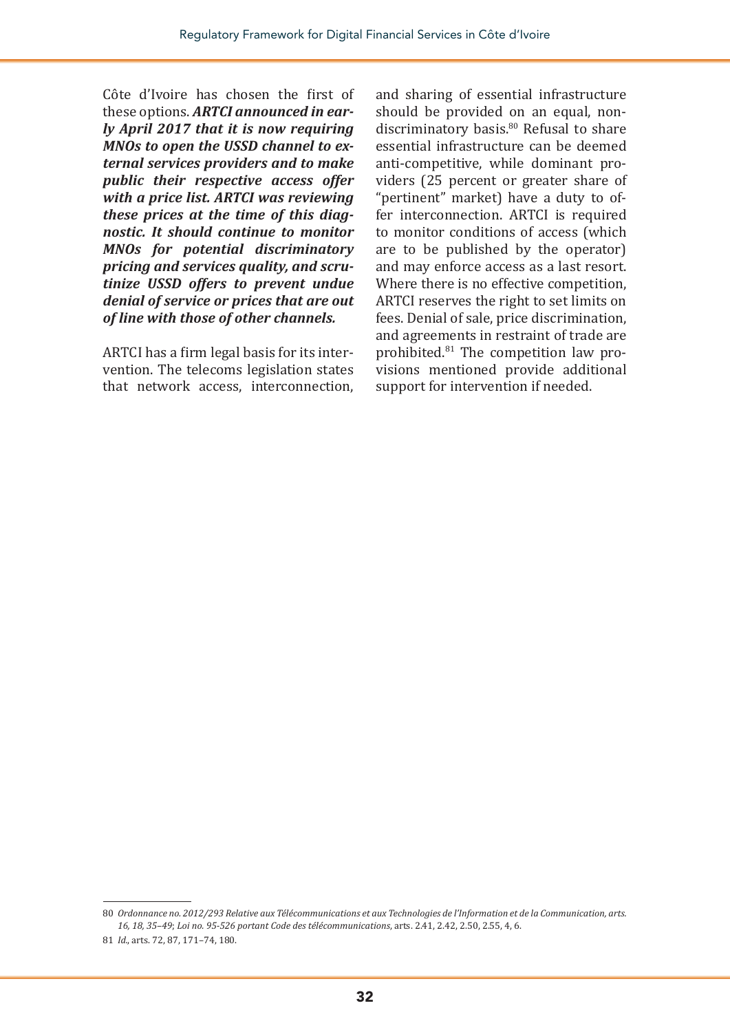Côte d'Ivoire has chosen the first of these options. ***ARTCI announced in early April 2017 that it is now requiring MNOs to open the USSD channel to external services providers and to make public their respective access offer with a price list. ARTCI was reviewing these prices at the time of this diagnostic. It should continue to monitor MNOs for potential discriminatory pricing and services quality, and scrutinize USSD offers to prevent undue denial of service or prices that are out of line with those of other channels.***

ARTCI has a firm legal basis for its intervention. The telecoms legislation states that network access, interconnection, and sharing of essential infrastructure should be provided on an equal, non-discriminatory basis.[80] Refusal to share essential infrastructure can be deemed anti-competitive, while dominant providers (25 percent or greater share of "pertinent" market) have a duty to offer interconnection. ARTCI is required to monitor conditions of access (which are to be published by the operator) and may enforce access as a last resort. Where there is no effective competition, ARTCI reserves the right to set limits on fees. Denial of sale, price discrimination, and agreements in restraint of trade are prohibited.[81] The competition law provisions mentioned provide additional support for intervention if needed.

---

80 *Ordonnance no. 2012/293 Relative aux Télécommunications et aux Technologies de l'Information et de la Communication, arts. 16, 18, 35–49*; *Loi no. 95-526 portant Code des télécommunications*, arts. 2.41, 2.42, 2.50, 2.55, 4, 6.

81 *Id.*, arts. 72, 87, 171–74, 180.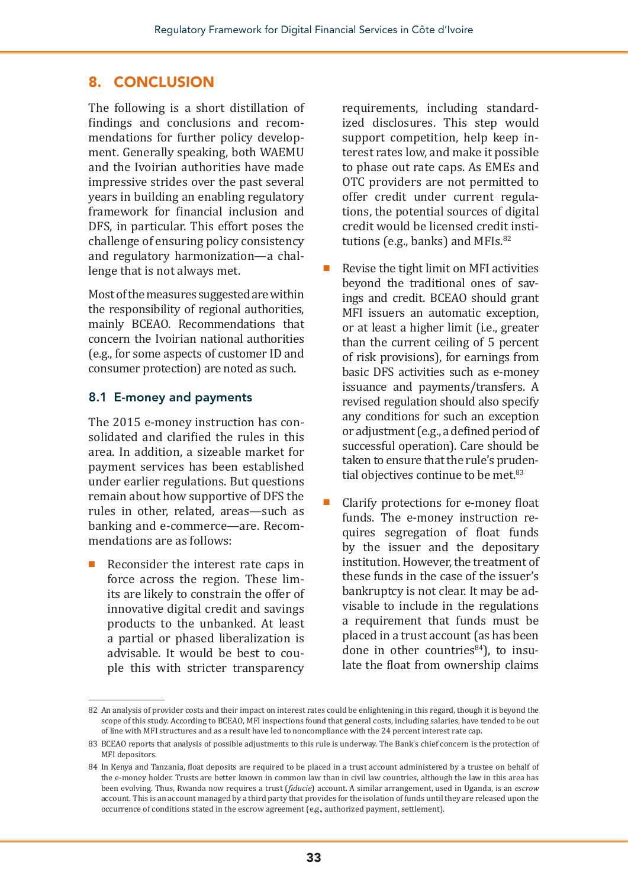## 8. CONCLUSION

The following is a short distillation of findings and conclusions and recommendations for further policy development. Generally speaking, both WAEMU and the Ivoirian authorities have made impressive strides over the past several years in building an enabling regulatory framework for financial inclusion and DFS, in particular. This effort poses the challenge of ensuring policy consistency and regulatory harmonization—a challenge that is not always met.

Most of the measures suggested are within the responsibility of regional authorities, mainly BCEAO. Recommendations that concern the Ivoirian national authorities (e.g., for some aspects of customer ID and consumer protection) are noted as such.

### 8.1 E-money and payments

The 2015 e-money instruction has consolidated and clarified the rules in this area. In addition, a sizeable market for payment services has been established under earlier regulations. But questions remain about how supportive of DFS the rules in other, related, areas—such as banking and e-commerce—are. Recommendations are as follows:

- Reconsider the interest rate caps in force across the region. These limits are likely to constrain the offer of innovative digital credit and savings products to the unbanked. At least a partial or phased liberalization is advisable. It would be best to couple this with stricter transparency requirements, including standardized disclosures. This step would support competition, help keep interest rates low, and make it possible to phase out rate caps. As EMEs and OTC providers are not permitted to offer credit under current regulations, the potential sources of digital credit would be licensed credit institutions (e.g., banks) and MFIs.[82]
- Revise the tight limit on MFI activities beyond the traditional ones of savings and credit. BCEAO should grant MFI issuers an automatic exception, or at least a higher limit (i.e., greater than the current ceiling of 5 percent of risk provisions), for earnings from basic DFS activities such as e-money issuance and payments/transfers. A revised regulation should also specify any conditions for such an exception or adjustment (e.g., a defined period of successful operation). Care should be taken to ensure that the rule's prudential objectives continue to be met.[83]
- Clarify protections for e-money float funds. The e-money instruction requires segregation of float funds by the issuer and the depositary institution. However, the treatment of these funds in the case of the issuer's bankruptcy is not clear. It may be advisable to include in the regulations a requirement that funds must be placed in a trust account (as has been done in other countries[84]), to insulate the float from ownership claims

---

82 An analysis of provider costs and their impact on interest rates could be enlightening in this regard, though it is beyond the scope of this study. According to BCEAO, MFI inspections found that general costs, including salaries, have tended to be out of line with MFI structures and as a result have led to noncompliance with the 24 percent interest rate cap.

83 BCEAO reports that analysis of possible adjustments to this rule is underway. The Bank's chief concern is the protection of MFI depositors.

84 In Kenya and Tanzania, float deposits are required to be placed in a trust account administered by a trustee on behalf of the e-money holder. Trusts are better known in common law than in civil law countries, although the law in this area has been evolving. Thus, Rwanda now requires a trust (*fiducie*) account. A similar arrangement, used in Uganda, is an *escrow* account. This is an account managed by a third party that provides for the isolation of funds until they are released upon the occurrence of conditions stated in the escrow agreement (e.g., authorized payment, settlement).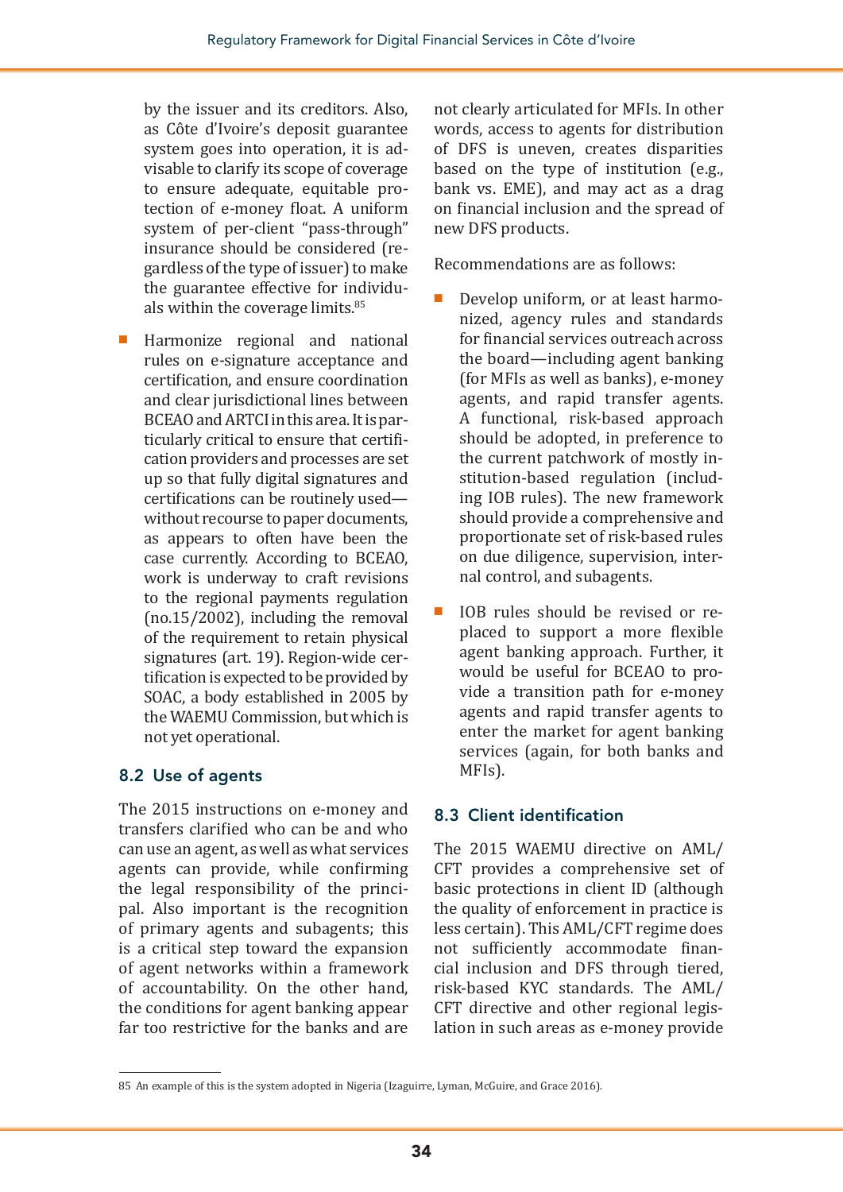by the issuer and its creditors. Also, as Côte d'Ivoire's deposit guarantee system goes into operation, it is advisable to clarify its scope of coverage to ensure adequate, equitable protection of e-money float. A uniform system of per-client "pass-through" insurance should be considered (regardless of the type of issuer) to make the guarantee effective for individuals within the coverage limits.[85]

- Harmonize regional and national rules on e-signature acceptance and certification, and ensure coordination and clear jurisdictional lines between BCEAO and ARTCI in this area. It is particularly critical to ensure that certification providers and processes are set up so that fully digital signatures and certifications can be routinely used—without recourse to paper documents, as appears to often have been the case currently. According to BCEAO, work is underway to craft revisions to the regional payments regulation (no.15/2002), including the removal of the requirement to retain physical signatures (art. 19). Region-wide certification is expected to be provided by SOAC, a body established in 2005 by the WAEMU Commission, but which is not yet operational.

## 8.2 Use of agents

The 2015 instructions on e-money and transfers clarified who can be and who can use an agent, as well as what services agents can provide, while confirming the legal responsibility of the principal. Also important is the recognition of primary agents and subagents; this is a critical step toward the expansion of agent networks within a framework of accountability. On the other hand, the conditions for agent banking appear far too restrictive for the banks and are not clearly articulated for MFIs. In other words, access to agents for distribution of DFS is uneven, creates disparities based on the type of institution (e.g., bank vs. EME), and may act as a drag on financial inclusion and the spread of new DFS products.

Recommendations are as follows:

- Develop uniform, or at least harmonized, agency rules and standards for financial services outreach across the board—including agent banking (for MFIs as well as banks), e-money agents, and rapid transfer agents. A functional, risk-based approach should be adopted, in preference to the current patchwork of mostly institution-based regulation (including IOB rules). The new framework should provide a comprehensive and proportionate set of risk-based rules on due diligence, supervision, internal control, and subagents.
- IOB rules should be revised or replaced to support a more flexible agent banking approach. Further, it would be useful for BCEAO to provide a transition path for e-money agents and rapid transfer agents to enter the market for agent banking services (again, for both banks and MFIs).

## 8.3 Client identification

The 2015 WAEMU directive on AML/CFT provides a comprehensive set of basic protections in client ID (although the quality of enforcement in practice is less certain). This AML/CFT regime does not sufficiently accommodate financial inclusion and DFS through tiered, risk-based KYC standards. The AML/CFT directive and other regional legislation in such areas as e-money provide

---

85 An example of this is the system adopted in Nigeria (Izaguirre, Lyman, McGuire, and Grace 2016).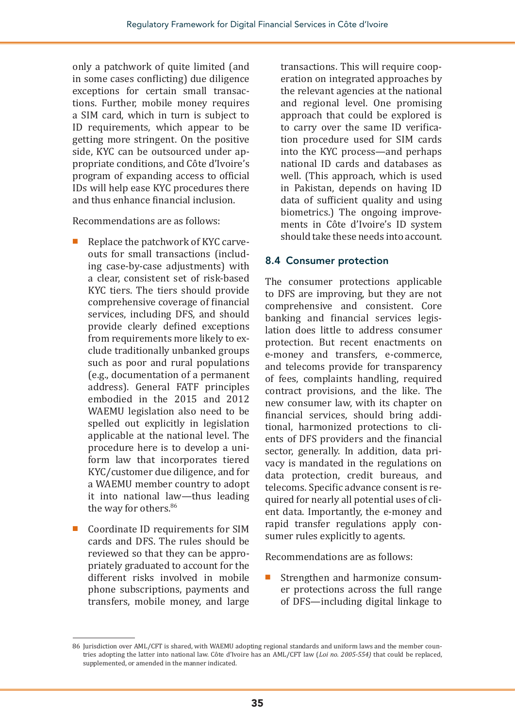only a patchwork of quite limited (and in some cases conflicting) due diligence exceptions for certain small transactions. Further, mobile money requires a SIM card, which in turn is subject to ID requirements, which appear to be getting more stringent. On the positive side, KYC can be outsourced under appropriate conditions, and Côte d'Ivoire's program of expanding access to official IDs will help ease KYC procedures there and thus enhance financial inclusion.

Recommendations are as follows:

- Replace the patchwork of KYC carveouts for small transactions (including case-by-case adjustments) with a clear, consistent set of risk-based KYC tiers. The tiers should provide comprehensive coverage of financial services, including DFS, and should provide clearly defined exceptions from requirements more likely to exclude traditionally unbanked groups such as poor and rural populations (e.g., documentation of a permanent address). General FATF principles embodied in the 2015 and 2012 WAEMU legislation also need to be spelled out explicitly in legislation applicable at the national level. The procedure here is to develop a uniform law that incorporates tiered KYC/customer due diligence, and for a WAEMU member country to adopt it into national law—thus leading the way for others.[86]

- Coordinate ID requirements for SIM cards and DFS. The rules should be reviewed so that they can be appropriately graduated to account for the different risks involved in mobile phone subscriptions, payments and transfers, mobile money, and large transactions. This will require cooperation on integrated approaches by the relevant agencies at the national and regional level. One promising approach that could be explored is to carry over the same ID verification procedure used for SIM cards into the KYC process—and perhaps national ID cards and databases as well. (This approach, which is used in Pakistan, depends on having ID data of sufficient quality and using biometrics.) The ongoing improvements in Côte d'Ivoire's ID system should take these needs into account.

## 8.4 Consumer protection

The consumer protections applicable to DFS are improving, but they are not comprehensive and consistent. Core banking and financial services legislation does little to address consumer protection. But recent enactments on e-money and transfers, e-commerce, and telecoms provide for transparency of fees, complaints handling, required contract provisions, and the like. The new consumer law, with its chapter on financial services, should bring additional, harmonized protections to clients of DFS providers and the financial sector, generally. In addition, data privacy is mandated in the regulations on data protection, credit bureaus, and telecoms. Specific advance consent is required for nearly all potential uses of client data. Importantly, the e-money and rapid transfer regulations apply consumer rules explicitly to agents.

Recommendations are as follows:

- Strengthen and harmonize consumer protections across the full range of DFS—including digital linkage to

---

86 Jurisdiction over AML/CFT is shared, with WAEMU adopting regional standards and uniform laws and the member countries adopting the latter into national law. Côte d'Ivoire has an AML/CFT law (*Loi no. 2005-554)* that could be replaced, supplemented, or amended in the manner indicated.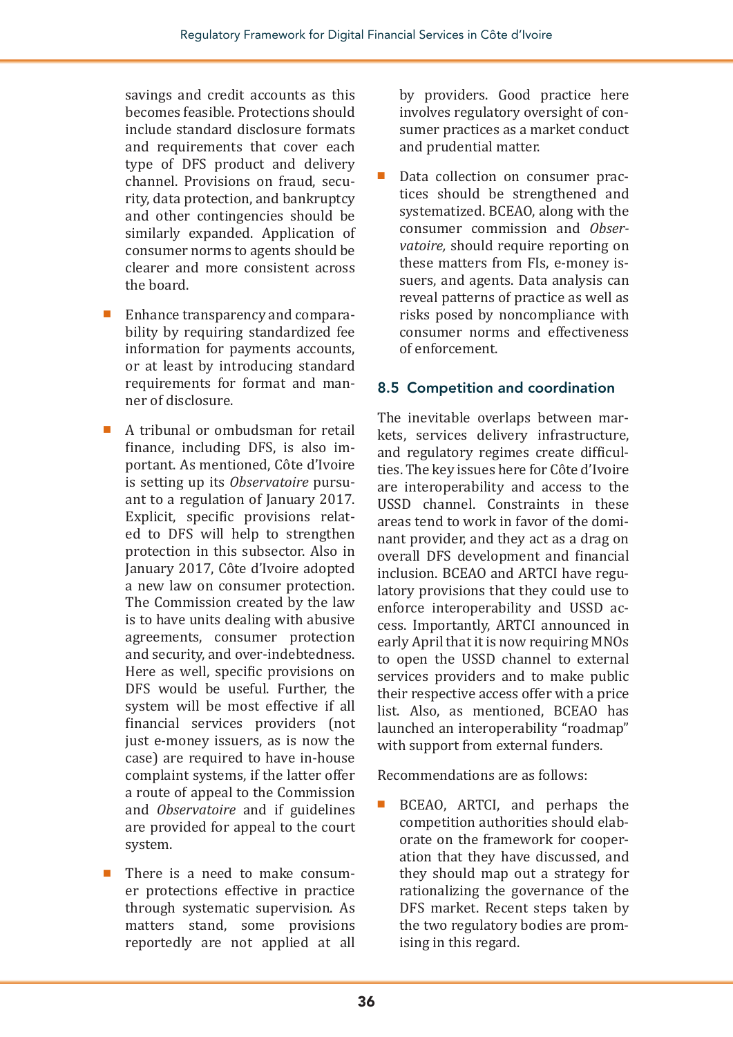savings and credit accounts as this becomes feasible. Protections should include standard disclosure formats and requirements that cover each type of DFS product and delivery channel. Provisions on fraud, security, data protection, and bankruptcy and other contingencies should be similarly expanded. Application of consumer norms to agents should be clearer and more consistent across the board.

- Enhance transparency and comparability by requiring standardized fee information for payments accounts, or at least by introducing standard requirements for format and manner of disclosure.

- A tribunal or ombudsman for retail finance, including DFS, is also important. As mentioned, Côte d'Ivoire is setting up its *Observatoire* pursuant to a regulation of January 2017. Explicit, specific provisions related to DFS will help to strengthen protection in this subsector. Also in January 2017, Côte d'Ivoire adopted a new law on consumer protection. The Commission created by the law is to have units dealing with abusive agreements, consumer protection and security, and over-indebtedness. Here as well, specific provisions on DFS would be useful. Further, the system will be most effective if all financial services providers (not just e-money issuers, as is now the case) are required to have in-house complaint systems, if the latter offer a route of appeal to the Commission and *Observatoire* and if guidelines are provided for appeal to the court system.

- There is a need to make consumer protections effective in practice through systematic supervision. As matters stand, some provisions reportedly are not applied at all by providers. Good practice here involves regulatory oversight of consumer practices as a market conduct and prudential matter.

- Data collection on consumer practices should be strengthened and systematized. BCEAO, along with the consumer commission and *Observatoire,* should require reporting on these matters from FIs, e-money issuers, and agents. Data analysis can reveal patterns of practice as well as risks posed by noncompliance with consumer norms and effectiveness of enforcement.

## 8.5 Competition and coordination

The inevitable overlaps between markets, services delivery infrastructure, and regulatory regimes create difficulties. The key issues here for Côte d'Ivoire are interoperability and access to the USSD channel. Constraints in these areas tend to work in favor of the dominant provider, and they act as a drag on overall DFS development and financial inclusion. BCEAO and ARTCI have regulatory provisions that they could use to enforce interoperability and USSD access. Importantly, ARTCI announced in early April that it is now requiring MNOs to open the USSD channel to external services providers and to make public their respective access offer with a price list. Also, as mentioned, BCEAO has launched an interoperability "roadmap" with support from external funders.

Recommendations are as follows:

- BCEAO, ARTCI, and perhaps the competition authorities should elaborate on the framework for cooperation that they have discussed, and they should map out a strategy for rationalizing the governance of the DFS market. Recent steps taken by the two regulatory bodies are promising in this regard.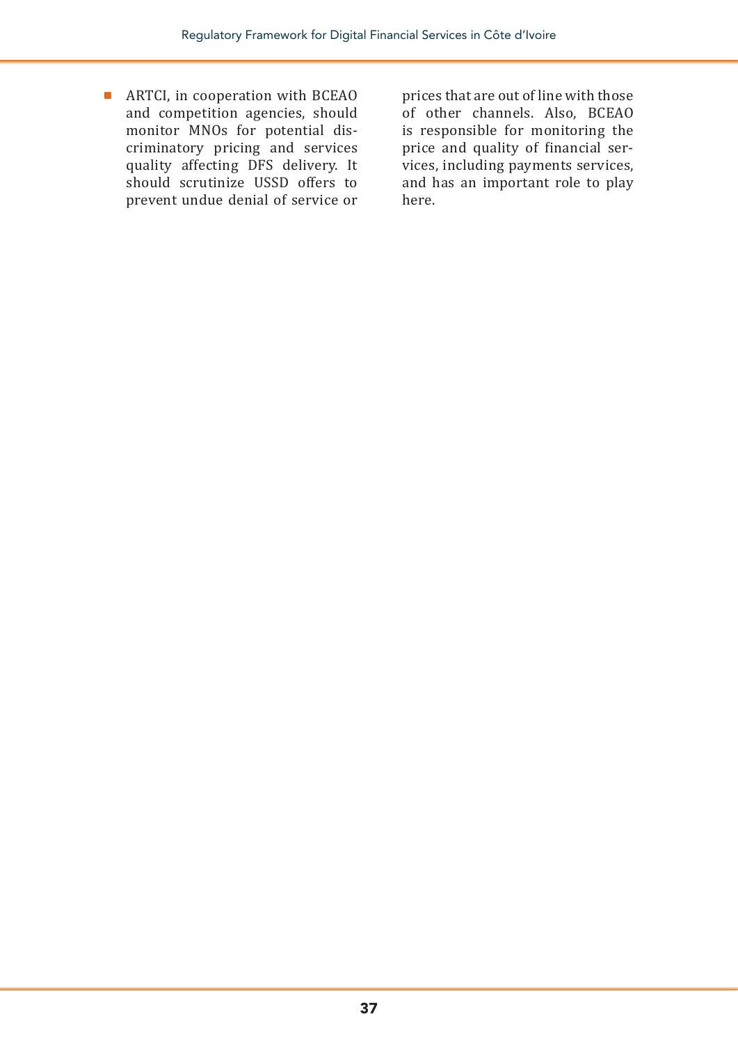- ARTCI, in cooperation with BCEAO and competition agencies, should monitor MNOs for potential discriminatory pricing and services quality affecting DFS delivery. It should scrutinize USSD offers to prevent undue denial of service or prices that are out of line with those of other channels. Also, BCEAO is responsible for monitoring the price and quality of financial services, including payments services, and has an important role to play here.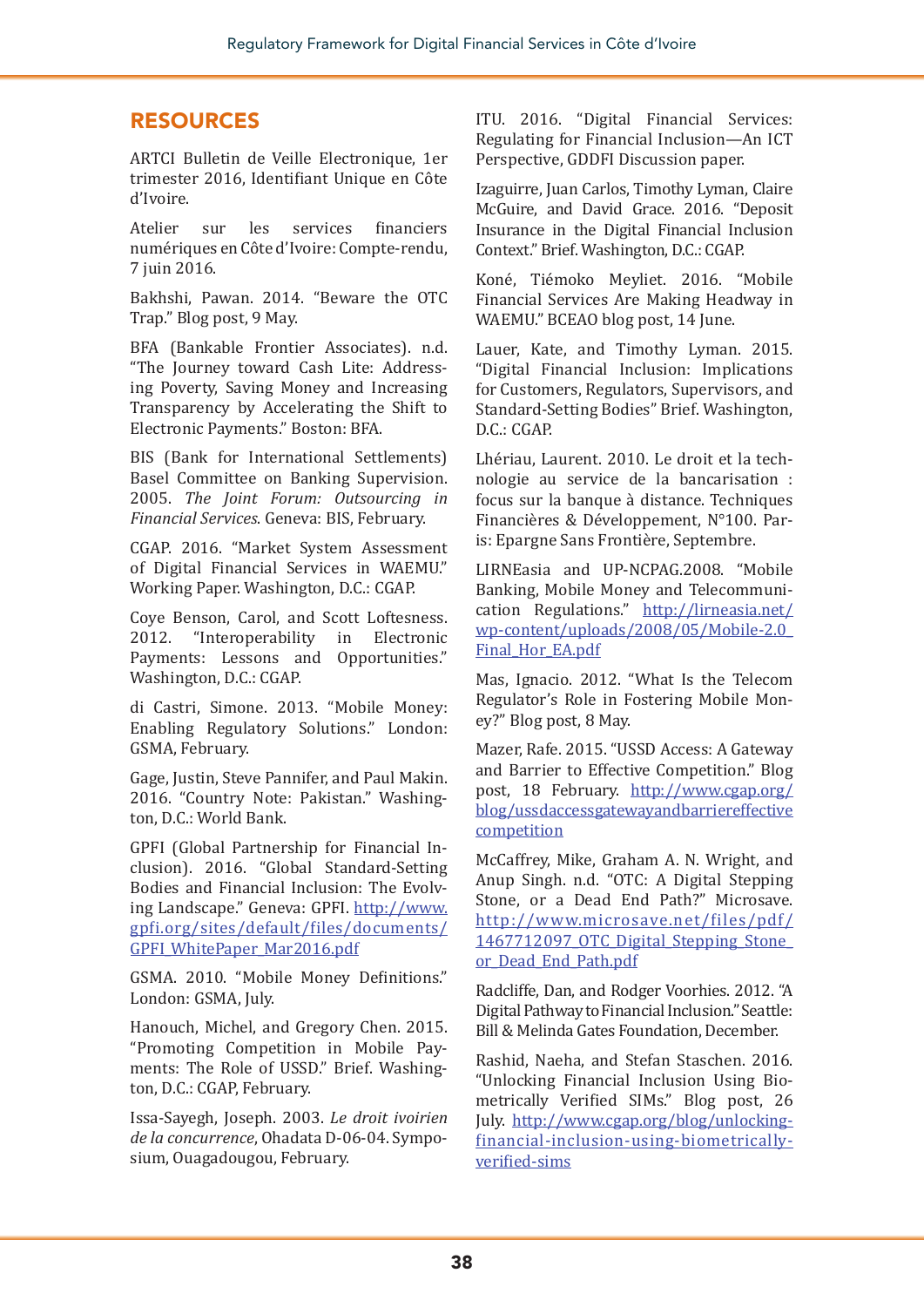## RESOURCES

ARTCI Bulletin de Veille Electronique, 1er trimester 2016, Identifiant Unique en Côte d'Ivoire.

Atelier sur les services financiers numériques en Côte d'Ivoire: Compte-rendu, 7 juin 2016.

Bakhshi, Pawan. 2014. "Beware the OTC Trap." Blog post, 9 May.

BFA (Bankable Frontier Associates). n.d. "The Journey toward Cash Lite: Addressing Poverty, Saving Money and Increasing Transparency by Accelerating the Shift to Electronic Payments." Boston: BFA.

BIS (Bank for International Settlements) Basel Committee on Banking Supervision. 2005. *The Joint Forum: Outsourcing in Financial Services*. Geneva: BIS, February.

CGAP. 2016. "Market System Assessment of Digital Financial Services in WAEMU." Working Paper. Washington, D.C.: CGAP.

Coye Benson, Carol, and Scott Loftesness. 2012. "Interoperability in Electronic Payments: Lessons and Opportunities." Washington, D.C.: CGAP.

di Castri, Simone. 2013. "Mobile Money: Enabling Regulatory Solutions." London: GSMA, February.

Gage, Justin, Steve Pannifer, and Paul Makin. 2016. "Country Note: Pakistan." Washington, D.C.: World Bank.

GPFI (Global Partnership for Financial Inclusion). 2016. "Global Standard-Setting Bodies and Financial Inclusion: The Evolving Landscape." Geneva: GPFI. http://www.gpfi.org/sites/default/files/documents/GPFI_WhitePaper_Mar2016.pdf

GSMA. 2010. "Mobile Money Definitions." London: GSMA, July.

Hanouch, Michel, and Gregory Chen. 2015. "Promoting Competition in Mobile Payments: The Role of USSD." Brief. Washington, D.C.: CGAP, February.

Issa-Sayegh, Joseph. 2003. *Le droit ivoirien de la concurrence*, Ohadata D-06-04. Symposium, Ouagadougou, February.

ITU. 2016. "Digital Financial Services: Regulating for Financial Inclusion—An ICT Perspective, GDDFI Discussion paper.

Izaguirre, Juan Carlos, Timothy Lyman, Claire McGuire, and David Grace. 2016. "Deposit Insurance in the Digital Financial Inclusion Context." Brief. Washington, D.C.: CGAP.

Koné, Tiémoko Meyliet. 2016. "Mobile Financial Services Are Making Headway in WAEMU." BCEAO blog post, 14 June.

Lauer, Kate, and Timothy Lyman. 2015. "Digital Financial Inclusion: Implications for Customers, Regulators, Supervisors, and Standard-Setting Bodies" Brief. Washington, D.C.: CGAP.

Lhériau, Laurent. 2010. Le droit et la technologie au service de la bancarisation : focus sur la banque à distance. Techniques Financières & Développement, N°100. Paris: Epargne Sans Frontière, Septembre.

LIRNEasia and UP-NCPAG.2008. "Mobile Banking, Mobile Money and Telecommunication Regulations." http://lirneasia.net/wp-content/uploads/2008/05/Mobile-2.0_Final_Hor_EA.pdf

Mas, Ignacio. 2012. "What Is the Telecom Regulator's Role in Fostering Mobile Money?" Blog post, 8 May.

Mazer, Rafe. 2015. "USSD Access: A Gateway and Barrier to Effective Competition." Blog post, 18 February. http://www.cgap.org/blog/ussdaccessgatewayandbarriereffectivecompetition

McCaffrey, Mike, Graham A. N. Wright, and Anup Singh. n.d. "OTC: A Digital Stepping Stone, or a Dead End Path?" Microsave. http://www.microsave.net/files/pdf/1467712097_OTC_Digital_Stepping_Stone_or_Dead_End_Path.pdf

Radcliffe, Dan, and Rodger Voorhies. 2012. "A Digital Pathway to Financial Inclusion." Seattle: Bill & Melinda Gates Foundation, December.

Rashid, Naeha, and Stefan Staschen. 2016. "Unlocking Financial Inclusion Using Biometrically Verified SIMs." Blog post, 26 July. http://www.cgap.org/blog/unlocking-financial-inclusion-using-biometrically-verified-sims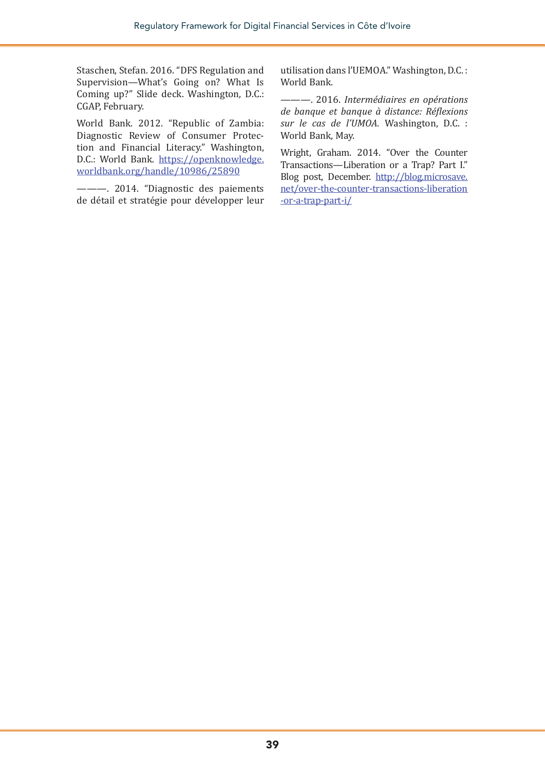Staschen, Stefan. 2016. "DFS Regulation and Supervision—What's Going on? What Is Coming up?" Slide deck. Washington, D.C.: CGAP, February.

World Bank. 2012. "Republic of Zambia: Diagnostic Review of Consumer Protection and Financial Literacy." Washington, D.C.: World Bank. https://openknowledge.worldbank.org/handle/10986/25890

———. 2014. "Diagnostic des paiements de détail et stratégie pour développer leur utilisation dans l'UEMOA." Washington, D.C. : World Bank.

———. 2016. *Intermédiaires en opérations de banque et banque à distance: Réflexions sur le cas de l'UMOA*. Washington, D.C. : World Bank, May.

Wright, Graham. 2014. "Over the Counter Transactions—Liberation or a Trap? Part I." Blog post, December. http://blog.microsave.net/over-the-counter-transactions-liberation-or-a-trap-part-i/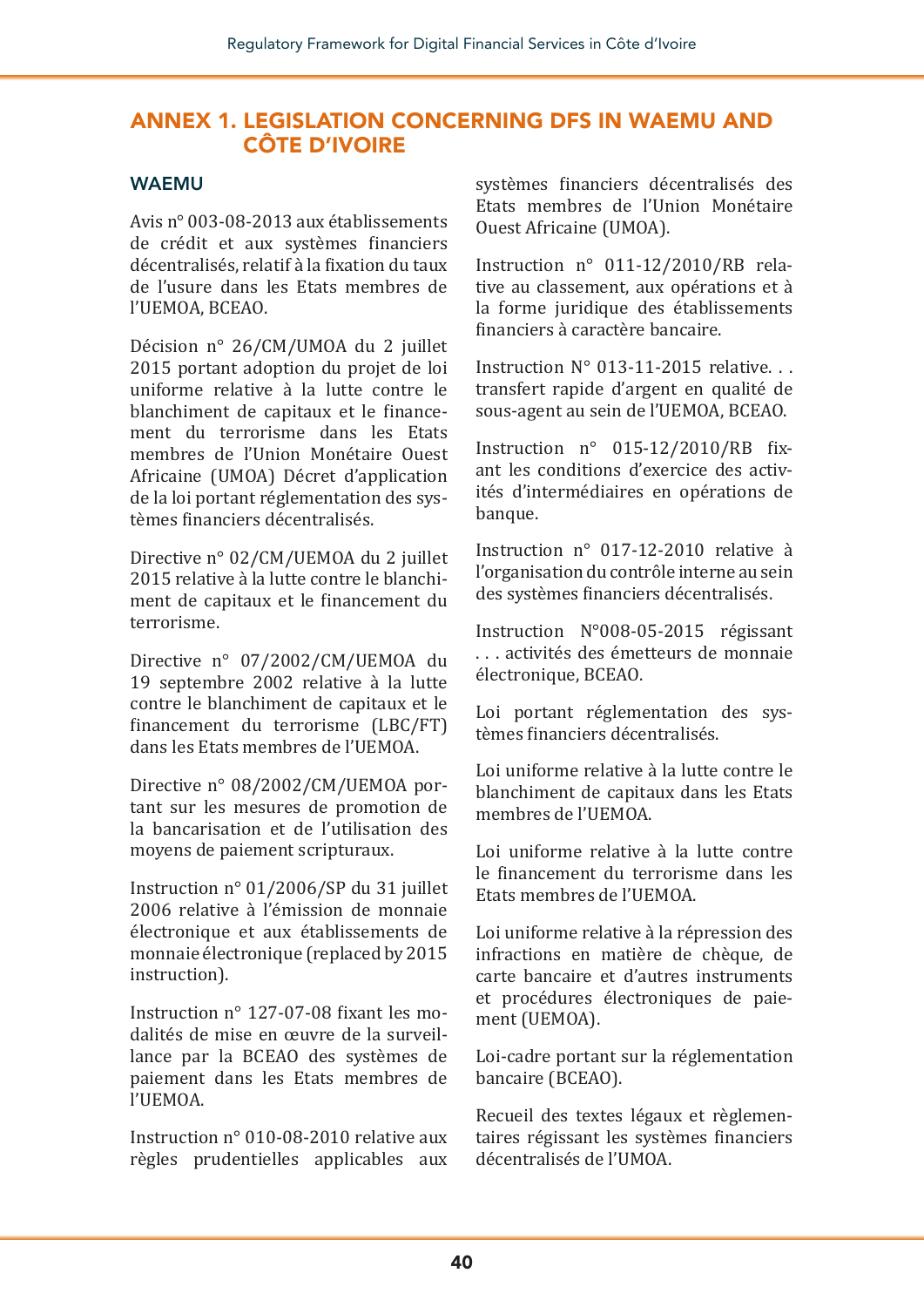# ANNEX 1. LEGISLATION CONCERNING DFS IN WAEMU AND CÔTE D'IVOIRE

## WAEMU

Avis n° 003-08-2013 aux établissements de crédit et aux systèmes financiers décentralisés, relatif à la fixation du taux de l'usure dans les Etats membres de l'UEMOA, BCEAO.

Décision n° 26/CM/UMOA du 2 juillet 2015 portant adoption du projet de loi uniforme relative à la lutte contre le blanchiment de capitaux et le financement du terrorisme dans les Etats membres de l'Union Monétaire Ouest Africaine (UMOA) Décret d'application de la loi portant réglementation des systèmes financiers décentralisés.

Directive n° 02/CM/UEMOA du 2 juillet 2015 relative à la lutte contre le blanchiment de capitaux et le financement du terrorisme.

Directive n° 07/2002/CM/UEMOA du 19 septembre 2002 relative à la lutte contre le blanchiment de capitaux et le financement du terrorisme (LBC/FT) dans les Etats membres de l'UEMOA.

Directive n° 08/2002/CM/UEMOA portant sur les mesures de promotion de la bancarisation et de l'utilisation des moyens de paiement scripturaux.

Instruction n° 01/2006/SP du 31 juillet 2006 relative à l'émission de monnaie électronique et aux établissements de monnaie électronique (replaced by 2015 instruction).

Instruction n° 127-07-08 fixant les modalités de mise en œuvre de la surveillance par la BCEAO des systèmes de paiement dans les Etats membres de l'UEMOA.

Instruction n° 010-08-2010 relative aux règles prudentielles applicables aux systèmes financiers décentralisés des Etats membres de l'Union Monétaire Ouest Africaine (UMOA).

Instruction n° 011-12/2010/RB relative au classement, aux opérations et à la forme juridique des établissements financiers à caractère bancaire.

Instruction N° 013-11-2015 relative. . . transfert rapide d'argent en qualité de sous-agent au sein de l'UEMOA, BCEAO.

Instruction n° 015-12/2010/RB fixant les conditions d'exercice des activités d'intermédiaires en opérations de banque.

Instruction n° 017-12-2010 relative à l'organisation du contrôle interne au sein des systèmes financiers décentralisés.

Instruction N°008-05-2015 régissant . . . activités des émetteurs de monnaie électronique, BCEAO.

Loi portant réglementation des systèmes financiers décentralisés.

Loi uniforme relative à la lutte contre le blanchiment de capitaux dans les Etats membres de l'UEMOA.

Loi uniforme relative à la lutte contre le financement du terrorisme dans les Etats membres de l'UEMOA.

Loi uniforme relative à la répression des infractions en matière de chèque, de carte bancaire et d'autres instruments et procédures électroniques de paiement (UEMOA).

Loi-cadre portant sur la réglementation bancaire (BCEAO).

Recueil des textes légaux et règlementaires régissant les systèmes financiers décentralisés de l'UMOA.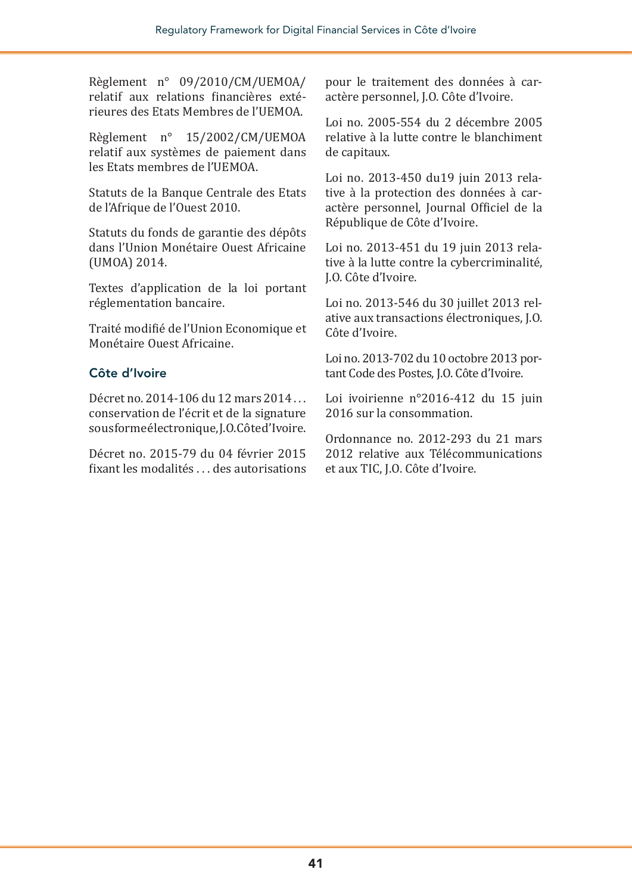Règlement n° 09/2010/CM/UEMOA/ relatif aux relations financières extérieures des Etats Membres de l'UEMOA.

Règlement n° 15/2002/CM/UEMOA relatif aux systèmes de paiement dans les Etats membres de l'UEMOA.

Statuts de la Banque Centrale des Etats de l'Afrique de l'Ouest 2010.

Statuts du fonds de garantie des dépôts dans l'Union Monétaire Ouest Africaine (UMOA) 2014.

Textes d'application de la loi portant réglementation bancaire.

Traité modifié de l'Union Economique et Monétaire Ouest Africaine.

### Côte d'Ivoire

Décret no. 2014-106 du 12 mars 2014 . . . conservation de l'écrit et de la signature sous forme électronique, J.O. Côte d'Ivoire.

Décret no. 2015-79 du 04 février 2015 fixant les modalités . . . des autorisations pour le traitement des données à caractère personnel, J.O. Côte d'Ivoire.

Loi no. 2005-554 du 2 décembre 2005 relative à la lutte contre le blanchiment de capitaux.

Loi no. 2013-450 du19 juin 2013 relative à la protection des données à caractère personnel, Journal Officiel de la République de Côte d'Ivoire.

Loi no. 2013-451 du 19 juin 2013 relative à la lutte contre la cybercriminalité, J.O. Côte d'Ivoire.

Loi no. 2013-546 du 30 juillet 2013 relative aux transactions électroniques, J.O. Côte d'Ivoire.

Loi no. 2013-702 du 10 octobre 2013 portant Code des Postes, J.O. Côte d'Ivoire.

Loi ivoirienne n°2016-412 du 15 juin 2016 sur la consommation.

Ordonnance no. 2012-293 du 21 mars 2012 relative aux Télécommunications et aux TIC, J.O. Côte d'Ivoire.